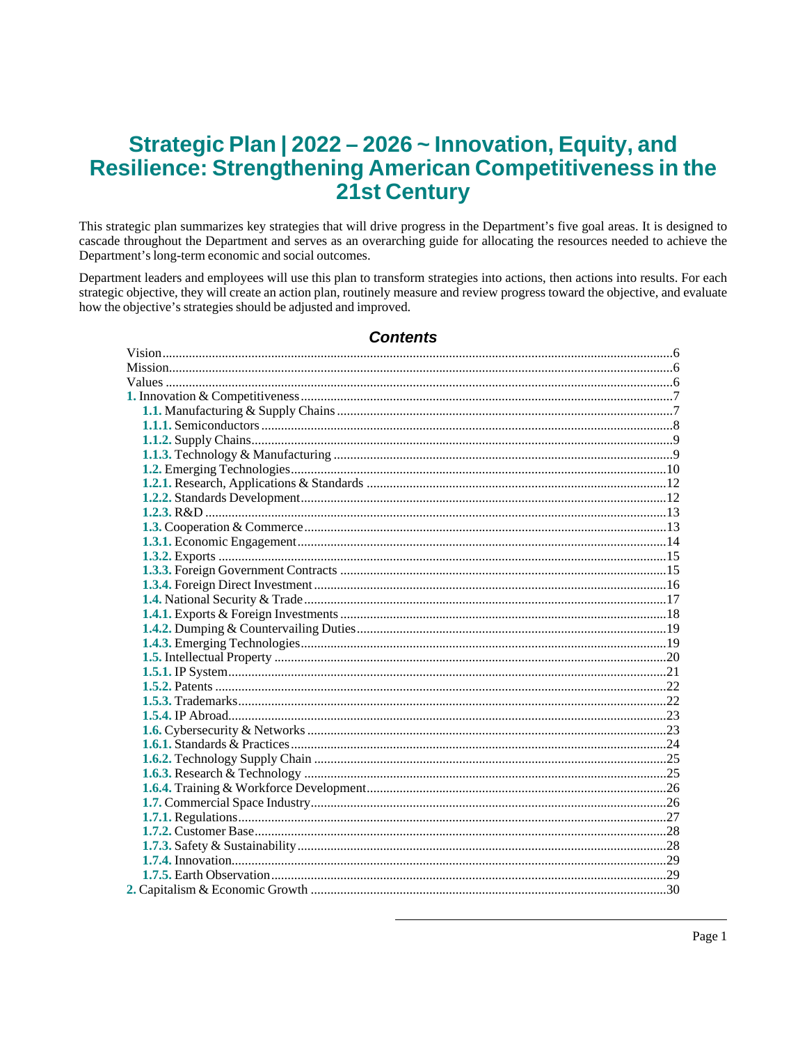# Strategic Plan | 2022 – 2026 ~ Innovation, Equity, and Resilience: Strengthening American Competitiveness in the 21st Century

This strategic plan summarizes key strategies that will drive progress in the Department's five goal areas. It is designed to cascade throughout the Department and serves as an overarching guide for allocating the resources needed to achieve the Department's long-term economic and social outcomes.

Department leaders and employees will use this plan to transform strategies into actions, then actions into results. For each strategic objective, they will create an action plan, routinely measure and review progress toward the objective, and evaluate how the objective's strategies should be adjusted and improved.

## *Contents*

- Vision ........ 6
- Mission ........ 6
- Values ........ 6
- **1.** Innovation & Competitiveness ........ 7
  - **1.1.** Manufacturing & Supply Chains ........ 7
  - **1.1.1.** Semiconductors ........ 8
  - **1.1.2.** Supply Chains ........ 9
  - **1.1.3.** Technology & Manufacturing ........ 9
  - **1.2.** Emerging Technologies ........ 10
  - **1.2.1.** Research, Applications & Standards ........ 12
  - **1.2.2.** Standards Development ........ 12
  - **1.2.3.** R&D ........ 13
  - **1.3.** Cooperation & Commerce ........ 13
  - **1.3.1.** Economic Engagement ........ 14
  - **1.3.2.** Exports ........ 15
  - **1.3.3.** Foreign Government Contracts ........ 15
  - **1.3.4.** Foreign Direct Investment ........ 16
  - **1.4.** National Security & Trade ........ 17
  - **1.4.1.** Exports & Foreign Investments ........ 18
  - **1.4.2.** Dumping & Countervailing Duties ........ 19
  - **1.4.3.** Emerging Technologies ........ 19
  - **1.5.** Intellectual Property ........ 20
  - **1.5.1.** IP System ........ 21
  - **1.5.2.** Patents ........ 22
  - **1.5.3.** Trademarks ........ 22
  - **1.5.4.** IP Abroad ........ 23
  - **1.6.** Cybersecurity & Networks ........ 23
  - **1.6.1.** Standards & Practices ........ 24
  - **1.6.2.** Technology Supply Chain ........ 25
  - **1.6.3.** Research & Technology ........ 25
  - **1.6.4.** Training & Workforce Development ........ 26
  - **1.7.** Commercial Space Industry ........ 26
  - **1.7.1.** Regulations ........ 27
  - **1.7.2.** Customer Base ........ 28
  - **1.7.3.** Safety & Sustainability ........ 28
  - **1.7.4.** Innovation ........ 29
  - **1.7.5.** Earth Observation ........ 29
- **2.** Capitalism & Economic Growth ........ 30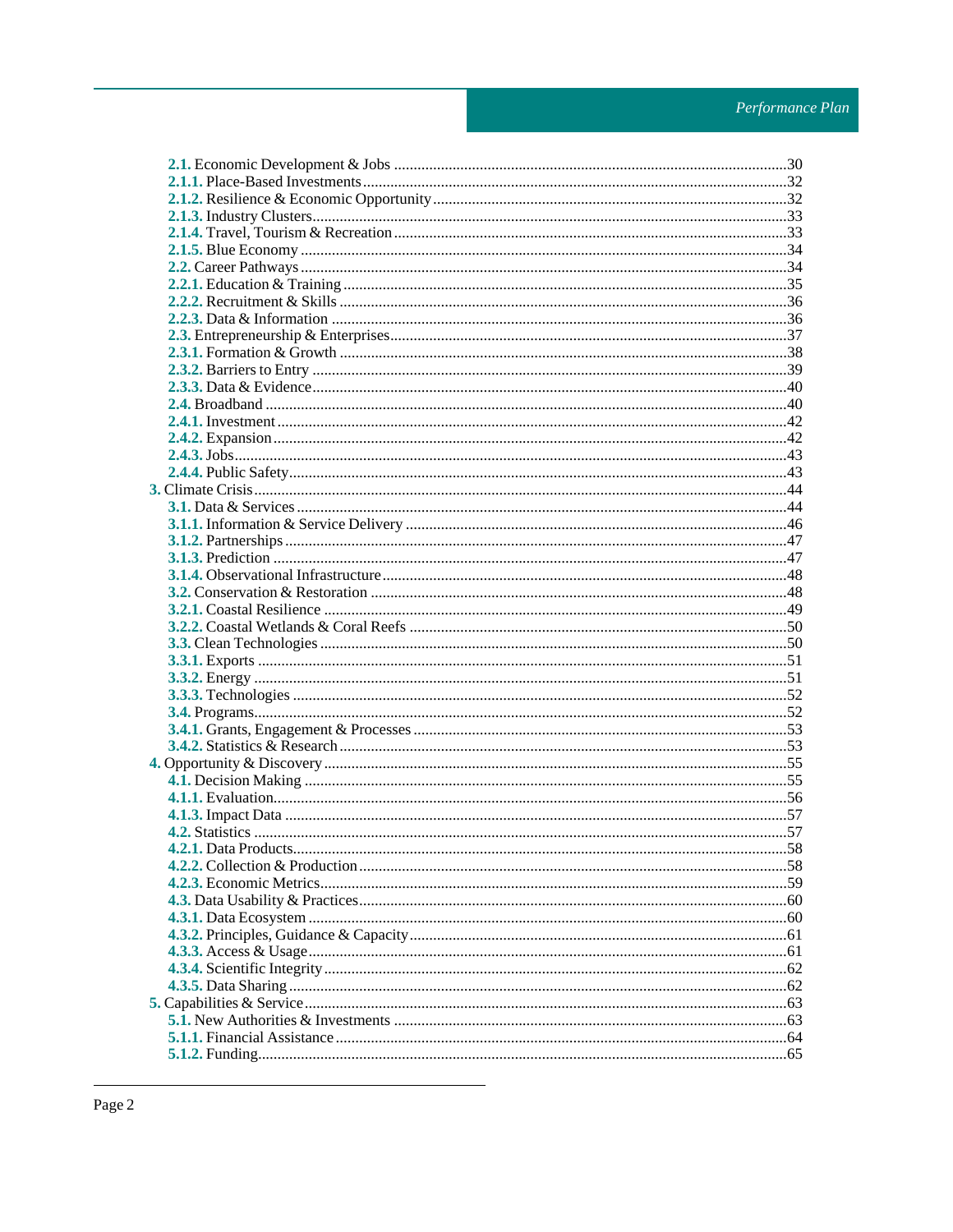- **2.1.** Economic Development & Jobs ....................................................................................30
- **2.1.1.** Place-Based Investments ........................................................................................32
- **2.1.2.** Resilience & Economic Opportunity ..........................................................................32
- **2.1.3.** Industry Clusters.........................................................................................................33
- **2.1.4.** Travel, Tourism & Recreation ...................................................................................33
- **2.1.5.** Blue Economy ............................................................................................................34
- **2.2.** Career Pathways ...........................................................................................................34
- **2.2.1.** Education & Training ................................................................................................35
- **2.2.2.** Recruitment & Skills .................................................................................................36
- **2.2.3.** Data & Information ....................................................................................................36
- **2.3.** Entrepreneurship & Enterprises....................................................................................37
- **2.3.1.** Formation & Growth .................................................................................................38
- **2.3.2.** Barriers to Entry ........................................................................................................39
- **2.3.3.** Data & Evidence.........................................................................................................40
- **2.4.** Broadband ....................................................................................................................40
- **2.4.1.** Investment ..................................................................................................................42
- **2.4.2.** Expansion ...................................................................................................................42
- **2.4.3.** Jobs.............................................................................................................................43
- **2.4.4.** Public Safety...............................................................................................................43
- **3.** Climate Crisis ...................................................................................................................44
- **3.1.** Data & Services ............................................................................................................44
- **3.1.1.** Information & Service Delivery ................................................................................46
- **3.1.2.** Partnerships ................................................................................................................47
- **3.1.3.** Prediction ...................................................................................................................47
- **3.1.4.** Observational Infrastructure .......................................................................................48
- **3.2.** Conservation & Restoration .........................................................................................48
- **3.2.1.** Coastal Resilience ......................................................................................................49
- **3.2.2.** Coastal Wetlands & Coral Reefs ................................................................................50
- **3.3.** Clean Technologies .......................................................................................................50
- **3.3.1.** Exports .......................................................................................................................51
- **3.3.2.** Energy ........................................................................................................................51
- **3.3.3.** Technologies ..............................................................................................................52
- **3.4.** Programs.......................................................................................................................52
- **3.4.1.** Grants, Engagement & Processes ...............................................................................53
- **3.4.2.** Statistics & Research ..................................................................................................53
- **4.** Opportunity & Discovery ..................................................................................................55
- **4.1.** Decision Making ...........................................................................................................55
- **4.1.1.** Evaluation...................................................................................................................56
- **4.1.3.** Impact Data ...............................................................................................................57
- **4.2.** Statistics .......................................................................................................................57
- **4.2.1.** Data Products..............................................................................................................58
- **4.2.2.** Collection & Production ............................................................................................58
- **4.2.3.** Economic Metrics.......................................................................................................59
- **4.3.** Data Usability & Practices.............................................................................................60
- **4.3.1.** Data Ecosystem ..........................................................................................................60
- **4.3.2.** Principles, Guidance & Capacity ................................................................................61
- **4.3.3.** Access & Usage...........................................................................................................61
- **4.3.4.** Scientific Integrity ......................................................................................................62
- **4.3.5.** Data Sharing ...............................................................................................................62
- **5.** Capabilities & Service ......................................................................................................63
- **5.1.** New Authorities & Investments ....................................................................................63
- **5.1.1.** Financial Assistance ...................................................................................................64
- **5.1.2.** Funding.......................................................................................................................65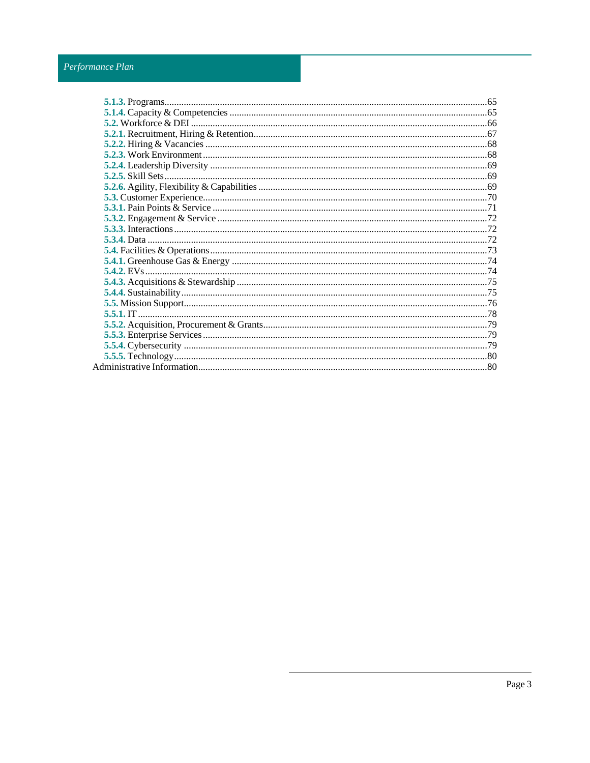5.1.3. Programs....65
5.1.4. Capacity & Competencies....65
5.2. Workforce & DEI....66
5.2.1. Recruitment, Hiring & Retention....67
5.2.2. Hiring & Vacancies....68
5.2.3. Work Environment....68
5.2.4. Leadership Diversity....69
5.2.5. Skill Sets....69
5.2.6. Agility, Flexibility & Capabilities....69
5.3. Customer Experience....70
5.3.1. Pain Points & Service....71
5.3.2. Engagement & Service....72
5.3.3. Interactions....72
5.3.4. Data....72
5.4. Facilities & Operations....73
5.4.1. Greenhouse Gas & Energy....74
5.4.2. EVs....74
5.4.3. Acquisitions & Stewardship....75
5.4.4. Sustainability....75
5.5. Mission Support....76
5.5.1. IT....78
5.5.2. Acquisition, Procurement & Grants....79
5.5.3. Enterprise Services....79
5.5.4. Cybersecurity....79
5.5.5. Technology....80
Administrative Information....80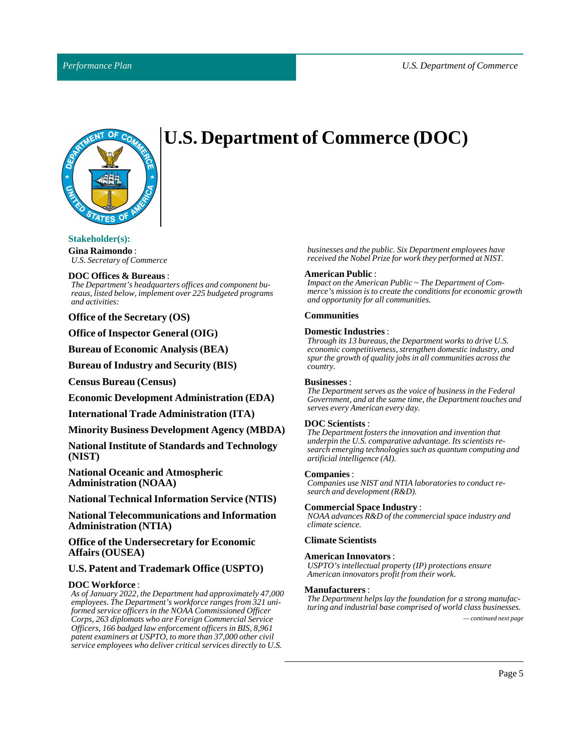# U.S. Department of Commerce (DOC)

### Stakeholder(s):

**Gina Raimondo** :
*U.S. Secretary of Commerce*

**DOC Offices & Bureaus** :
*The Department's headquarters offices and component bureaus, listed below, implement over 225 budgeted programs and activities:*

**Office of the Secretary (OS)**

**Office of Inspector General (OIG)**

**Bureau of Economic Analysis (BEA)**

**Bureau of Industry and Security (BIS)**

**Census Bureau (Census)**

**Economic Development Administration (EDA)**

**International Trade Administration (ITA)**

**Minority Business Development Agency (MBDA)**

**National Institute of Standards and Technology (NIST)**

**National Oceanic and Atmospheric Administration (NOAA)**

**National Technical Information Service (NTIS)**

**National Telecommunications and Information Administration (NTIA)**

**Office of the Undersecretary for Economic Affairs (OUSEA)**

**U.S. Patent and Trademark Office (USPTO)**

**DOC Workforce** :
*As of January 2022, the Department had approximately 47,000 employees. The Department's workforce ranges from 321 uniformed service officers in the NOAA Commissioned Officer Corps, 263 diplomats who are Foreign Commercial Service Officers, 166 badged law enforcement officers in BIS, 8,961 patent examiners at USPTO, to more than 37,000 other civil service employees who deliver critical services directly to U.S. businesses and the public. Six Department employees have received the Nobel Prize for work they performed at NIST.*

**American Public** :
*Impact on the American Public ~ The Department of Commerce's mission is to create the conditions for economic growth and opportunity for all communities.*

**Communities**

**Domestic Industries** :
*Through its 13 bureaus, the Department works to drive U.S. economic competitiveness, strengthen domestic industry, and spur the growth of quality jobs in all communities across the country.*

**Businesses** :
*The Department serves as the voice of business in the Federal Government, and at the same time, the Department touches and serves every American every day.*

**DOC Scientists** :
*The Department fosters the innovation and invention that underpin the U.S. comparative advantage. Its scientists research emerging technologies such as quantum computing and artificial intelligence (AI).*

**Companies** :
*Companies use NIST and NTIA laboratories to conduct research and development (R&D).*

**Commercial Space Industry** :
*NOAA advances R&D of the commercial space industry and climate science.*

**Climate Scientists**

**American Innovators** :
*USPTO's intellectual property (IP) protections ensure American innovators profit from their work.*

**Manufacturers** :
*The Department helps lay the foundation for a strong manufacturing and industrial base comprised of world class businesses.*

*— continued next page*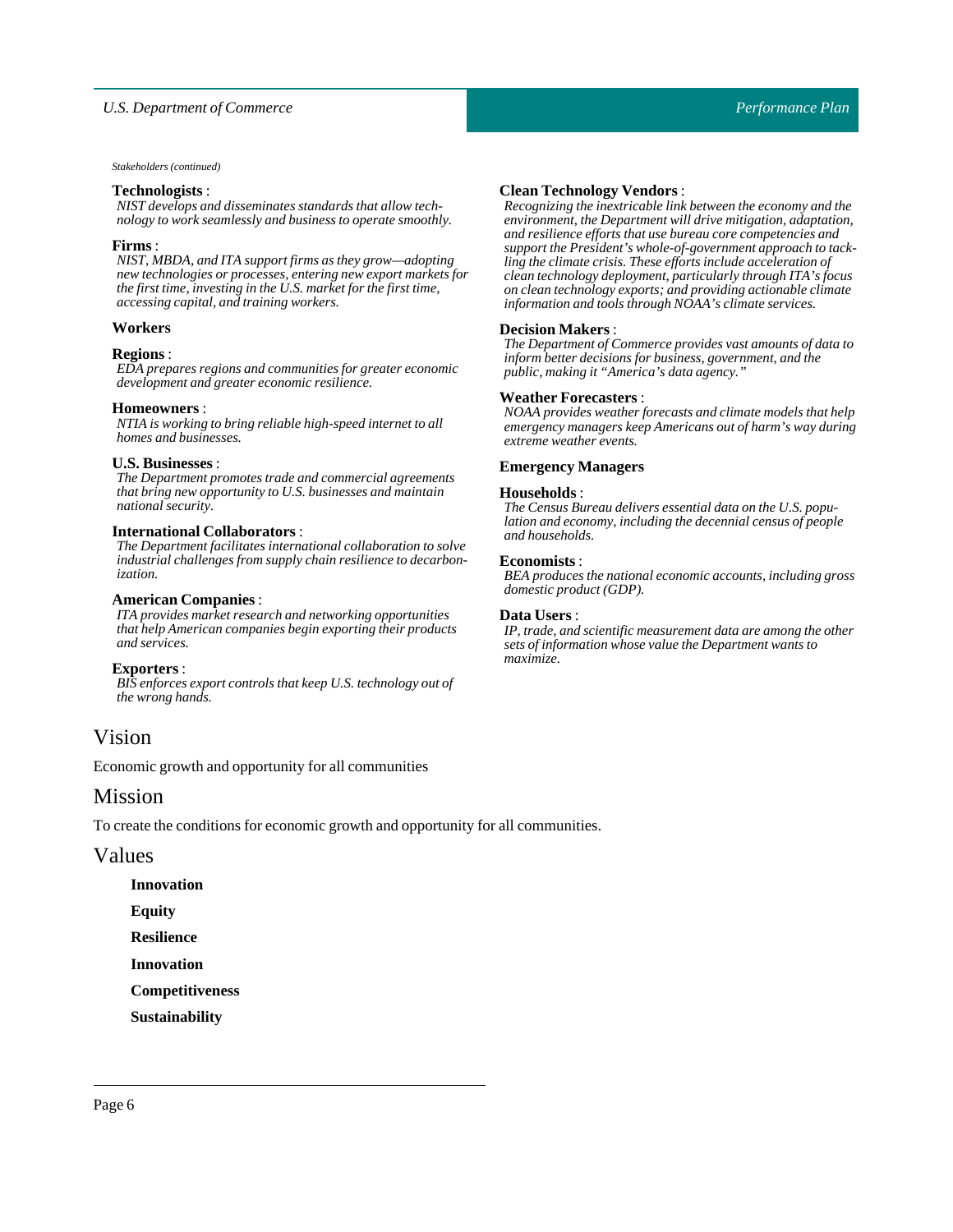*Stakeholders (continued)*

**Technologists** :
*NIST develops and disseminates standards that allow technology to work seamlessly and business to operate smoothly.*

**Firms** :
*NIST, MBDA, and ITA support firms as they grow—adopting new technologies or processes, entering new export markets for the first time, investing in the U.S. market for the first time, accessing capital, and training workers.*

**Workers**

**Regions** :
*EDA prepares regions and communities for greater economic development and greater economic resilience.*

**Homeowners** :
*NTIA is working to bring reliable high-speed internet to all homes and businesses.*

**U.S. Businesses** :
*The Department promotes trade and commercial agreements that bring new opportunity to U.S. businesses and maintain national security.*

**International Collaborators** :
*The Department facilitates international collaboration to solve industrial challenges from supply chain resilience to decarbonization.*

**American Companies** :
*ITA provides market research and networking opportunities that help American companies begin exporting their products and services.*

**Exporters** :
*BIS enforces export controls that keep U.S. technology out of the wrong hands.*

**Clean Technology Vendors** :
*Recognizing the inextricable link between the economy and the environment, the Department will drive mitigation, adaptation, and resilience efforts that use bureau core competencies and support the President's whole-of-government approach to tackling the climate crisis. These efforts include acceleration of clean technology deployment, particularly through ITA's focus on clean technology exports; and providing actionable climate information and tools through NOAA's climate services.*

**Decision Makers** :
*The Department of Commerce provides vast amounts of data to inform better decisions for business, government, and the public, making it "America's data agency."*

**Weather Forecasters** :
*NOAA provides weather forecasts and climate models that help emergency managers keep Americans out of harm's way during extreme weather events.*

**Emergency Managers**

**Households** :
*The Census Bureau delivers essential data on the U.S. population and economy, including the decennial census of people and households.*

**Economists** :
*BEA produces the national economic accounts, including gross domestic product (GDP).*

**Data Users** :
*IP, trade, and scientific measurement data are among the other sets of information whose value the Department wants to maximize.*

## Vision

Economic growth and opportunity for all communities

## Mission

To create the conditions for economic growth and opportunity for all communities.

## Values

**Innovation**

**Equity**

**Resilience**

**Innovation**

**Competitiveness**

**Sustainability**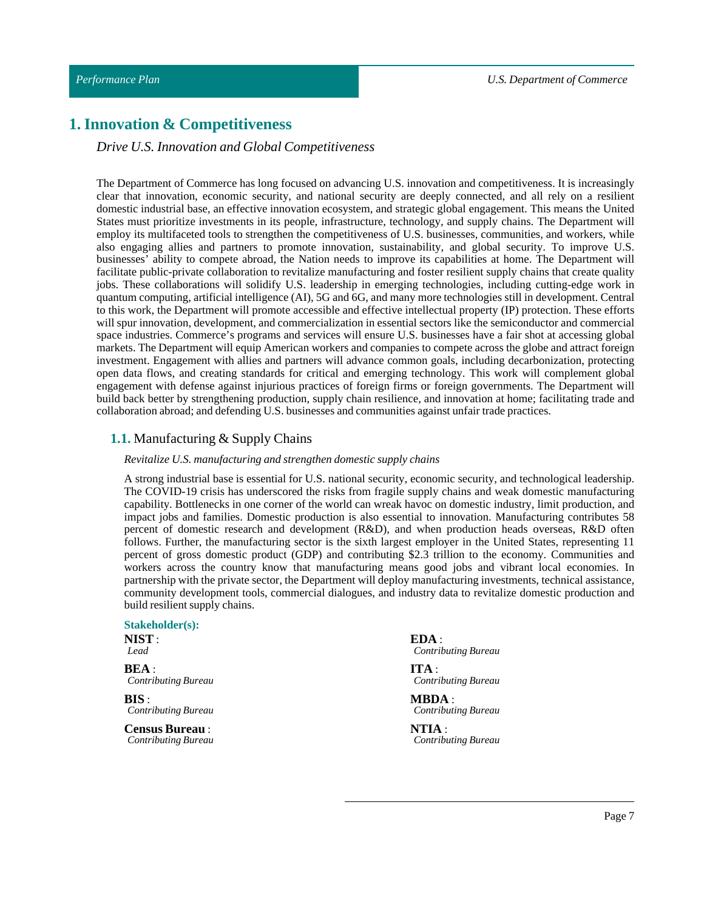# 1. Innovation & Competitiveness

*Drive U.S. Innovation and Global Competitiveness*

The Department of Commerce has long focused on advancing U.S. innovation and competitiveness. It is increasingly clear that innovation, economic security, and national security are deeply connected, and all rely on a resilient domestic industrial base, an effective innovation ecosystem, and strategic global engagement. This means the United States must prioritize investments in its people, infrastructure, technology, and supply chains. The Department will employ its multifaceted tools to strengthen the competitiveness of U.S. businesses, communities, and workers, while also engaging allies and partners to promote innovation, sustainability, and global security. To improve U.S. businesses' ability to compete abroad, the Nation needs to improve its capabilities at home. The Department will facilitate public-private collaboration to revitalize manufacturing and foster resilient supply chains that create quality jobs. These collaborations will solidify U.S. leadership in emerging technologies, including cutting-edge work in quantum computing, artificial intelligence (AI), 5G and 6G, and many more technologies still in development. Central to this work, the Department will promote accessible and effective intellectual property (IP) protection. These efforts will spur innovation, development, and commercialization in essential sectors like the semiconductor and commercial space industries. Commerce's programs and services will ensure U.S. businesses have a fair shot at accessing global markets. The Department will equip American workers and companies to compete across the globe and attract foreign investment. Engagement with allies and partners will advance common goals, including decarbonization, protecting open data flows, and creating standards for critical and emerging technology. This work will complement global engagement with defense against injurious practices of foreign firms or foreign governments. The Department will build back better by strengthening production, supply chain resilience, and innovation at home; facilitating trade and collaboration abroad; and defending U.S. businesses and communities against unfair trade practices.

## 1.1. Manufacturing & Supply Chains

*Revitalize U.S. manufacturing and strengthen domestic supply chains*

A strong industrial base is essential for U.S. national security, economic security, and technological leadership. The COVID-19 crisis has underscored the risks from fragile supply chains and weak domestic manufacturing capability. Bottlenecks in one corner of the world can wreak havoc on domestic industry, limit production, and impact jobs and families. Domestic production is also essential to innovation. Manufacturing contributes 58 percent of domestic research and development (R&D), and when production heads overseas, R&D often follows. Further, the manufacturing sector is the sixth largest employer in the United States, representing 11 percent of gross domestic product (GDP) and contributing $2.3 trillion to the economy. Communities and workers across the country know that manufacturing means good jobs and vibrant local economies. In partnership with the private sector, the Department will deploy manufacturing investments, technical assistance, community development tools, commercial dialogues, and industry data to revitalize domestic production and build resilient supply chains.

**Stakeholder(s):**

**NIST** :
*Lead*

**BEA** :
*Contributing Bureau*

**BIS** :
*Contributing Bureau*

**Census Bureau** :
*Contributing Bureau*

**EDA** :
*Contributing Bureau*

**ITA** :
*Contributing Bureau*

**MBDA** :
*Contributing Bureau*

**NTIA** :
*Contributing Bureau*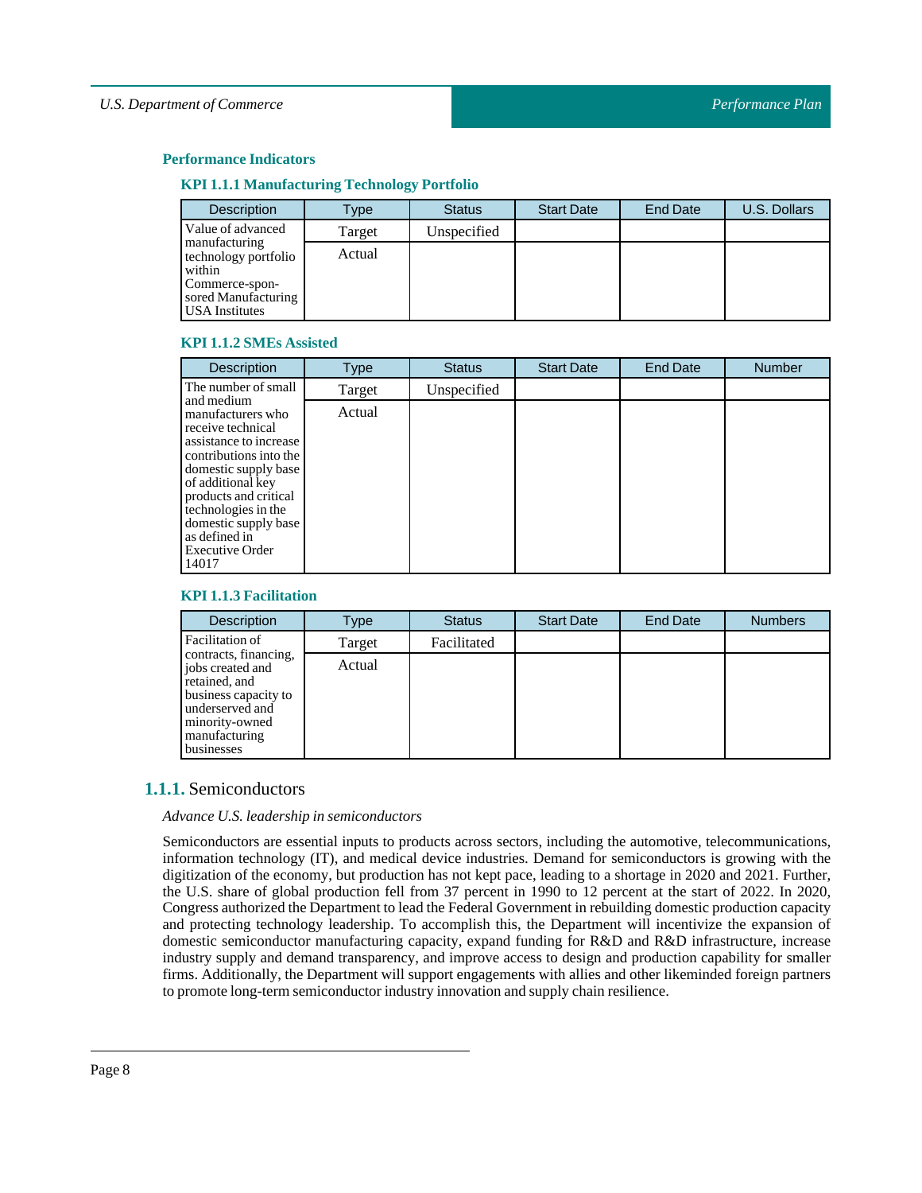### Performance Indicators

#### KPI 1.1.1 Manufacturing Technology Portfolio

| Description | Type | Status | Start Date | End Date | U.S. Dollars |
|---|---|---|---|---|---|
| Value of advanced manufacturing technology portfolio within Commerce-sponsored Manufacturing USA Institutes | Target | Unspecified | | | |
| | Actual | | | | |

#### KPI 1.1.2 SMEs Assisted

| Description | Type | Status | Start Date | End Date | Number |
|---|---|---|---|---|---|
| The number of small and medium manufacturers who receive technical assistance to increase contributions into the domestic supply base of additional key products and critical technologies in the domestic supply base as defined in Executive Order 14017 | Target | Unspecified | | | |
| | Actual | | | | |

#### KPI 1.1.3 Facilitation

| Description | Type | Status | Start Date | End Date | Numbers |
|---|---|---|---|---|---|
| Facilitation of contracts, financing, jobs created and retained, and business capacity to underserved and minority-owned manufacturing businesses | Target | Facilitated | | | |
| | Actual | | | | |

## 1.1.1. Semiconductors

*Advance U.S. leadership in semiconductors*

Semiconductors are essential inputs to products across sectors, including the automotive, telecommunications, information technology (IT), and medical device industries. Demand for semiconductors is growing with the digitization of the economy, but production has not kept pace, leading to a shortage in 2020 and 2021. Further, the U.S. share of global production fell from 37 percent in 1990 to 12 percent at the start of 2022. In 2020, Congress authorized the Department to lead the Federal Government in rebuilding domestic production capacity and protecting technology leadership. To accomplish this, the Department will incentivize the expansion of domestic semiconductor manufacturing capacity, expand funding for R&D and R&D infrastructure, increase industry supply and demand transparency, and improve access to design and production capability for smaller firms. Additionally, the Department will support engagements with allies and other likeminded foreign partners to promote long-term semiconductor industry innovation and supply chain resilience.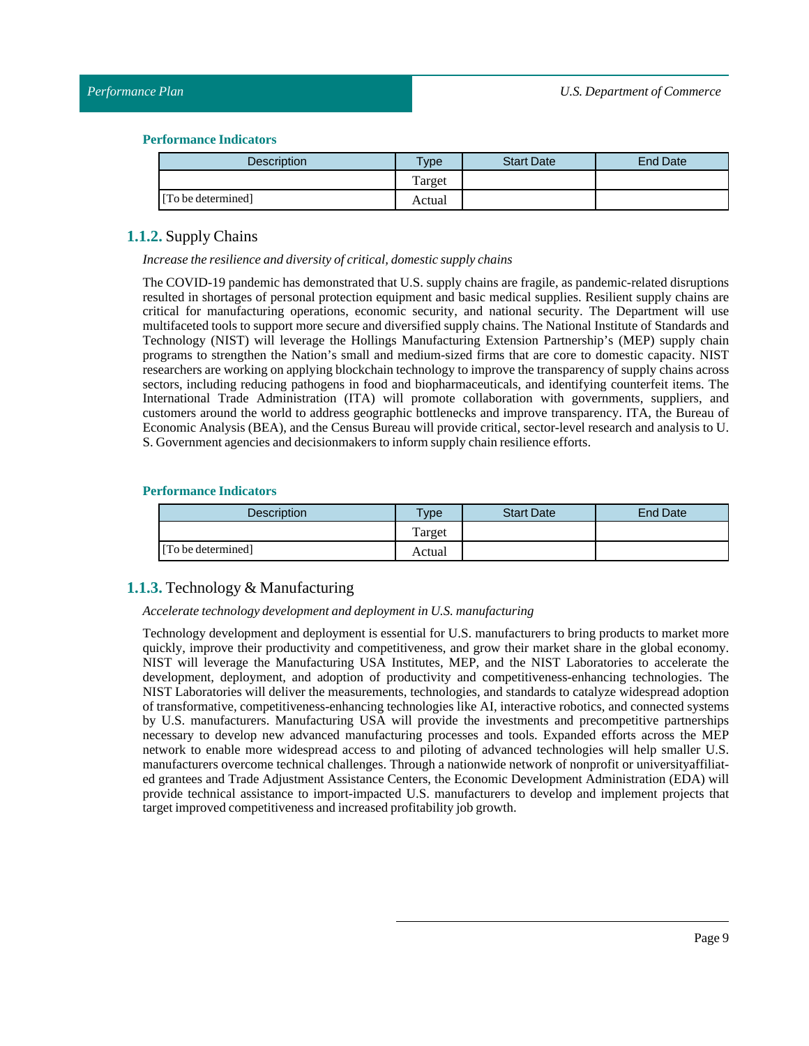#### Performance Indicators

| Description | Type | Start Date | End Date |
|---|---|---|---|
| | Target | | |
| [To be determined] | Actual | | |

### 1.1.2. Supply Chains

*Increase the resilience and diversity of critical, domestic supply chains*

The COVID-19 pandemic has demonstrated that U.S. supply chains are fragile, as pandemic-related disruptions resulted in shortages of personal protection equipment and basic medical supplies. Resilient supply chains are critical for manufacturing operations, economic security, and national security. The Department will use multifaceted tools to support more secure and diversified supply chains. The National Institute of Standards and Technology (NIST) will leverage the Hollings Manufacturing Extension Partnership's (MEP) supply chain programs to strengthen the Nation's small and medium-sized firms that are core to domestic capacity. NIST researchers are working on applying blockchain technology to improve the transparency of supply chains across sectors, including reducing pathogens in food and biopharmaceuticals, and identifying counterfeit items. The International Trade Administration (ITA) will promote collaboration with governments, suppliers, and customers around the world to address geographic bottlenecks and improve transparency. ITA, the Bureau of Economic Analysis (BEA), and the Census Bureau will provide critical, sector-level research and analysis to U. S. Government agencies and decisionmakers to inform supply chain resilience efforts.

#### Performance Indicators

| Description | Type | Start Date | End Date |
|---|---|---|---|
| | Target | | |
| [To be determined] | Actual | | |

### 1.1.3. Technology & Manufacturing

*Accelerate technology development and deployment in U.S. manufacturing*

Technology development and deployment is essential for U.S. manufacturers to bring products to market more quickly, improve their productivity and competitiveness, and grow their market share in the global economy. NIST will leverage the Manufacturing USA Institutes, MEP, and the NIST Laboratories to accelerate the development, deployment, and adoption of productivity and competitiveness-enhancing technologies. The NIST Laboratories will deliver the measurements, technologies, and standards to catalyze widespread adoption of transformative, competitiveness-enhancing technologies like AI, interactive robotics, and connected systems by U.S. manufacturers. Manufacturing USA will provide the investments and precompetitive partnerships necessary to develop new advanced manufacturing processes and tools. Expanded efforts across the MEP network to enable more widespread access to and piloting of advanced technologies will help smaller U.S. manufacturers overcome technical challenges. Through a nationwide network of nonprofit or universityaffiliated grantees and Trade Adjustment Assistance Centers, the Economic Development Administration (EDA) will provide technical assistance to import-impacted U.S. manufacturers to develop and implement projects that target improved competitiveness and increased profitability job growth.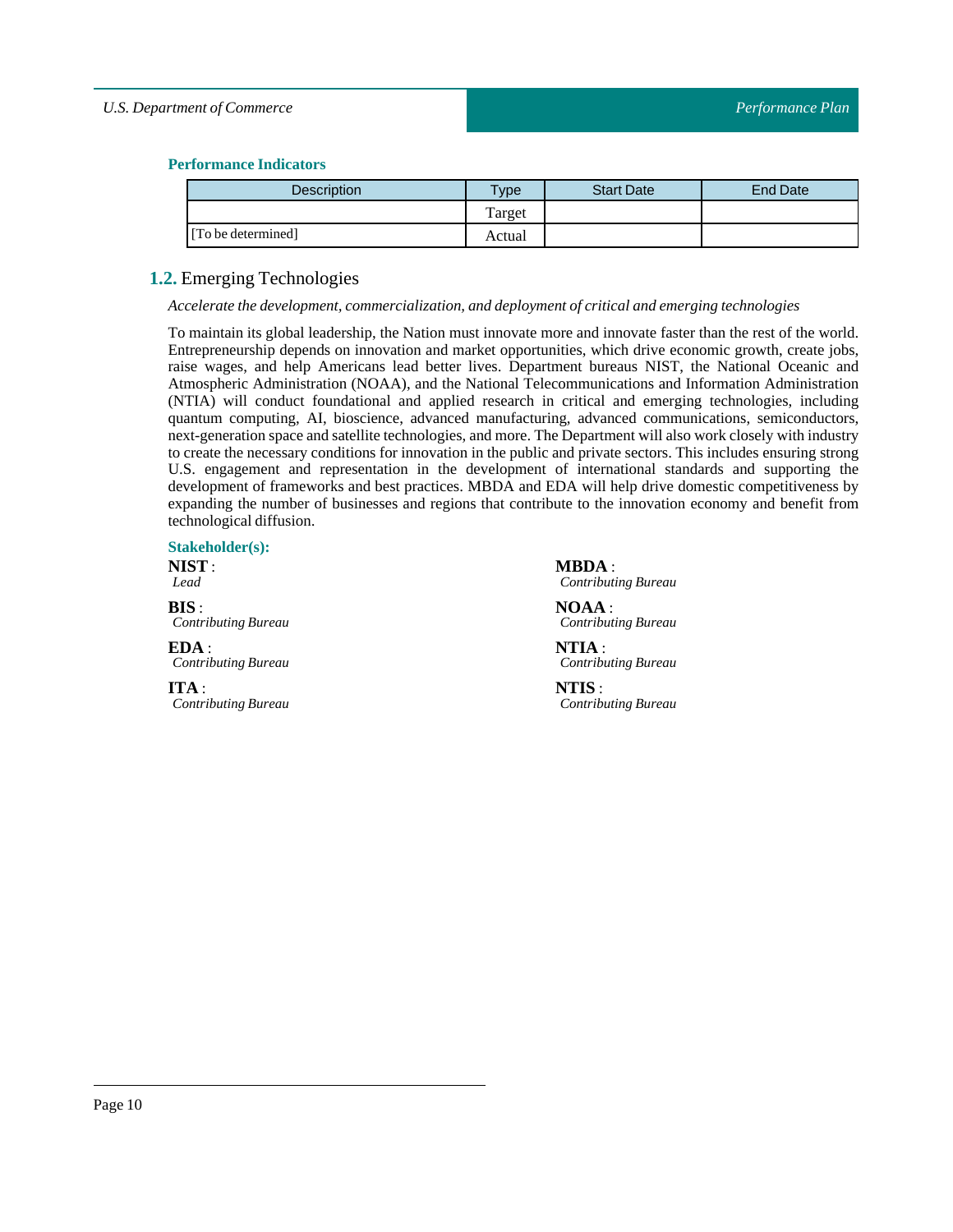**Performance Indicators**

| Description | Type | Start Date | End Date |
|---|---|---|---|
| | Target | | |
| [To be determined] | Actual | | |

## 1.2. Emerging Technologies

*Accelerate the development, commercialization, and deployment of critical and emerging technologies*

To maintain its global leadership, the Nation must innovate more and innovate faster than the rest of the world. Entrepreneurship depends on innovation and market opportunities, which drive economic growth, create jobs, raise wages, and help Americans lead better lives. Department bureaus NIST, the National Oceanic and Atmospheric Administration (NOAA), and the National Telecommunications and Information Administration (NTIA) will conduct foundational and applied research in critical and emerging technologies, including quantum computing, AI, bioscience, advanced manufacturing, advanced communications, semiconductors, next-generation space and satellite technologies, and more. The Department will also work closely with industry to create the necessary conditions for innovation in the public and private sectors. This includes ensuring strong U.S. engagement and representation in the development of international standards and supporting the development of frameworks and best practices. MBDA and EDA will help drive domestic competitiveness by expanding the number of businesses and regions that contribute to the innovation economy and benefit from technological diffusion.

**Stakeholder(s):**

**NIST** :
*Lead*

**BIS** :
*Contributing Bureau*

**EDA** :
*Contributing Bureau*

**ITA** :
*Contributing Bureau*

**MBDA** :
*Contributing Bureau*

**NOAA** :
*Contributing Bureau*

**NTIA** :
*Contributing Bureau*

**NTIS** :
*Contributing Bureau*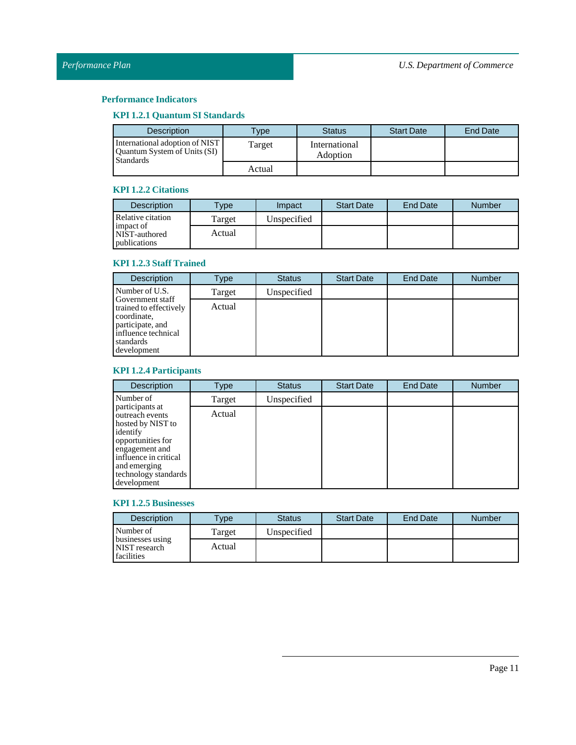### Performance Indicators

#### KPI 1.2.1 Quantum SI Standards

| Description | Type | Status | Start Date | End Date |
|---|---|---|---|---|
| International adoption of NIST Quantum System of Units (SI) Standards | Target | International Adoption | | |
| | Actual | | | |

#### KPI 1.2.2 Citations

| Description | Type | Impact | Start Date | End Date | Number |
|---|---|---|---|---|---|
| Relative citation impact of NIST-authored publications | Target | Unspecified | | | |
| | Actual | | | | |

#### KPI 1.2.3 Staff Trained

| Description | Type | Status | Start Date | End Date | Number |
|---|---|---|---|---|---|
| Number of U.S. Government staff trained to effectively coordinate, participate, and influence technical standards development | Target | Unspecified | | | |
| | Actual | | | | |

#### KPI 1.2.4 Participants

| Description | Type | Status | Start Date | End Date | Number |
|---|---|---|---|---|---|
| Number of participants at outreach events hosted by NIST to identify opportunities for engagement and influence in critical and emerging technology standards development | Target | Unspecified | | | |
| | Actual | | | | |

#### KPI 1.2.5 Businesses

| Description | Type | Status | Start Date | End Date | Number |
|---|---|---|---|---|---|
| Number of businesses using NIST research facilities | Target | Unspecified | | | |
| | Actual | | | | |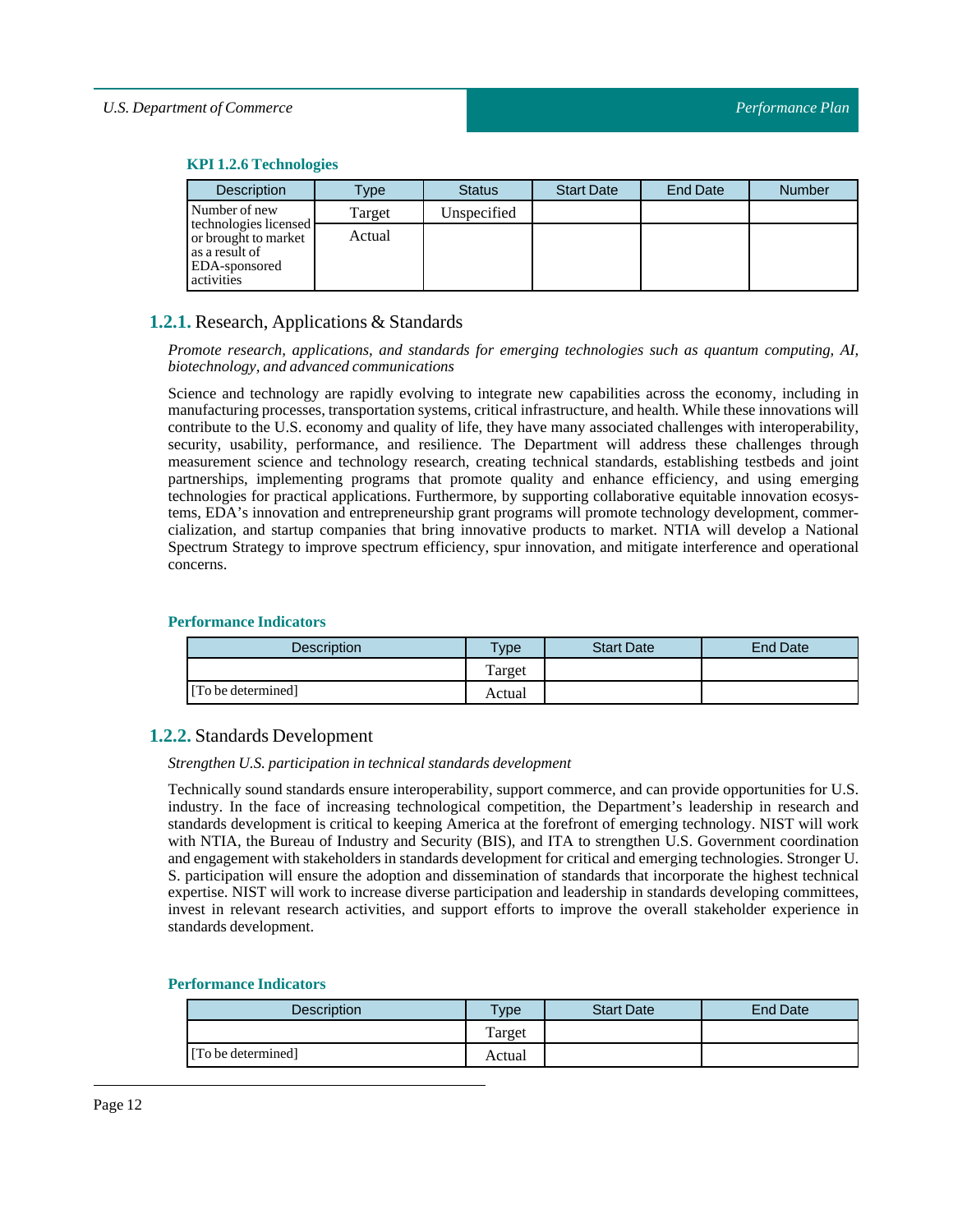#### KPI 1.2.6 Technologies

| Description | Type | Status | Start Date | End Date | Number |
|---|---|---|---|---|---|
| Number of new technologies licensed or brought to market as a result of EDA-sponsored activities | Target | Unspecified | | | |
| | Actual | | | | |

### 1.2.1. Research, Applications & Standards

*Promote research, applications, and standards for emerging technologies such as quantum computing, AI, biotechnology, and advanced communications*

Science and technology are rapidly evolving to integrate new capabilities across the economy, including in manufacturing processes, transportation systems, critical infrastructure, and health. While these innovations will contribute to the U.S. economy and quality of life, they have many associated challenges with interoperability, security, usability, performance, and resilience. The Department will address these challenges through measurement science and technology research, creating technical standards, establishing testbeds and joint partnerships, implementing programs that promote quality and enhance efficiency, and using emerging technologies for practical applications. Furthermore, by supporting collaborative equitable innovation ecosystems, EDA's innovation and entrepreneurship grant programs will promote technology development, commercialization, and startup companies that bring innovative products to market. NTIA will develop a National Spectrum Strategy to improve spectrum efficiency, spur innovation, and mitigate interference and operational concerns.

#### Performance Indicators

| Description | Type | Start Date | End Date |
|---|---|---|---|
| | Target | | |
| [To be determined] | Actual | | |

### 1.2.2. Standards Development

*Strengthen U.S. participation in technical standards development*

Technically sound standards ensure interoperability, support commerce, and can provide opportunities for U.S. industry. In the face of increasing technological competition, the Department's leadership in research and standards development is critical to keeping America at the forefront of emerging technology. NIST will work with NTIA, the Bureau of Industry and Security (BIS), and ITA to strengthen U.S. Government coordination and engagement with stakeholders in standards development for critical and emerging technologies. Stronger U. S. participation will ensure the adoption and dissemination of standards that incorporate the highest technical expertise. NIST will work to increase diverse participation and leadership in standards developing committees, invest in relevant research activities, and support efforts to improve the overall stakeholder experience in standards development.

#### Performance Indicators

| Description | Type | Start Date | End Date |
|---|---|---|---|
| | Target | | |
| [To be determined] | Actual | | |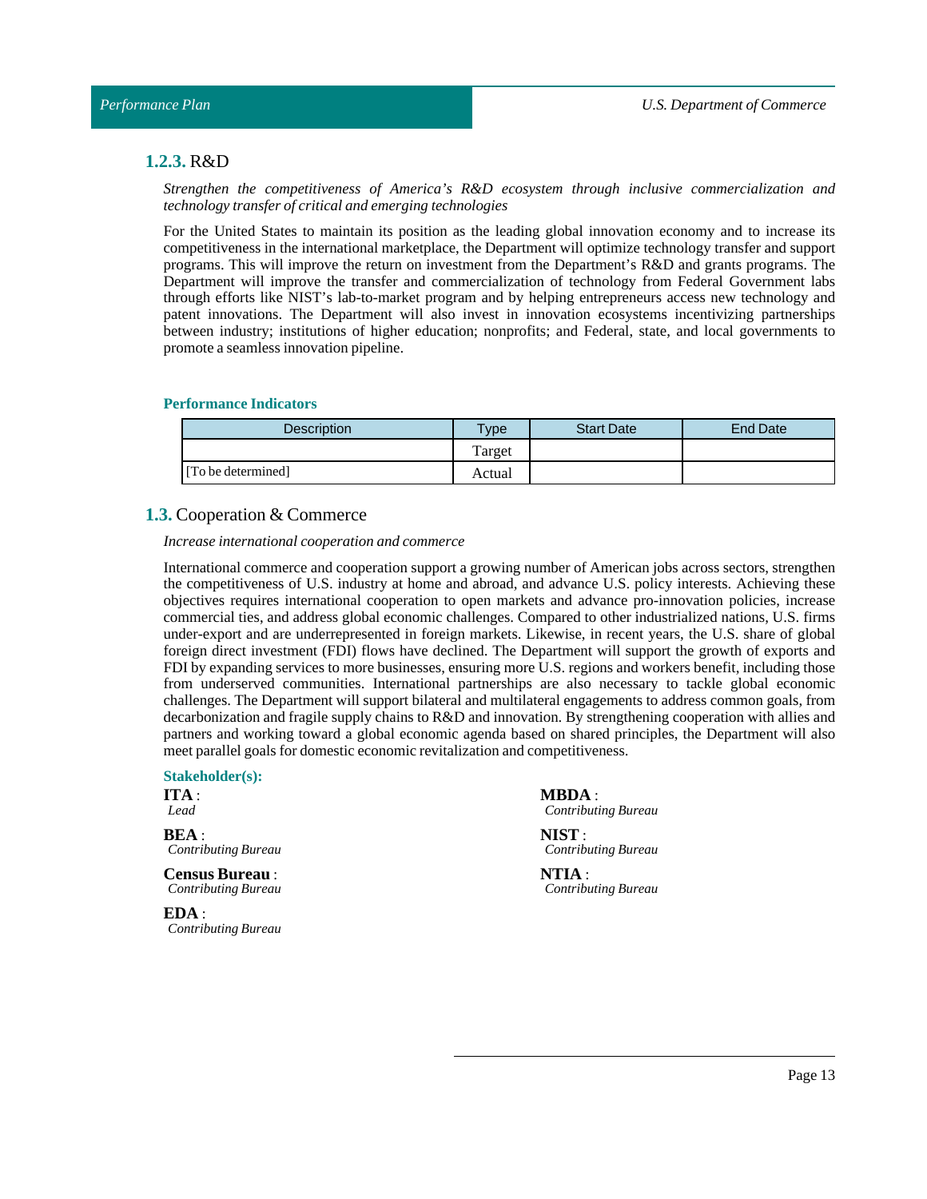### 1.2.3. R&D

*Strengthen the competitiveness of America's R&D ecosystem through inclusive commercialization and technology transfer of critical and emerging technologies*

For the United States to maintain its position as the leading global innovation economy and to increase its competitiveness in the international marketplace, the Department will optimize technology transfer and support programs. This will improve the return on investment from the Department's R&D and grants programs. The Department will improve the transfer and commercialization of technology from Federal Government labs through efforts like NIST's lab-to-market program and by helping entrepreneurs access new technology and patent innovations. The Department will also invest in innovation ecosystems incentivizing partnerships between industry; institutions of higher education; nonprofits; and Federal, state, and local governments to promote a seamless innovation pipeline.

#### Performance Indicators

| Description | Type | Start Date | End Date |
|---|---|---|---|
| | Target | | |
| [To be determined] | Actual | | |

## 1.3. Cooperation & Commerce

*Increase international cooperation and commerce*

International commerce and cooperation support a growing number of American jobs across sectors, strengthen the competitiveness of U.S. industry at home and abroad, and advance U.S. policy interests. Achieving these objectives requires international cooperation to open markets and advance pro-innovation policies, increase commercial ties, and address global economic challenges. Compared to other industrialized nations, U.S. firms under-export and are underrepresented in foreign markets. Likewise, in recent years, the U.S. share of global foreign direct investment (FDI) flows have declined. The Department will support the growth of exports and FDI by expanding services to more businesses, ensuring more U.S. regions and workers benefit, including those from underserved communities. International partnerships are also necessary to tackle global economic challenges. The Department will support bilateral and multilateral engagements to address common goals, from decarbonization and fragile supply chains to R&D and innovation. By strengthening cooperation with allies and partners and working toward a global economic agenda based on shared principles, the Department will also meet parallel goals for domestic economic revitalization and competitiveness.

#### Stakeholder(s):

**ITA** :
*Lead*

**BEA** :
*Contributing Bureau*

**Census Bureau** :
*Contributing Bureau*

**EDA** :
*Contributing Bureau*

**MBDA** :
*Contributing Bureau*

**NIST** :
*Contributing Bureau*

**NTIA** :
*Contributing Bureau*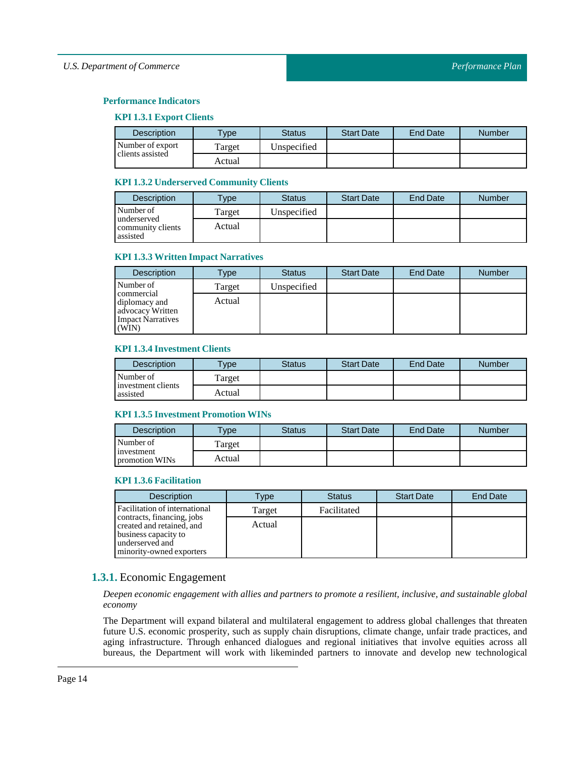### Performance Indicators

#### KPI 1.3.1 Export Clients

| Description | Type | Status | Start Date | End Date | Number |
|---|---|---|---|---|---|
| Number of export clients assisted | Target | Unspecified | | | |
| | Actual | | | | |

#### KPI 1.3.2 Underserved Community Clients

| Description | Type | Status | Start Date | End Date | Number |
|---|---|---|---|---|---|
| Number of underserved community clients assisted | Target | Unspecified | | | |
| | Actual | | | | |

#### KPI 1.3.3 Written Impact Narratives

| Description | Type | Status | Start Date | End Date | Number |
|---|---|---|---|---|---|
| Number of commercial diplomacy and advocacy Written Impact Narratives (WIN) | Target | Unspecified | | | |
| | Actual | | | | |

#### KPI 1.3.4 Investment Clients

| Description | Type | Status | Start Date | End Date | Number |
|---|---|---|---|---|---|
| Number of investment clients assisted | Target | | | | |
| | Actual | | | | |

#### KPI 1.3.5 Investment Promotion WINs

| Description | Type | Status | Start Date | End Date | Number |
|---|---|---|---|---|---|
| Number of investment promotion WINs | Target | | | | |
| | Actual | | | | |

#### KPI 1.3.6 Facilitation

| Description | Type | Status | Start Date | End Date |
|---|---|---|---|---|
| Facilitation of international contracts, financing, jobs created and retained, and business capacity to underserved and minority-owned exporters | Target | Facilitated | | |
| | Actual | | | |

## 1.3.1. Economic Engagement

*Deepen economic engagement with allies and partners to promote a resilient, inclusive, and sustainable global economy*

The Department will expand bilateral and multilateral engagement to address global challenges that threaten future U.S. economic prosperity, such as supply chain disruptions, climate change, unfair trade practices, and aging infrastructure. Through enhanced dialogues and regional initiatives that involve equities across all bureaus, the Department will work with likeminded partners to innovate and develop new technological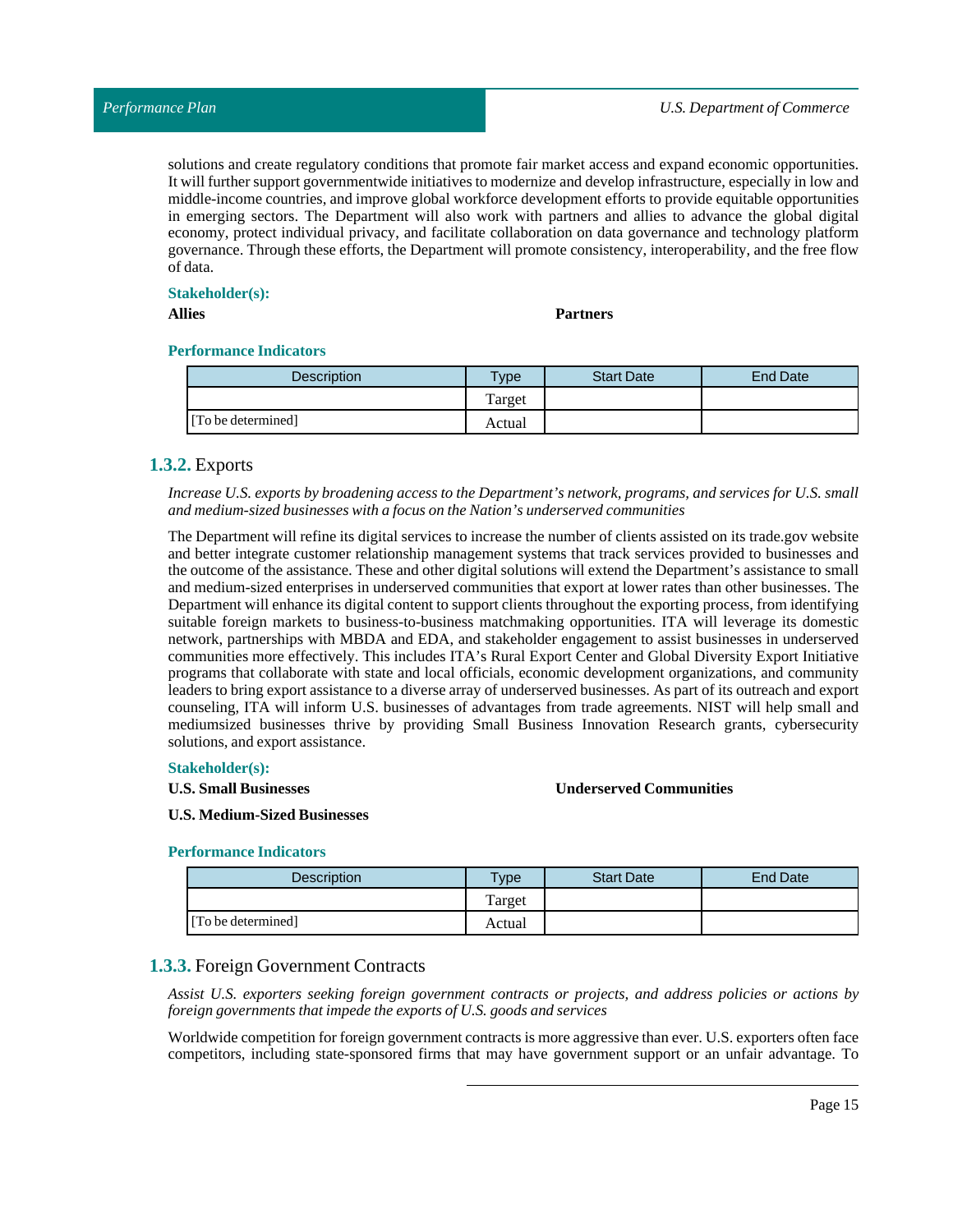solutions and create regulatory conditions that promote fair market access and expand economic opportunities. It will further support governmentwide initiatives to modernize and develop infrastructure, especially in low and middle-income countries, and improve global workforce development efforts to provide equitable opportunities in emerging sectors. The Department will also work with partners and allies to advance the global digital economy, protect individual privacy, and facilitate collaboration on data governance and technology platform governance. Through these efforts, the Department will promote consistency, interoperability, and the free flow of data.

**Stakeholder(s):**

**Allies**

**Partners**

**Performance Indicators**

| Description | Type | Start Date | End Date |
|---|---|---|---|
| [To be determined] | Target | | |
| | Actual | | |

## 1.3.2. Exports

*Increase U.S. exports by broadening access to the Department's network, programs, and services for U.S. small and medium-sized businesses with a focus on the Nation's underserved communities*

The Department will refine its digital services to increase the number of clients assisted on its trade.gov website and better integrate customer relationship management systems that track services provided to businesses and the outcome of the assistance. These and other digital solutions will extend the Department's assistance to small and medium-sized enterprises in underserved communities that export at lower rates than other businesses. The Department will enhance its digital content to support clients throughout the exporting process, from identifying suitable foreign markets to business-to-business matchmaking opportunities. ITA will leverage its domestic network, partnerships with MBDA and EDA, and stakeholder engagement to assist businesses in underserved communities more effectively. This includes ITA's Rural Export Center and Global Diversity Export Initiative programs that collaborate with state and local officials, economic development organizations, and community leaders to bring export assistance to a diverse array of underserved businesses. As part of its outreach and export counseling, ITA will inform U.S. businesses of advantages from trade agreements. NIST will help small and mediumsized businesses thrive by providing Small Business Innovation Research grants, cybersecurity solutions, and export assistance.

**Stakeholder(s):**

**U.S. Small Businesses**

**Underserved Communities**

**U.S. Medium-Sized Businesses**

**Performance Indicators**

| Description | Type | Start Date | End Date |
|---|---|---|---|
| [To be determined] | Target | | |
| | Actual | | |

## 1.3.3. Foreign Government Contracts

*Assist U.S. exporters seeking foreign government contracts or projects, and address policies or actions by foreign governments that impede the exports of U.S. goods and services*

Worldwide competition for foreign government contracts is more aggressive than ever. U.S. exporters often face competitors, including state-sponsored firms that may have government support or an unfair advantage. To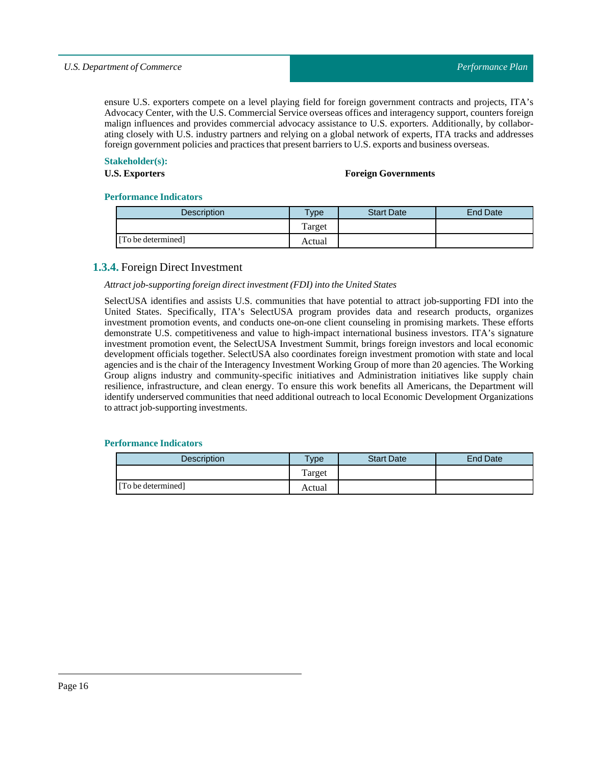ensure U.S. exporters compete on a level playing field for foreign government contracts and projects, ITA's Advocacy Center, with the U.S. Commercial Service overseas offices and interagency support, counters foreign malign influences and provides commercial advocacy assistance to U.S. exporters. Additionally, by collaborating closely with U.S. industry partners and relying on a global network of experts, ITA tracks and addresses foreign government policies and practices that present barriers to U.S. exports and business overseas.

**Stakeholder(s):**

**U.S. Exporters**

**Foreign Governments**

**Performance Indicators**

| Description | Type | Start Date | End Date |
|---|---|---|---|
| [To be determined] | Target | | |
| | Actual | | |

### 1.3.4. Foreign Direct Investment

*Attract job-supporting foreign direct investment (FDI) into the United States*

SelectUSA identifies and assists U.S. communities that have potential to attract job-supporting FDI into the United States. Specifically, ITA's SelectUSA program provides data and research products, organizes investment promotion events, and conducts one-on-one client counseling in promising markets. These efforts demonstrate U.S. competitiveness and value to high-impact international business investors. ITA's signature investment promotion event, the SelectUSA Investment Summit, brings foreign investors and local economic development officials together. SelectUSA also coordinates foreign investment promotion with state and local agencies and is the chair of the Interagency Investment Working Group of more than 20 agencies. The Working Group aligns industry and community-specific initiatives and Administration initiatives like supply chain resilience, infrastructure, and clean energy. To ensure this work benefits all Americans, the Department will identify underserved communities that need additional outreach to local Economic Development Organizations to attract job-supporting investments.

**Performance Indicators**

| Description | Type | Start Date | End Date |
|---|---|---|---|
| [To be determined] | Target | | |
| | Actual | | |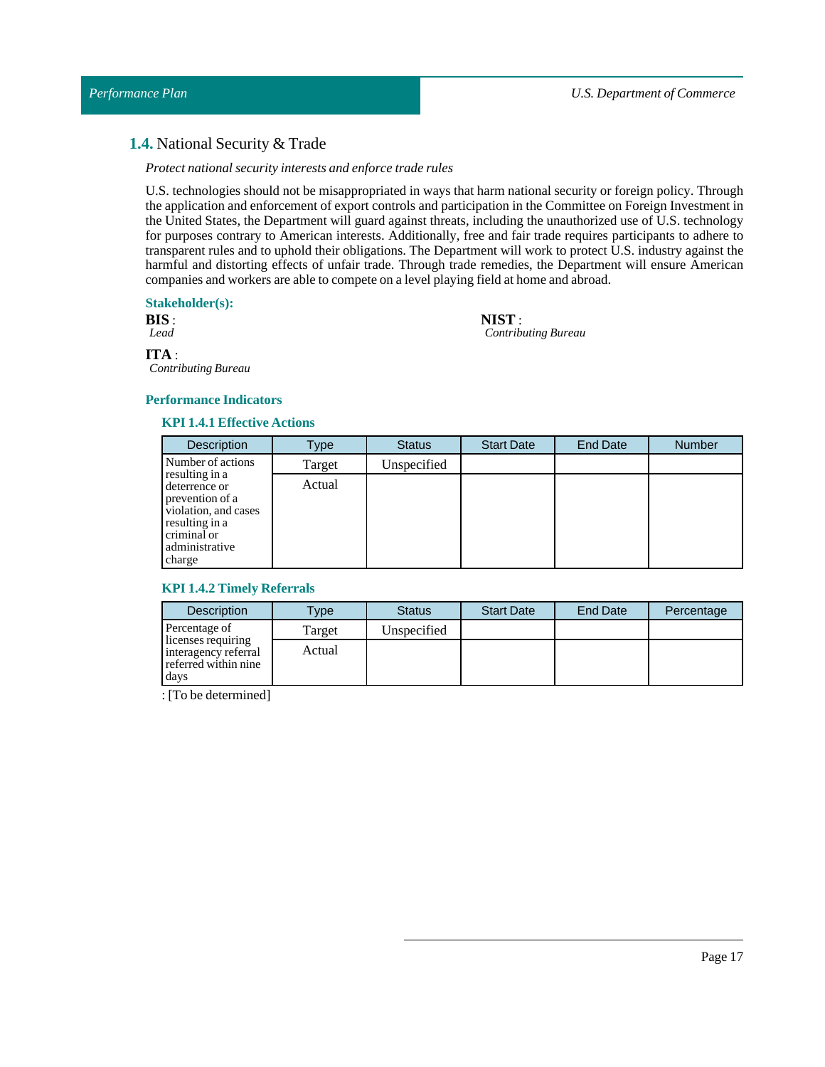## 1.4. National Security & Trade

*Protect national security interests and enforce trade rules*

U.S. technologies should not be misappropriated in ways that harm national security or foreign policy. Through the application and enforcement of export controls and participation in the Committee on Foreign Investment in the United States, the Department will guard against threats, including the unauthorized use of U.S. technology for purposes contrary to American interests. Additionally, free and fair trade requires participants to adhere to transparent rules and to uphold their obligations. The Department will work to protect U.S. industry against the harmful and distorting effects of unfair trade. Through trade remedies, the Department will ensure American companies and workers are able to compete on a level playing field at home and abroad.

**Stakeholder(s):**

**BIS** :
*Lead*

**NIST** :
*Contributing Bureau*

**ITA** :
*Contributing Bureau*

**Performance Indicators**

**KPI 1.4.1 Effective Actions**

| Description | Type | Status | Start Date | End Date | Number |
|---|---|---|---|---|---|
| Number of actions resulting in a deterrence or prevention of a violation, and cases resulting in a criminal or administrative charge | Target | Unspecified | | | |
| | Actual | | | | |

**KPI 1.4.2 Timely Referrals**

| Description | Type | Status | Start Date | End Date | Percentage |
|---|---|---|---|---|---|
| Percentage of licenses requiring interagency referral referred within nine days | Target | Unspecified | | | |
| | Actual | | | | |

: [To be determined]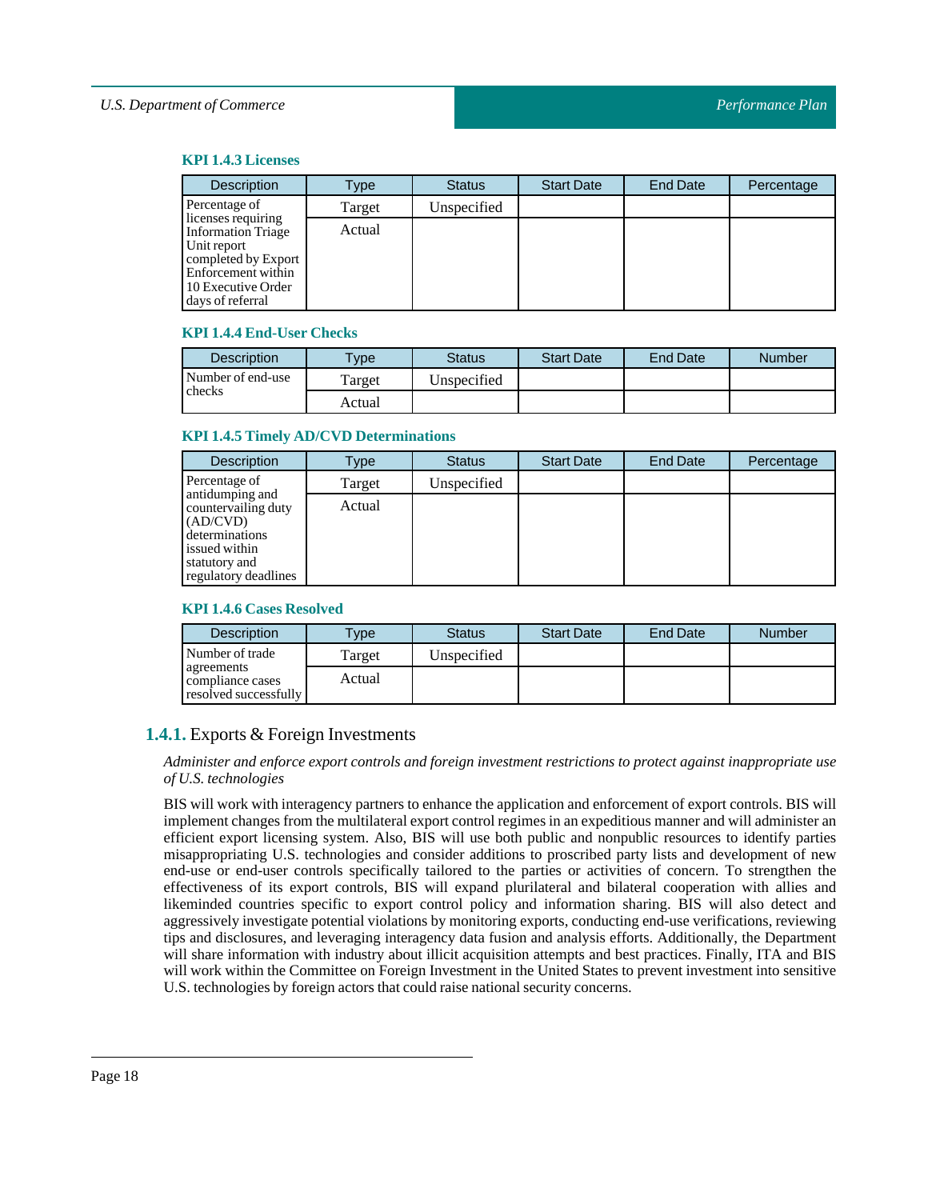**KPI 1.4.3 Licenses**

| Description | Type | Status | Start Date | End Date | Percentage |
|---|---|---|---|---|---|
| Percentage of licenses requiring Information Triage Unit report completed by Export Enforcement within 10 Executive Order days of referral | Target | Unspecified | | | |
| | Actual | | | | |

**KPI 1.4.4 End-User Checks**

| Description | Type | Status | Start Date | End Date | Number |
|---|---|---|---|---|---|
| Number of end-use checks | Target | Unspecified | | | |
| | Actual | | | | |

**KPI 1.4.5 Timely AD/CVD Determinations**

| Description | Type | Status | Start Date | End Date | Percentage |
|---|---|---|---|---|---|
| Percentage of antidumping and countervailing duty (AD/CVD) determinations issued within statutory and regulatory deadlines | Target | Unspecified | | | |
| | Actual | | | | |

**KPI 1.4.6 Cases Resolved**

| Description | Type | Status | Start Date | End Date | Number |
|---|---|---|---|---|---|
| Number of trade agreements compliance cases resolved successfully | Target | Unspecified | | | |
| | Actual | | | | |

### 1.4.1. Exports & Foreign Investments

*Administer and enforce export controls and foreign investment restrictions to protect against inappropriate use of U.S. technologies*

BIS will work with interagency partners to enhance the application and enforcement of export controls. BIS will implement changes from the multilateral export control regimes in an expeditious manner and will administer an efficient export licensing system. Also, BIS will use both public and nonpublic resources to identify parties misappropriating U.S. technologies and consider additions to proscribed party lists and development of new end-use or end-user controls specifically tailored to the parties or activities of concern. To strengthen the effectiveness of its export controls, BIS will expand plurilateral and bilateral cooperation with allies and likeminded countries specific to export control policy and information sharing. BIS will also detect and aggressively investigate potential violations by monitoring exports, conducting end-use verifications, reviewing tips and disclosures, and leveraging interagency data fusion and analysis efforts. Additionally, the Department will share information with industry about illicit acquisition attempts and best practices. Finally, ITA and BIS will work within the Committee on Foreign Investment in the United States to prevent investment into sensitive U.S. technologies by foreign actors that could raise national security concerns.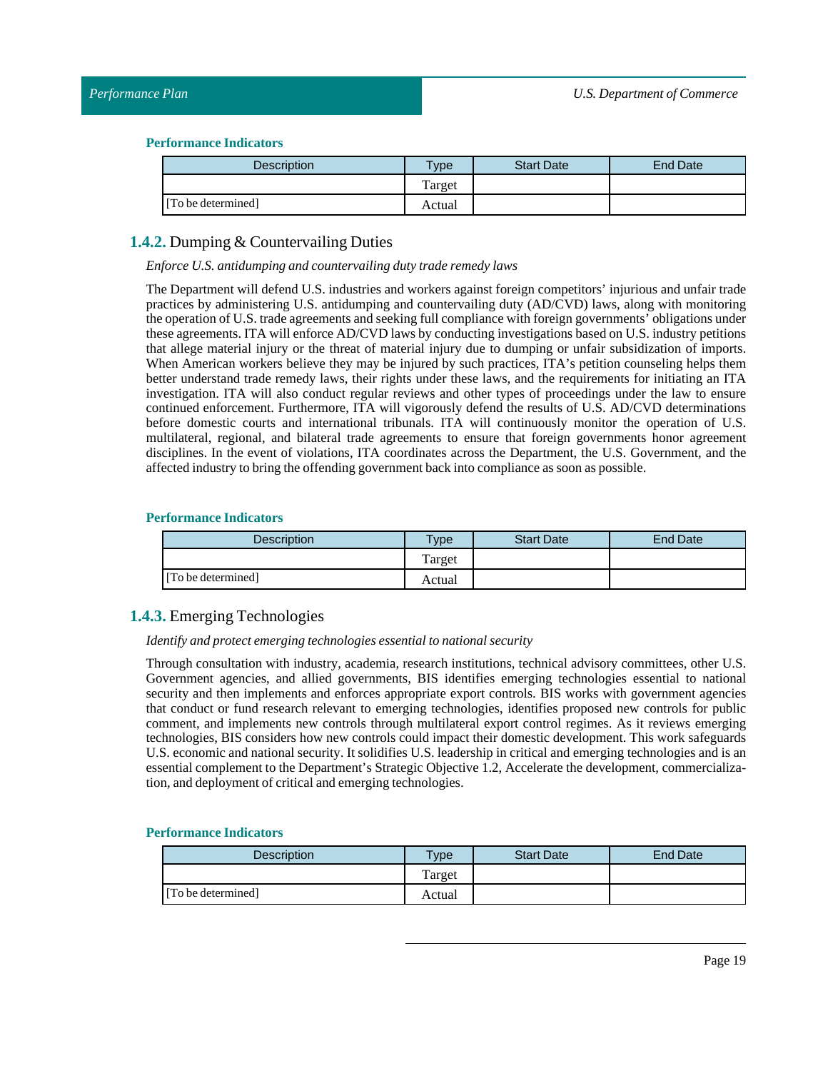**Performance Indicators**

| Description | Type | Start Date | End Date |
|---|---|---|---|
| | Target | | |
| [To be determined] | Actual | | |

### 1.4.2. Dumping & Countervailing Duties

*Enforce U.S. antidumping and countervailing duty trade remedy laws*

The Department will defend U.S. industries and workers against foreign competitors' injurious and unfair trade practices by administering U.S. antidumping and countervailing duty (AD/CVD) laws, along with monitoring the operation of U.S. trade agreements and seeking full compliance with foreign governments' obligations under these agreements. ITA will enforce AD/CVD laws by conducting investigations based on U.S. industry petitions that allege material injury or the threat of material injury due to dumping or unfair subsidization of imports. When American workers believe they may be injured by such practices, ITA's petition counseling helps them better understand trade remedy laws, their rights under these laws, and the requirements for initiating an ITA investigation. ITA will also conduct regular reviews and other types of proceedings under the law to ensure continued enforcement. Furthermore, ITA will vigorously defend the results of U.S. AD/CVD determinations before domestic courts and international tribunals. ITA will continuously monitor the operation of U.S. multilateral, regional, and bilateral trade agreements to ensure that foreign governments honor agreement disciplines. In the event of violations, ITA coordinates across the Department, the U.S. Government, and the affected industry to bring the offending government back into compliance as soon as possible.

**Performance Indicators**

| Description | Type | Start Date | End Date |
|---|---|---|---|
| | Target | | |
| [To be determined] | Actual | | |

### 1.4.3. Emerging Technologies

*Identify and protect emerging technologies essential to national security*

Through consultation with industry, academia, research institutions, technical advisory committees, other U.S. Government agencies, and allied governments, BIS identifies emerging technologies essential to national security and then implements and enforces appropriate export controls. BIS works with government agencies that conduct or fund research relevant to emerging technologies, identifies proposed new controls for public comment, and implements new controls through multilateral export control regimes. As it reviews emerging technologies, BIS considers how new controls could impact their domestic development. This work safeguards U.S. economic and national security. It solidifies U.S. leadership in critical and emerging technologies and is an essential complement to the Department's Strategic Objective 1.2, Accelerate the development, commercialization, and deployment of critical and emerging technologies.

**Performance Indicators**

| Description | Type | Start Date | End Date |
|---|---|---|---|
| | Target | | |
| [To be determined] | Actual | | |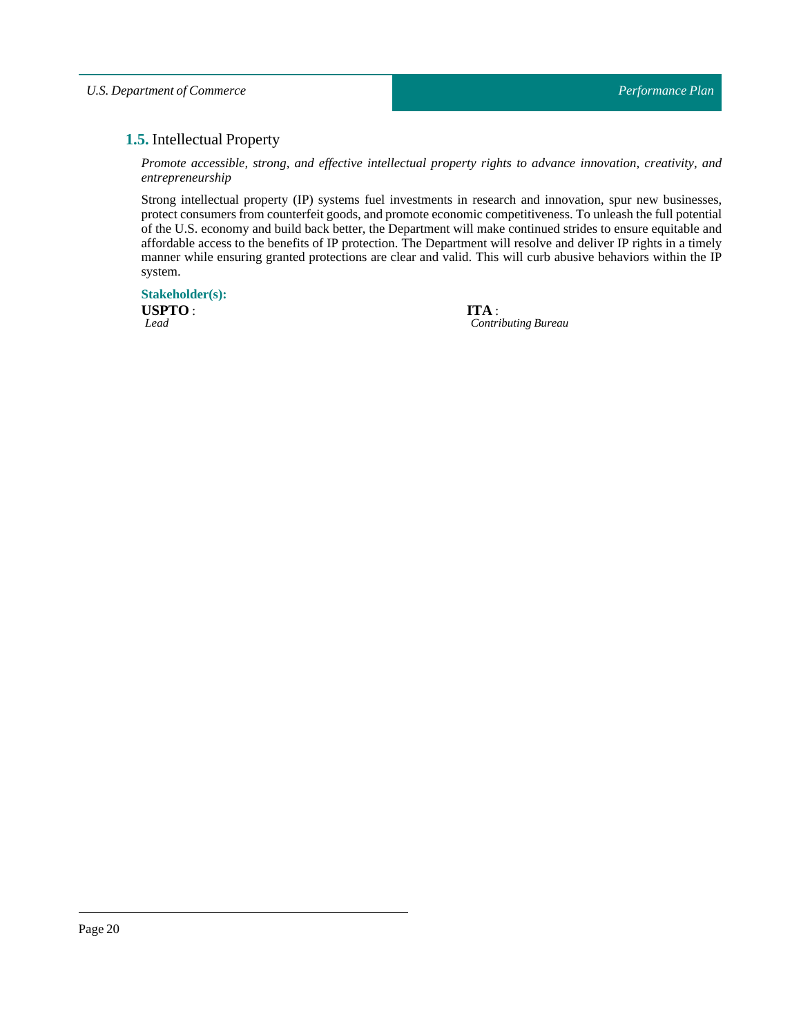## 1.5. Intellectual Property

*Promote accessible, strong, and effective intellectual property rights to advance innovation, creativity, and entrepreneurship*

Strong intellectual property (IP) systems fuel investments in research and innovation, spur new businesses, protect consumers from counterfeit goods, and promote economic competitiveness. To unleash the full potential of the U.S. economy and build back better, the Department will make continued strides to ensure equitable and affordable access to the benefits of IP protection. The Department will resolve and deliver IP rights in a timely manner while ensuring granted protections are clear and valid. This will curb abusive behaviors within the IP system.

**Stakeholder(s):**

**USPTO** :
*Lead*

**ITA** :
*Contributing Bureau*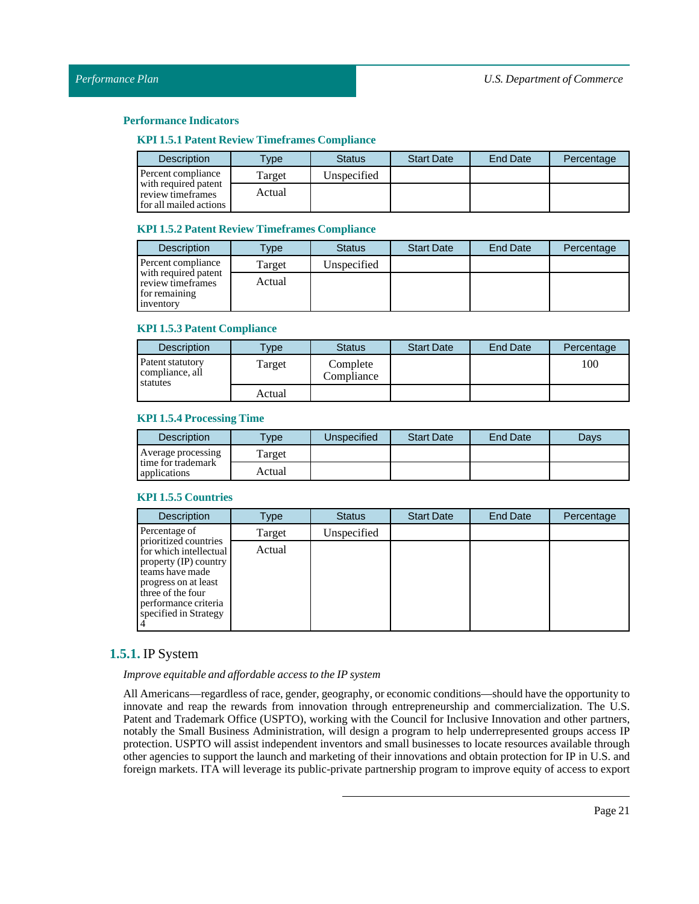### Performance Indicators

#### KPI 1.5.1 Patent Review Timeframes Compliance

| Description | Type | Status | Start Date | End Date | Percentage |
|---|---|---|---|---|---|
| Percent compliance with required patent review timeframes for all mailed actions | Target | Unspecified | | | |
| | Actual | | | | |

#### KPI 1.5.2 Patent Review Timeframes Compliance

| Description | Type | Status | Start Date | End Date | Percentage |
|---|---|---|---|---|---|
| Percent compliance with required patent review timeframes for remaining inventory | Target | Unspecified | | | |
| | Actual | | | | |

#### KPI 1.5.3 Patent Compliance

| Description | Type | Status | Start Date | End Date | Percentage |
|---|---|---|---|---|---|
| Patent statutory compliance, all statutes | Target | Complete Compliance | | | 100 |
| | Actual | | | | |

#### KPI 1.5.4 Processing Time

| Description | Type | Unspecified | Start Date | End Date | Days |
|---|---|---|---|---|---|
| Average processing time for trademark applications | Target | | | | |
| | Actual | | | | |

#### KPI 1.5.5 Countries

| Description | Type | Status | Start Date | End Date | Percentage |
|---|---|---|---|---|---|
| Percentage of prioritized countries for which intellectual property (IP) country teams have made progress on at least three of the four performance criteria specified in Strategy 4 | Target | Unspecified | | | |
| | Actual | | | | |

## 1.5.1. IP System

*Improve equitable and affordable access to the IP system*

All Americans—regardless of race, gender, geography, or economic conditions—should have the opportunity to innovate and reap the rewards from innovation through entrepreneurship and commercialization. The U.S. Patent and Trademark Office (USPTO), working with the Council for Inclusive Innovation and other partners, notably the Small Business Administration, will design a program to help underrepresented groups access IP protection. USPTO will assist independent inventors and small businesses to locate resources available through other agencies to support the launch and marketing of their innovations and obtain protection for IP in U.S. and foreign markets. ITA will leverage its public-private partnership program to improve equity of access to export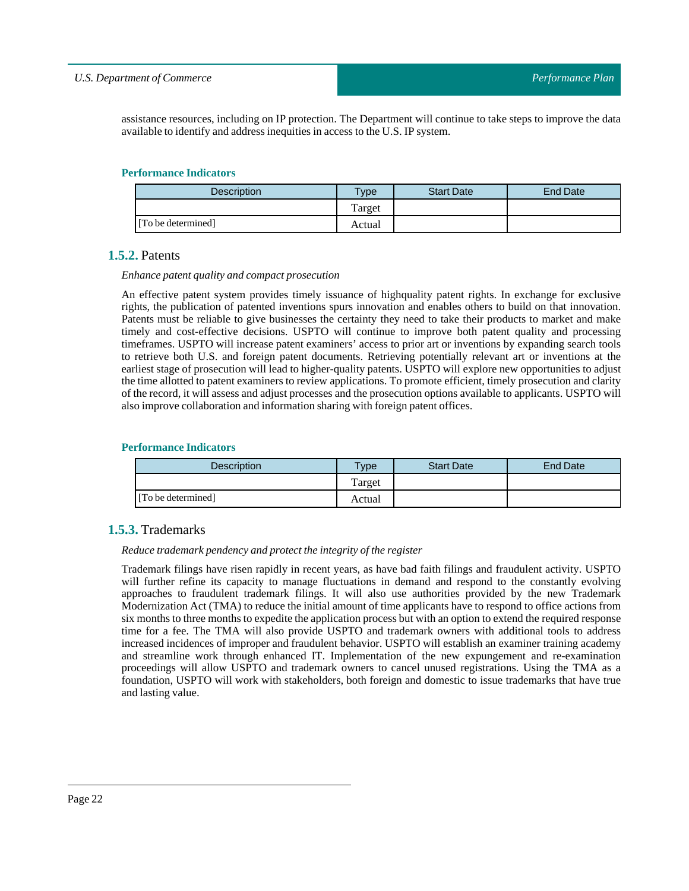assistance resources, including on IP protection. The Department will continue to take steps to improve the data available to identify and address inequities in access to the U.S. IP system.

#### Performance Indicators

| Description | Type | Start Date | End Date |
|---|---|---|---|
| | Target | | |
| [To be determined] | Actual | | |

### 1.5.2. Patents

*Enhance patent quality and compact prosecution*

An effective patent system provides timely issuance of highquality patent rights. In exchange for exclusive rights, the publication of patented inventions spurs innovation and enables others to build on that innovation. Patents must be reliable to give businesses the certainty they need to take their products to market and make timely and cost-effective decisions. USPTO will continue to improve both patent quality and processing timeframes. USPTO will increase patent examiners' access to prior art or inventions by expanding search tools to retrieve both U.S. and foreign patent documents. Retrieving potentially relevant art or inventions at the earliest stage of prosecution will lead to higher-quality patents. USPTO will explore new opportunities to adjust the time allotted to patent examiners to review applications. To promote efficient, timely prosecution and clarity of the record, it will assess and adjust processes and the prosecution options available to applicants. USPTO will also improve collaboration and information sharing with foreign patent offices.

#### Performance Indicators

| Description | Type | Start Date | End Date |
|---|---|---|---|
| | Target | | |
| [To be determined] | Actual | | |

### 1.5.3. Trademarks

*Reduce trademark pendency and protect the integrity of the register*

Trademark filings have risen rapidly in recent years, as have bad faith filings and fraudulent activity. USPTO will further refine its capacity to manage fluctuations in demand and respond to the constantly evolving approaches to fraudulent trademark filings. It will also use authorities provided by the new Trademark Modernization Act (TMA) to reduce the initial amount of time applicants have to respond to office actions from six months to three months to expedite the application process but with an option to extend the required response time for a fee. The TMA will also provide USPTO and trademark owners with additional tools to address increased incidences of improper and fraudulent behavior. USPTO will establish an examiner training academy and streamline work through enhanced IT. Implementation of the new expungement and re-examination proceedings will allow USPTO and trademark owners to cancel unused registrations. Using the TMA as a foundation, USPTO will work with stakeholders, both foreign and domestic to issue trademarks that have true and lasting value.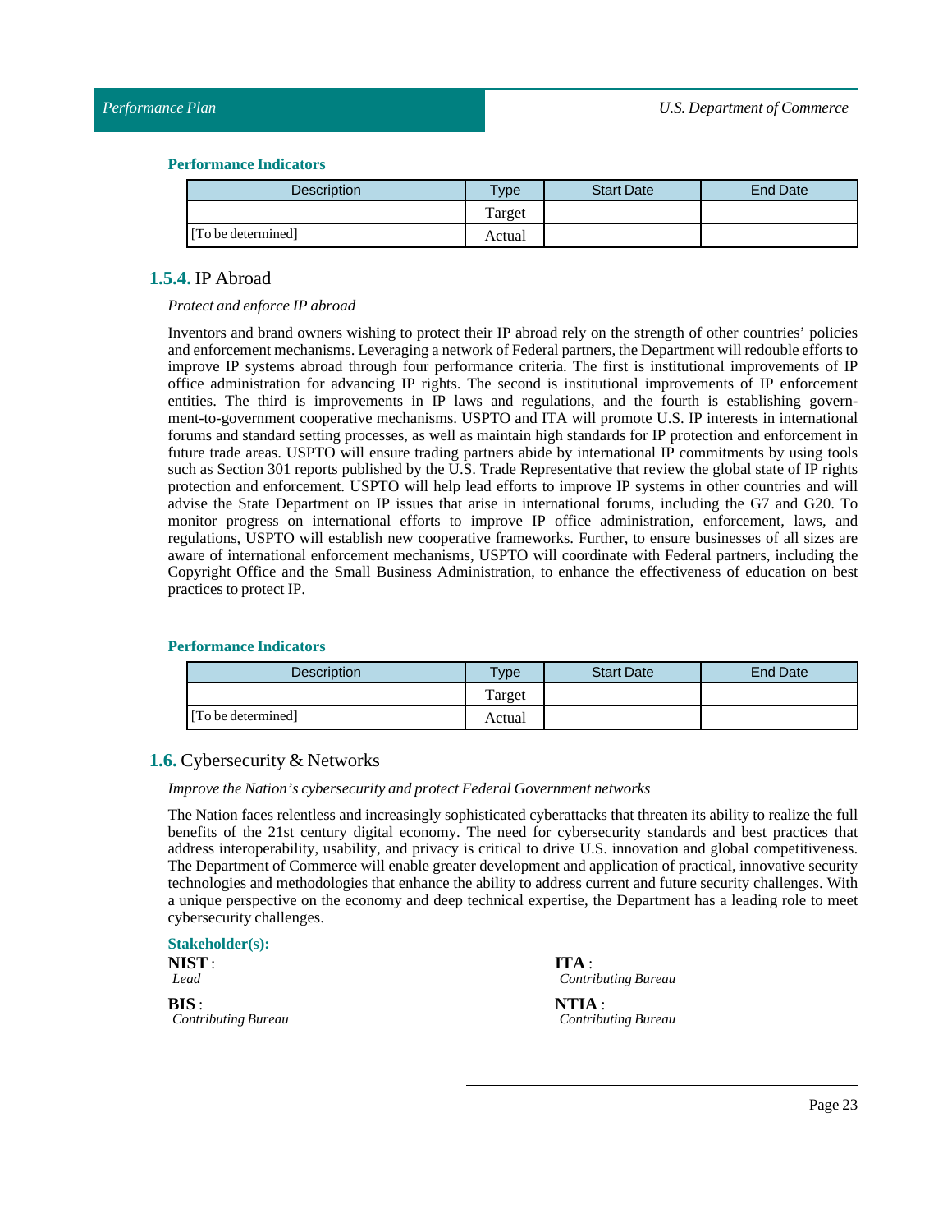#### Performance Indicators

| Description | Type | Start Date | End Date |
|---|---|---|---|
| | Target | | |
| [To be determined] | Actual | | |

### 1.5.4. IP Abroad

*Protect and enforce IP abroad*

Inventors and brand owners wishing to protect their IP abroad rely on the strength of other countries' policies and enforcement mechanisms. Leveraging a network of Federal partners, the Department will redouble efforts to improve IP systems abroad through four performance criteria. The first is institutional improvements of IP office administration for advancing IP rights. The second is institutional improvements of IP enforcement entities. The third is improvements in IP laws and regulations, and the fourth is establishing government-to-government cooperative mechanisms. USPTO and ITA will promote U.S. IP interests in international forums and standard setting processes, as well as maintain high standards for IP protection and enforcement in future trade areas. USPTO will ensure trading partners abide by international IP commitments by using tools such as Section 301 reports published by the U.S. Trade Representative that review the global state of IP rights protection and enforcement. USPTO will help lead efforts to improve IP systems in other countries and will advise the State Department on IP issues that arise in international forums, including the G7 and G20. To monitor progress on international efforts to improve IP office administration, enforcement, laws, and regulations, USPTO will establish new cooperative frameworks. Further, to ensure businesses of all sizes are aware of international enforcement mechanisms, USPTO will coordinate with Federal partners, including the Copyright Office and the Small Business Administration, to enhance the effectiveness of education on best practices to protect IP.

#### Performance Indicators

| Description | Type | Start Date | End Date |
|---|---|---|---|
| | Target | | |
| [To be determined] | Actual | | |

## 1.6. Cybersecurity & Networks

*Improve the Nation's cybersecurity and protect Federal Government networks*

The Nation faces relentless and increasingly sophisticated cyberattacks that threaten its ability to realize the full benefits of the 21st century digital economy. The need for cybersecurity standards and best practices that address interoperability, usability, and privacy is critical to drive U.S. innovation and global competitiveness. The Department of Commerce will enable greater development and application of practical, innovative security technologies and methodologies that enhance the ability to address current and future security challenges. With a unique perspective on the economy and deep technical expertise, the Department has a leading role to meet cybersecurity challenges.

#### Stakeholder(s):

**NIST** :
*Lead*

**BIS** :
*Contributing Bureau*

**ITA** :
*Contributing Bureau*

**NTIA** :
*Contributing Bureau*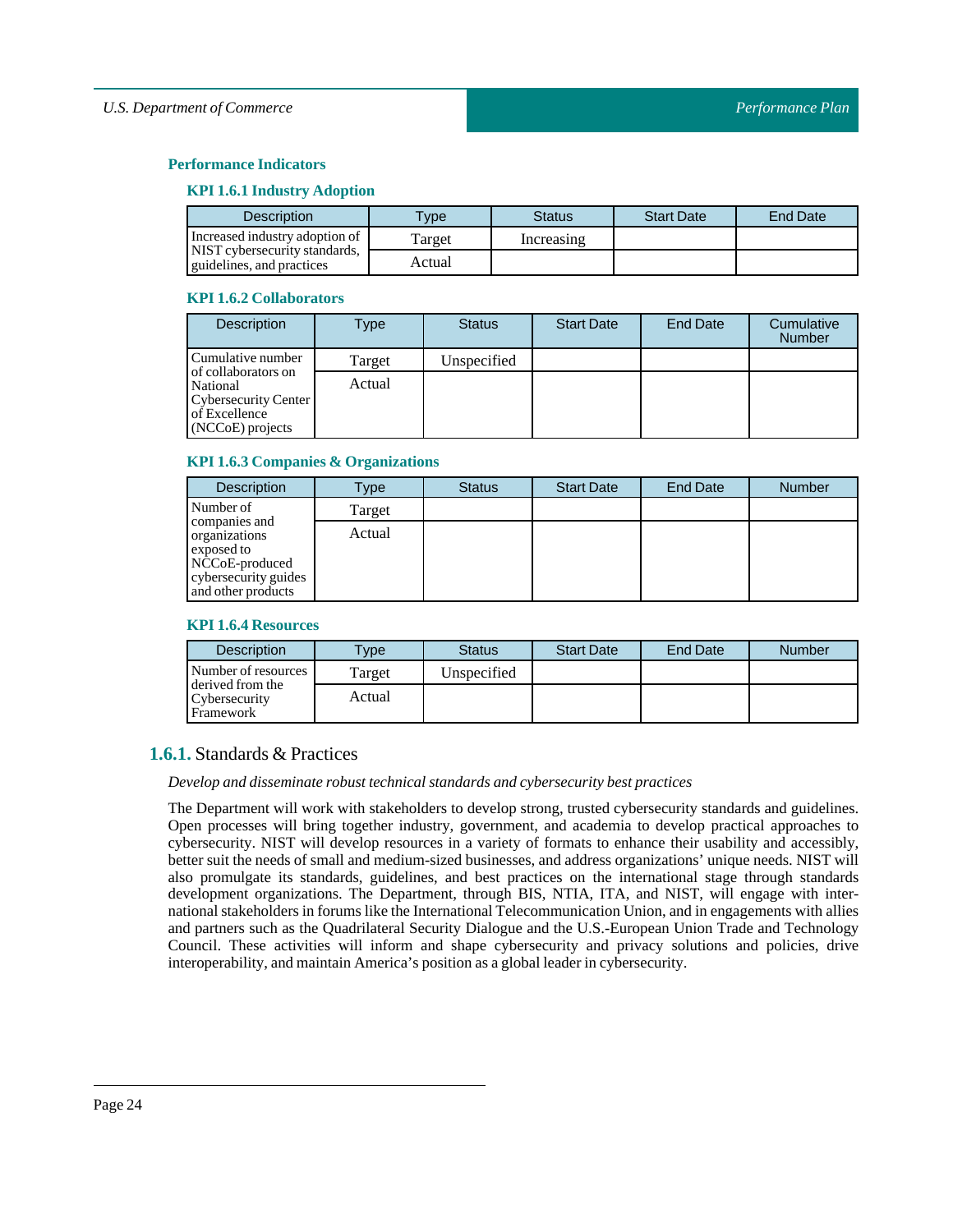### Performance Indicators

#### KPI 1.6.1 Industry Adoption

| Description | Type | Status | Start Date | End Date |
|---|---|---|---|---|
| Increased industry adoption of NIST cybersecurity standards, guidelines, and practices | Target | Increasing | | |
| | Actual | | | |

#### KPI 1.6.2 Collaborators

| Description | Type | Status | Start Date | End Date | Cumulative Number |
|---|---|---|---|---|---|
| Cumulative number of collaborators on National Cybersecurity Center of Excellence (NCCoE) projects | Target | Unspecified | | | |
| | Actual | | | | |

#### KPI 1.6.3 Companies & Organizations

| Description | Type | Status | Start Date | End Date | Number |
|---|---|---|---|---|---|
| Number of companies and organizations exposed to NCCoE-produced cybersecurity guides and other products | Target | | | | |
| | Actual | | | | |

#### KPI 1.6.4 Resources

| Description | Type | Status | Start Date | End Date | Number |
|---|---|---|---|---|---|
| Number of resources derived from the Cybersecurity Framework | Target | Unspecified | | | |
| | Actual | | | | |

## 1.6.1. Standards & Practices

*Develop and disseminate robust technical standards and cybersecurity best practices*

The Department will work with stakeholders to develop strong, trusted cybersecurity standards and guidelines. Open processes will bring together industry, government, and academia to develop practical approaches to cybersecurity. NIST will develop resources in a variety of formats to enhance their usability and accessibly, better suit the needs of small and medium-sized businesses, and address organizations' unique needs. NIST will also promulgate its standards, guidelines, and best practices on the international stage through standards development organizations. The Department, through BIS, NTIA, ITA, and NIST, will engage with international stakeholders in forums like the International Telecommunication Union, and in engagements with allies and partners such as the Quadrilateral Security Dialogue and the U.S.-European Union Trade and Technology Council. These activities will inform and shape cybersecurity and privacy solutions and policies, drive interoperability, and maintain America's position as a global leader in cybersecurity.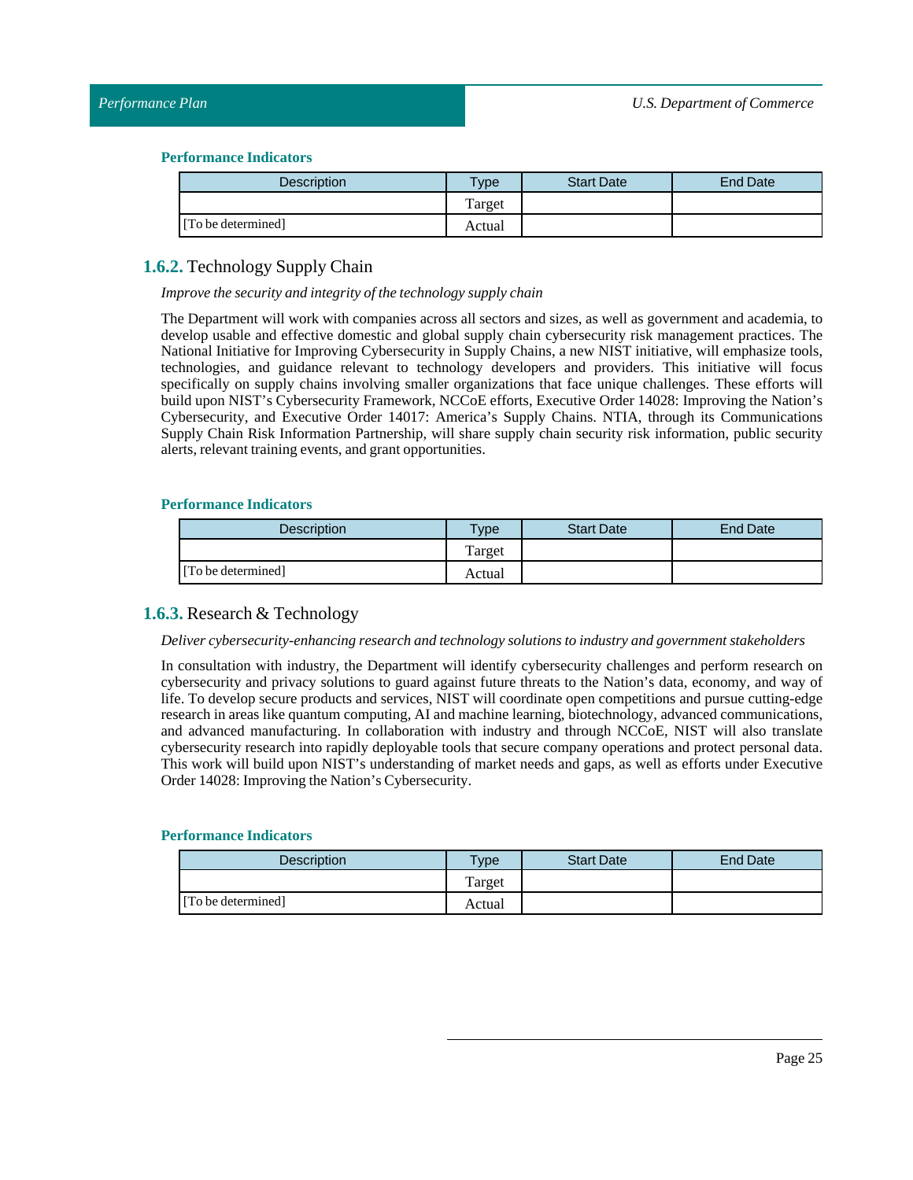**Performance Indicators**

| Description | Type | Start Date | End Date |
|---|---|---|---|
| | Target | | |
| [To be determined] | Actual | | |

### 1.6.2. Technology Supply Chain

*Improve the security and integrity of the technology supply chain*

The Department will work with companies across all sectors and sizes, as well as government and academia, to develop usable and effective domestic and global supply chain cybersecurity risk management practices. The National Initiative for Improving Cybersecurity in Supply Chains, a new NIST initiative, will emphasize tools, technologies, and guidance relevant to technology developers and providers. This initiative will focus specifically on supply chains involving smaller organizations that face unique challenges. These efforts will build upon NIST's Cybersecurity Framework, NCCoE efforts, Executive Order 14028: Improving the Nation's Cybersecurity, and Executive Order 14017: America's Supply Chains. NTIA, through its Communications Supply Chain Risk Information Partnership, will share supply chain security risk information, public security alerts, relevant training events, and grant opportunities.

**Performance Indicators**

| Description | Type | Start Date | End Date |
|---|---|---|---|
| | Target | | |
| [To be determined] | Actual | | |

### 1.6.3. Research & Technology

*Deliver cybersecurity-enhancing research and technology solutions to industry and government stakeholders*

In consultation with industry, the Department will identify cybersecurity challenges and perform research on cybersecurity and privacy solutions to guard against future threats to the Nation's data, economy, and way of life. To develop secure products and services, NIST will coordinate open competitions and pursue cutting-edge research in areas like quantum computing, AI and machine learning, biotechnology, advanced communications, and advanced manufacturing. In collaboration with industry and through NCCoE, NIST will also translate cybersecurity research into rapidly deployable tools that secure company operations and protect personal data. This work will build upon NIST's understanding of market needs and gaps, as well as efforts under Executive Order 14028: Improving the Nation's Cybersecurity.

**Performance Indicators**

| Description | Type | Start Date | End Date |
|---|---|---|---|
| | Target | | |
| [To be determined] | Actual | | |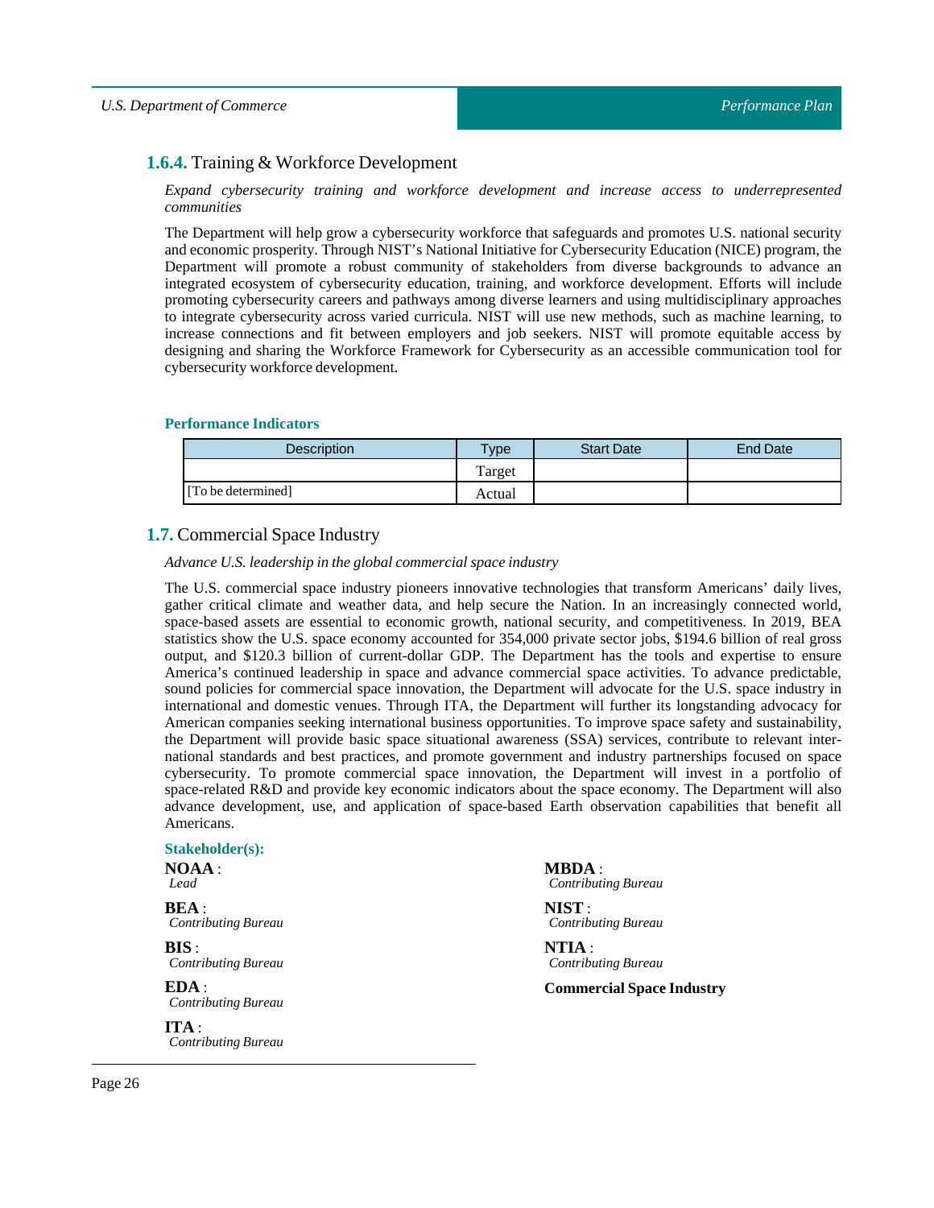### **1.6.4.** Training & Workforce Development

*Expand cybersecurity training and workforce development and increase access to underrepresented communities*

The Department will help grow a cybersecurity workforce that safeguards and promotes U.S. national security and economic prosperity. Through NIST's National Initiative for Cybersecurity Education (NICE) program, the Department will promote a robust community of stakeholders from diverse backgrounds to advance an integrated ecosystem of cybersecurity education, training, and workforce development. Efforts will include promoting cybersecurity careers and pathways among diverse learners and using multidisciplinary approaches to integrate cybersecurity across varied curricula. NIST will use new methods, such as machine learning, to increase connections and fit between employers and job seekers. NIST will promote equitable access by designing and sharing the Workforce Framework for Cybersecurity as an accessible communication tool for cybersecurity workforce development.

**Performance Indicators**

| Description | Type | Start Date | End Date |
|---|---|---|---|
| | Target | | |
| [To be determined] | Actual | | |

## **1.7.** Commercial Space Industry

*Advance U.S. leadership in the global commercial space industry*

The U.S. commercial space industry pioneers innovative technologies that transform Americans' daily lives, gather critical climate and weather data, and help secure the Nation. In an increasingly connected world, space-based assets are essential to economic growth, national security, and competitiveness. In 2019, BEA statistics show the U.S. space economy accounted for 354,000 private sector jobs, $194.6 billion of real gross output, and $120.3 billion of current-dollar GDP. The Department has the tools and expertise to ensure America's continued leadership in space and advance commercial space activities. To advance predictable, sound policies for commercial space innovation, the Department will advocate for the U.S. space industry in international and domestic venues. Through ITA, the Department will further its longstanding advocacy for American companies seeking international business opportunities. To improve space safety and sustainability, the Department will provide basic space situational awareness (SSA) services, contribute to relevant international standards and best practices, and promote government and industry partnerships focused on space cybersecurity. To promote commercial space innovation, the Department will invest in a portfolio of space-related R&D and provide key economic indicators about the space economy. The Department will also advance development, use, and application of space-based Earth observation capabilities that benefit all Americans.

**Stakeholder(s):**

**NOAA** :
*Lead*

**BEA** :
*Contributing Bureau*

**BIS** :
*Contributing Bureau*

**EDA** :
*Contributing Bureau*

**ITA** :
*Contributing Bureau*

**MBDA** :
*Contributing Bureau*

**NIST** :
*Contributing Bureau*

**NTIA** :
*Contributing Bureau*

**Commercial Space Industry**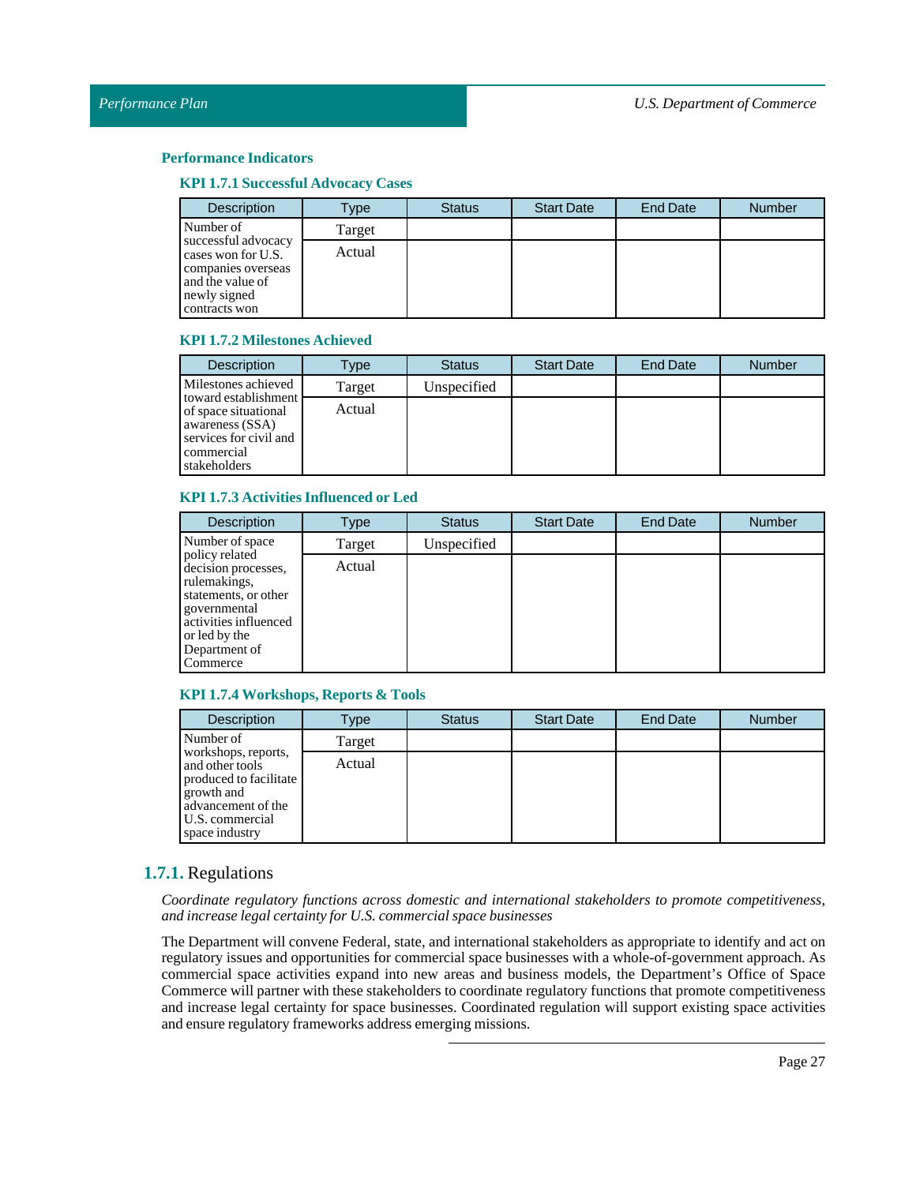### Performance Indicators

#### KPI 1.7.1 Successful Advocacy Cases

| Description | Type | Status | Start Date | End Date | Number |
|---|---|---|---|---|---|
| Number of successful advocacy cases won for U.S. companies overseas and the value of newly signed contracts won | Target | | | | |
| | Actual | | | | |

#### KPI 1.7.2 Milestones Achieved

| Description | Type | Status | Start Date | End Date | Number |
|---|---|---|---|---|---|
| Milestones achieved toward establishment of space situational awareness (SSA) services for civil and commercial stakeholders | Target | Unspecified | | | |
| | Actual | | | | |

#### KPI 1.7.3 Activities Influenced or Led

| Description | Type | Status | Start Date | End Date | Number |
|---|---|---|---|---|---|
| Number of space policy related decision processes, rulemakings, statements, or other governmental activities influenced or led by the Department of Commerce | Target | Unspecified | | | |
| | Actual | | | | |

#### KPI 1.7.4 Workshops, Reports & Tools

| Description | Type | Status | Start Date | End Date | Number |
|---|---|---|---|---|---|
| Number of workshops, reports, and other tools produced to facilitate growth and advancement of the U.S. commercial space industry | Target | | | | |
| | Actual | | | | |

## 1.7.1. Regulations

*Coordinate regulatory functions across domestic and international stakeholders to promote competitiveness, and increase legal certainty for U.S. commercial space businesses*

The Department will convene Federal, state, and international stakeholders as appropriate to identify and act on regulatory issues and opportunities for commercial space businesses with a whole-of-government approach. As commercial space activities expand into new areas and business models, the Department's Office of Space Commerce will partner with these stakeholders to coordinate regulatory functions that promote competitiveness and increase legal certainty for space businesses. Coordinated regulation will support existing space activities and ensure regulatory frameworks address emerging missions.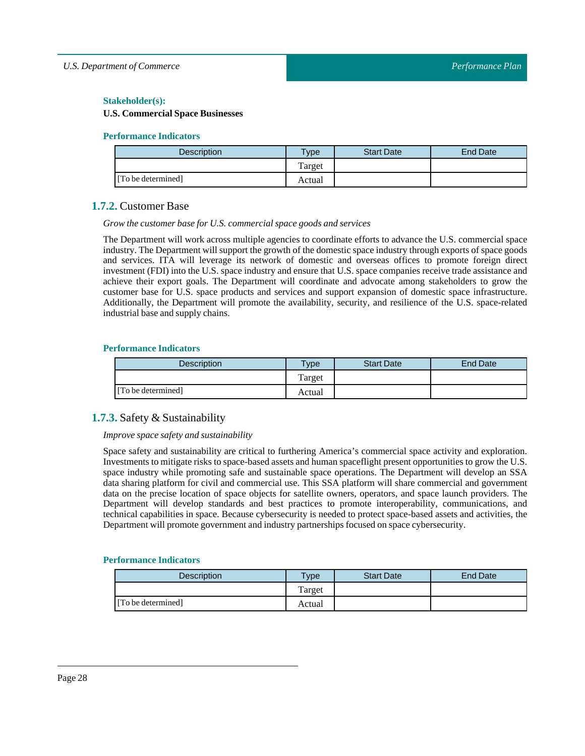**Stakeholder(s):**

**U.S. Commercial Space Businesses**

**Performance Indicators**

| Description | Type | Start Date | End Date |
|---|---|---|---|
| | Target | | |
| [To be determined] | Actual | | |

### 1.7.2. Customer Base

*Grow the customer base for U.S. commercial space goods and services*

The Department will work across multiple agencies to coordinate efforts to advance the U.S. commercial space industry. The Department will support the growth of the domestic space industry through exports of space goods and services. ITA will leverage its network of domestic and overseas offices to promote foreign direct investment (FDI) into the U.S. space industry and ensure that U.S. space companies receive trade assistance and achieve their export goals. The Department will coordinate and advocate among stakeholders to grow the customer base for U.S. space products and services and support expansion of domestic space infrastructure. Additionally, the Department will promote the availability, security, and resilience of the U.S. space-related industrial base and supply chains.

**Performance Indicators**

| Description | Type | Start Date | End Date |
|---|---|---|---|
| | Target | | |
| [To be determined] | Actual | | |

### 1.7.3. Safety & Sustainability

*Improve space safety and sustainability*

Space safety and sustainability are critical to furthering America's commercial space activity and exploration. Investments to mitigate risks to space-based assets and human spaceflight present opportunities to grow the U.S. space industry while promoting safe and sustainable space operations. The Department will develop an SSA data sharing platform for civil and commercial use. This SSA platform will share commercial and government data on the precise location of space objects for satellite owners, operators, and space launch providers. The Department will develop standards and best practices to promote interoperability, communications, and technical capabilities in space. Because cybersecurity is needed to protect space-based assets and activities, the Department will promote government and industry partnerships focused on space cybersecurity.

**Performance Indicators**

| Description | Type | Start Date | End Date |
|---|---|---|---|
| | Target | | |
| [To be determined] | Actual | | |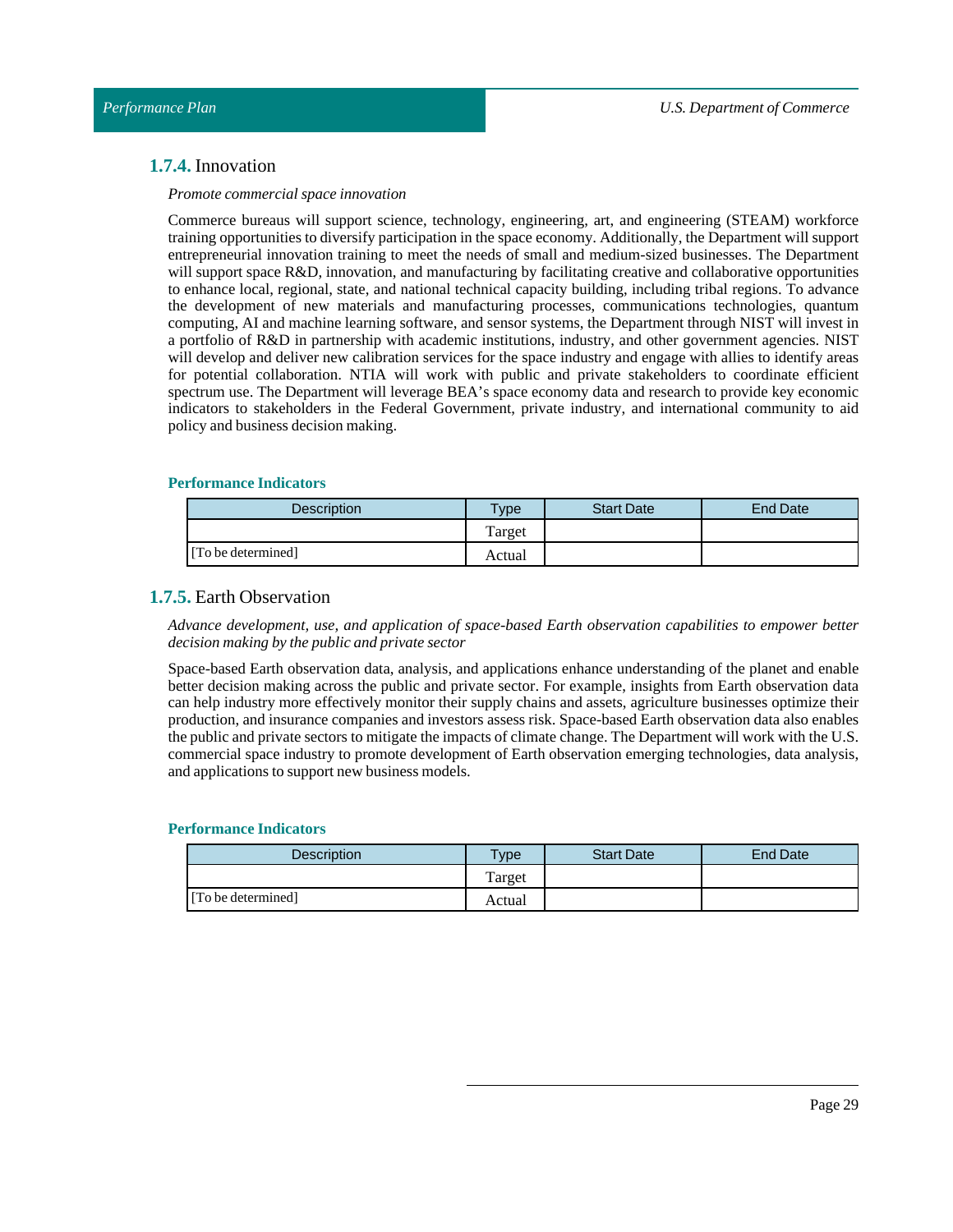### 1.7.4. Innovation

*Promote commercial space innovation*

Commerce bureaus will support science, technology, engineering, art, and engineering (STEAM) workforce training opportunities to diversify participation in the space economy. Additionally, the Department will support entrepreneurial innovation training to meet the needs of small and medium-sized businesses. The Department will support space R&D, innovation, and manufacturing by facilitating creative and collaborative opportunities to enhance local, regional, state, and national technical capacity building, including tribal regions. To advance the development of new materials and manufacturing processes, communications technologies, quantum computing, AI and machine learning software, and sensor systems, the Department through NIST will invest in a portfolio of R&D in partnership with academic institutions, industry, and other government agencies. NIST will develop and deliver new calibration services for the space industry and engage with allies to identify areas for potential collaboration. NTIA will work with public and private stakeholders to coordinate efficient spectrum use. The Department will leverage BEA's space economy data and research to provide key economic indicators to stakeholders in the Federal Government, private industry, and international community to aid policy and business decision making.

#### Performance Indicators

| Description | Type | Start Date | End Date |
|---|---|---|---|
| [To be determined] | Target | | |
| | Actual | | |

### 1.7.5. Earth Observation

*Advance development, use, and application of space-based Earth observation capabilities to empower better decision making by the public and private sector*

Space-based Earth observation data, analysis, and applications enhance understanding of the planet and enable better decision making across the public and private sector. For example, insights from Earth observation data can help industry more effectively monitor their supply chains and assets, agriculture businesses optimize their production, and insurance companies and investors assess risk. Space-based Earth observation data also enables the public and private sectors to mitigate the impacts of climate change. The Department will work with the U.S. commercial space industry to promote development of Earth observation emerging technologies, data analysis, and applications to support new business models.

#### Performance Indicators

| Description | Type | Start Date | End Date |
|---|---|---|---|
| [To be determined] | Target | | |
| | Actual | | |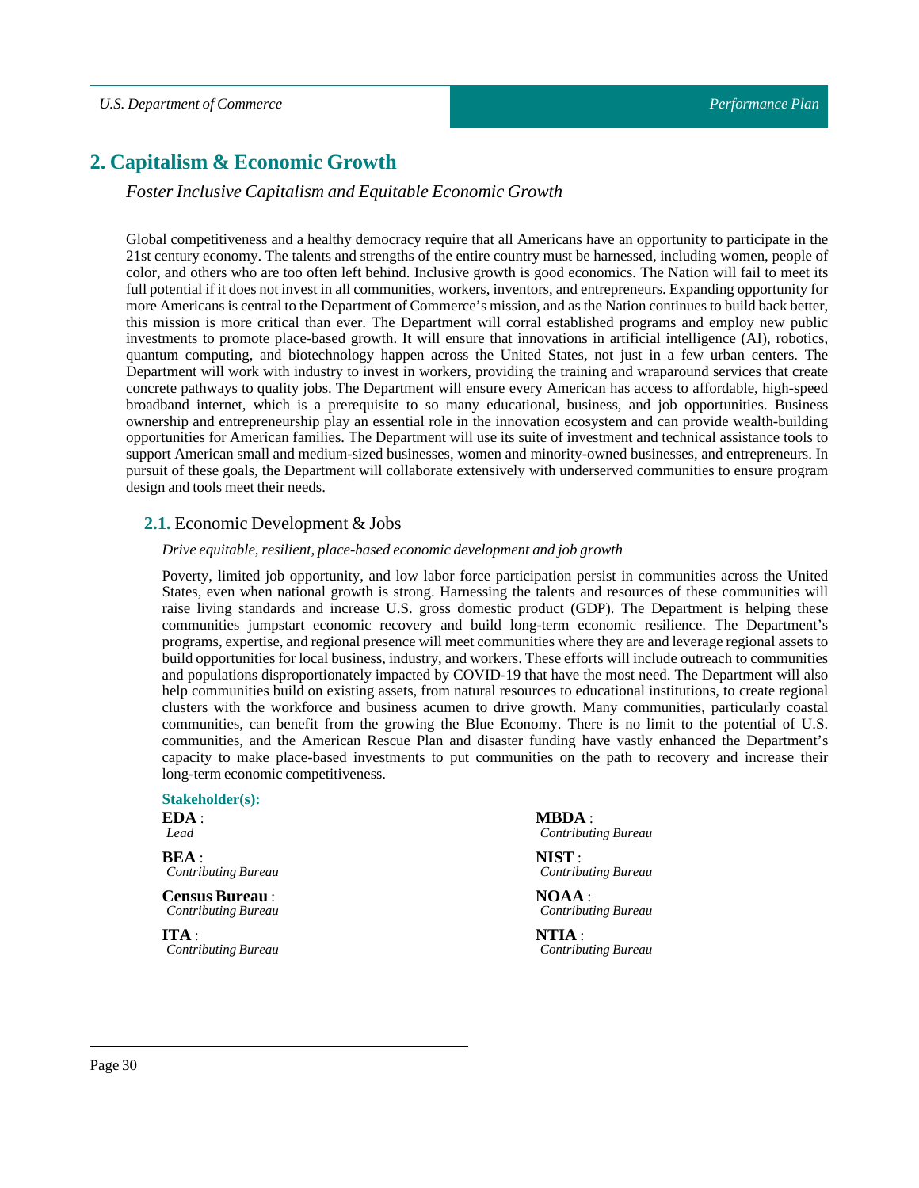## 2. Capitalism & Economic Growth

*Foster Inclusive Capitalism and Equitable Economic Growth*

Global competitiveness and a healthy democracy require that all Americans have an opportunity to participate in the 21st century economy. The talents and strengths of the entire country must be harnessed, including women, people of color, and others who are too often left behind. Inclusive growth is good economics. The Nation will fail to meet its full potential if it does not invest in all communities, workers, inventors, and entrepreneurs. Expanding opportunity for more Americans is central to the Department of Commerce's mission, and as the Nation continues to build back better, this mission is more critical than ever. The Department will corral established programs and employ new public investments to promote place-based growth. It will ensure that innovations in artificial intelligence (AI), robotics, quantum computing, and biotechnology happen across the United States, not just in a few urban centers. The Department will work with industry to invest in workers, providing the training and wraparound services that create concrete pathways to quality jobs. The Department will ensure every American has access to affordable, high-speed broadband internet, which is a prerequisite to so many educational, business, and job opportunities. Business ownership and entrepreneurship play an essential role in the innovation ecosystem and can provide wealth-building opportunities for American families. The Department will use its suite of investment and technical assistance tools to support American small and medium-sized businesses, women and minority-owned businesses, and entrepreneurs. In pursuit of these goals, the Department will collaborate extensively with underserved communities to ensure program design and tools meet their needs.

### 2.1. Economic Development & Jobs

*Drive equitable, resilient, place-based economic development and job growth*

Poverty, limited job opportunity, and low labor force participation persist in communities across the United States, even when national growth is strong. Harnessing the talents and resources of these communities will raise living standards and increase U.S. gross domestic product (GDP). The Department is helping these communities jumpstart economic recovery and build long-term economic resilience. The Department's programs, expertise, and regional presence will meet communities where they are and leverage regional assets to build opportunities for local business, industry, and workers. These efforts will include outreach to communities and populations disproportionately impacted by COVID-19 that have the most need. The Department will also help communities build on existing assets, from natural resources to educational institutions, to create regional clusters with the workforce and business acumen to drive growth. Many communities, particularly coastal communities, can benefit from the growing the Blue Economy. There is no limit to the potential of U.S. communities, and the American Rescue Plan and disaster funding have vastly enhanced the Department's capacity to make place-based investments to put communities on the path to recovery and increase their long-term economic competitiveness.

**Stakeholder(s):**

**EDA** :
*Lead*

**BEA** :
*Contributing Bureau*

**Census Bureau** :
*Contributing Bureau*

**ITA** :
*Contributing Bureau*

**MBDA** :
*Contributing Bureau*

**NIST** :
*Contributing Bureau*

**NOAA** :
*Contributing Bureau*

**NTIA** :
*Contributing Bureau*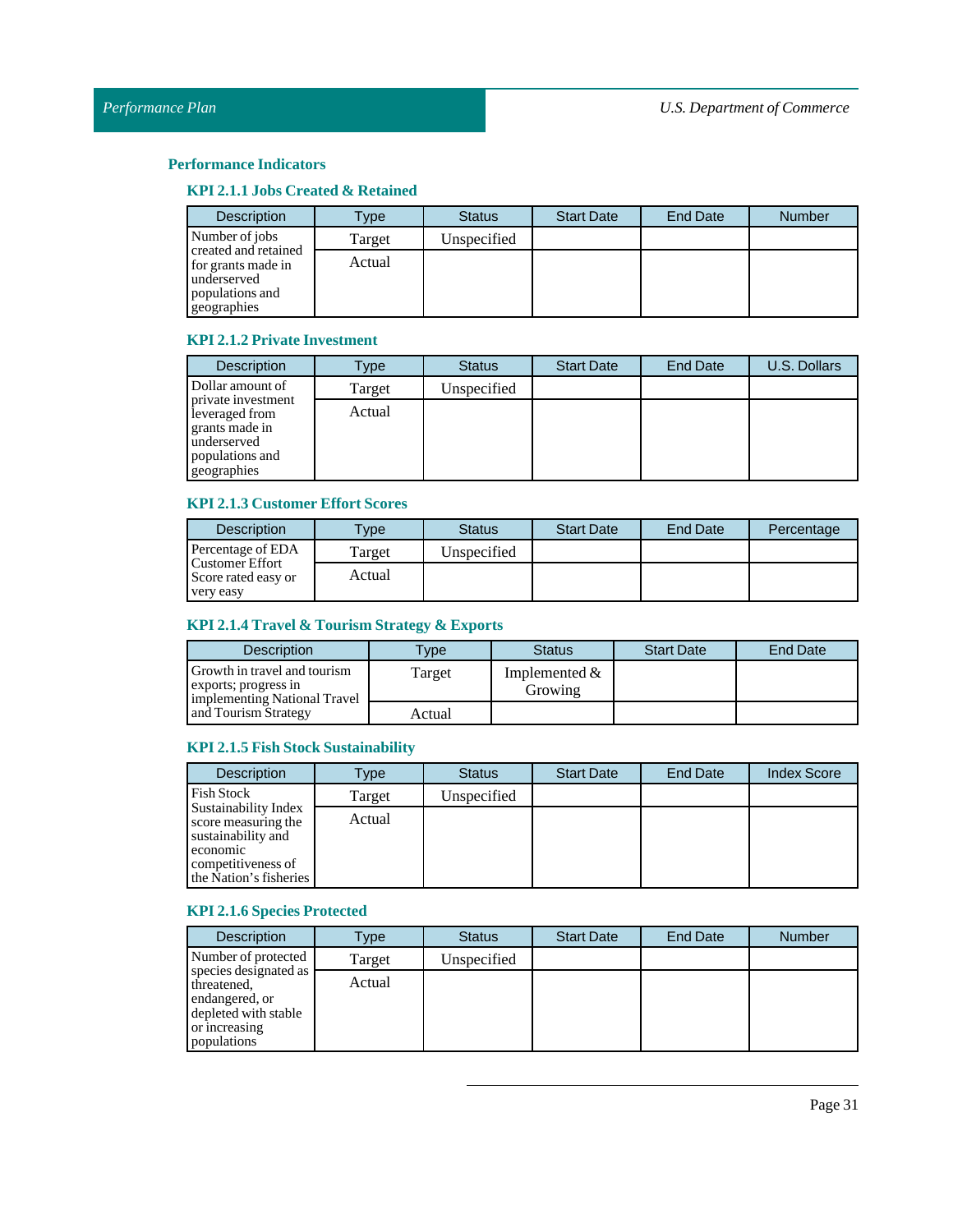## Performance Indicators

### KPI 2.1.1 Jobs Created & Retained

| Description | Type | Status | Start Date | End Date | Number |
|---|---|---|---|---|---|
| Number of jobs created and retained for grants made in underserved populations and geographies | Target | Unspecified | | | |
| | Actual | | | | |

### KPI 2.1.2 Private Investment

| Description | Type | Status | Start Date | End Date | U.S. Dollars |
|---|---|---|---|---|---|
| Dollar amount of private investment leveraged from grants made in underserved populations and geographies | Target | Unspecified | | | |
| | Actual | | | | |

### KPI 2.1.3 Customer Effort Scores

| Description | Type | Status | Start Date | End Date | Percentage |
|---|---|---|---|---|---|
| Percentage of EDA Customer Effort Score rated easy or very easy | Target | Unspecified | | | |
| | Actual | | | | |

### KPI 2.1.4 Travel & Tourism Strategy & Exports

| Description | Type | Status | Start Date | End Date |
|---|---|---|---|---|
| Growth in travel and tourism exports; progress in implementing National Travel and Tourism Strategy | Target | Implemented & Growing | | |
| | Actual | | | |

### KPI 2.1.5 Fish Stock Sustainability

| Description | Type | Status | Start Date | End Date | Index Score |
|---|---|---|---|---|---|
| Fish Stock Sustainability Index score measuring the sustainability and economic competitiveness of the Nation's fisheries | Target | Unspecified | | | |
| | Actual | | | | |

### KPI 2.1.6 Species Protected

| Description | Type | Status | Start Date | End Date | Number |
|---|---|---|---|---|---|
| Number of protected species designated as threatened, endangered, or depleted with stable or increasing populations | Target | Unspecified | | | |
| | Actual | | | | |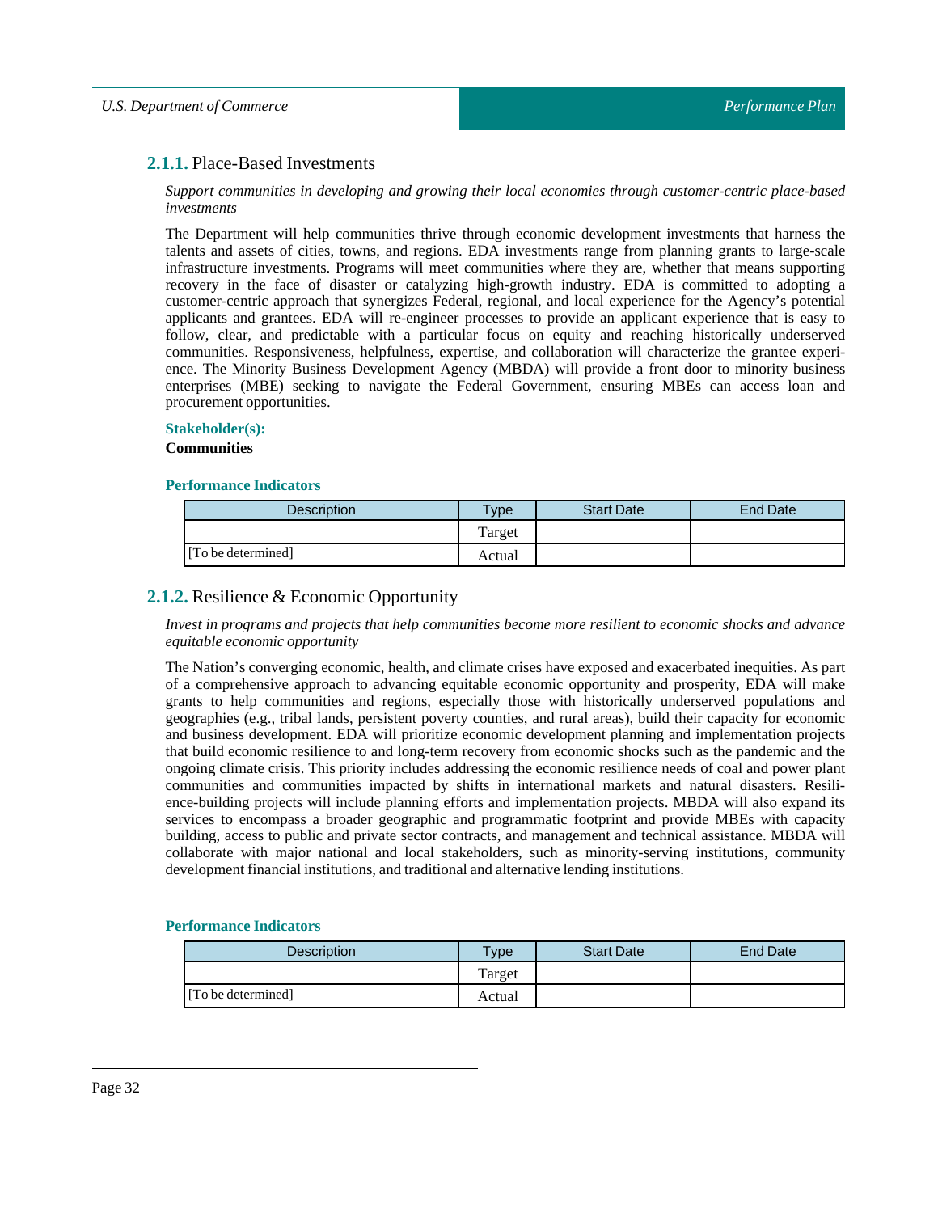### 2.1.1. Place-Based Investments

*Support communities in developing and growing their local economies through customer-centric place-based investments*

The Department will help communities thrive through economic development investments that harness the talents and assets of cities, towns, and regions. EDA investments range from planning grants to large-scale infrastructure investments. Programs will meet communities where they are, whether that means supporting recovery in the face of disaster or catalyzing high-growth industry. EDA is committed to adopting a customer-centric approach that synergizes Federal, regional, and local experience for the Agency's potential applicants and grantees. EDA will re-engineer processes to provide an applicant experience that is easy to follow, clear, and predictable with a particular focus on equity and reaching historically underserved communities. Responsiveness, helpfulness, expertise, and collaboration will characterize the grantee experience. The Minority Business Development Agency (MBDA) will provide a front door to minority business enterprises (MBE) seeking to navigate the Federal Government, ensuring MBEs can access loan and procurement opportunities.

**Stakeholder(s):**

**Communities**

**Performance Indicators**

| Description | Type | Start Date | End Date |
|---|---|---|---|
| | Target | | |
| [To be determined] | Actual | | |

### 2.1.2. Resilience & Economic Opportunity

*Invest in programs and projects that help communities become more resilient to economic shocks and advance equitable economic opportunity*

The Nation's converging economic, health, and climate crises have exposed and exacerbated inequities. As part of a comprehensive approach to advancing equitable economic opportunity and prosperity, EDA will make grants to help communities and regions, especially those with historically underserved populations and geographies (e.g., tribal lands, persistent poverty counties, and rural areas), build their capacity for economic and business development. EDA will prioritize economic development planning and implementation projects that build economic resilience to and long-term recovery from economic shocks such as the pandemic and the ongoing climate crisis. This priority includes addressing the economic resilience needs of coal and power plant communities and communities impacted by shifts in international markets and natural disasters. Resilience-building projects will include planning efforts and implementation projects. MBDA will also expand its services to encompass a broader geographic and programmatic footprint and provide MBEs with capacity building, access to public and private sector contracts, and management and technical assistance. MBDA will collaborate with major national and local stakeholders, such as minority-serving institutions, community development financial institutions, and traditional and alternative lending institutions.

**Performance Indicators**

| Description | Type | Start Date | End Date |
|---|---|---|---|
| | Target | | |
| [To be determined] | Actual | | |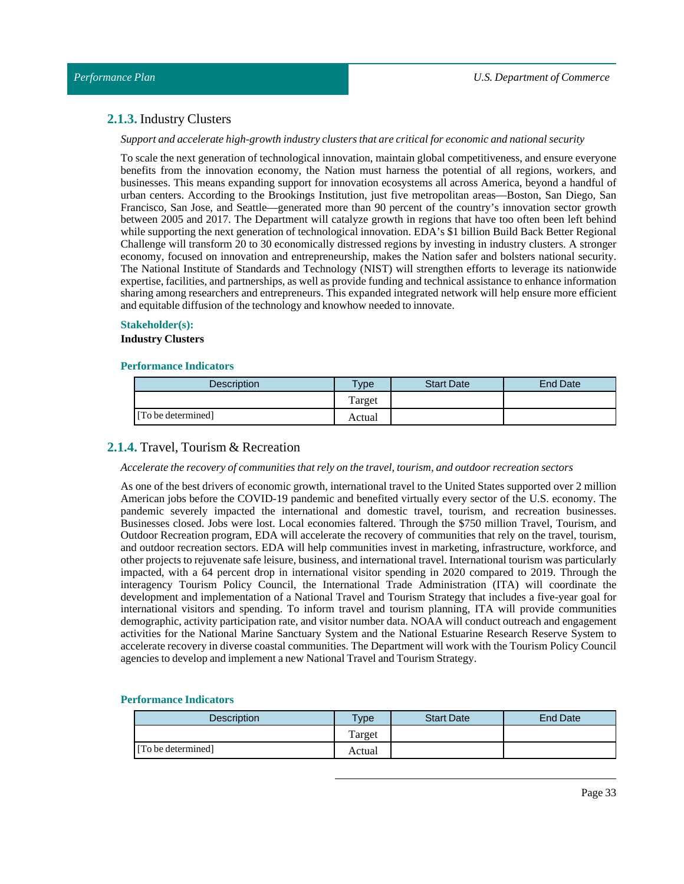### **2.1.3.** Industry Clusters

*Support and accelerate high-growth industry clusters that are critical for economic and national security*

To scale the next generation of technological innovation, maintain global competitiveness, and ensure everyone benefits from the innovation economy, the Nation must harness the potential of all regions, workers, and businesses. This means expanding support for innovation ecosystems all across America, beyond a handful of urban centers. According to the Brookings Institution, just five metropolitan areas—Boston, San Diego, San Francisco, San Jose, and Seattle—generated more than 90 percent of the country's innovation sector growth between 2005 and 2017. The Department will catalyze growth in regions that have too often been left behind while supporting the next generation of technological innovation. EDA's $1 billion Build Back Better Regional Challenge will transform 20 to 30 economically distressed regions by investing in industry clusters. A stronger economy, focused on innovation and entrepreneurship, makes the Nation safer and bolsters national security. The National Institute of Standards and Technology (NIST) will strengthen efforts to leverage its nationwide expertise, facilities, and partnerships, as well as provide funding and technical assistance to enhance information sharing among researchers and entrepreneurs. This expanded integrated network will help ensure more efficient and equitable diffusion of the technology and knowhow needed to innovate.

**Stakeholder(s):**

**Industry Clusters**

**Performance Indicators**

| Description | Type | Start Date | End Date |
|---|---|---|---|
| | Target | | |
| [To be determined] | Actual | | |

### **2.1.4.** Travel, Tourism & Recreation

*Accelerate the recovery of communities that rely on the travel, tourism, and outdoor recreation sectors*

As one of the best drivers of economic growth, international travel to the United States supported over 2 million American jobs before the COVID-19 pandemic and benefited virtually every sector of the U.S. economy. The pandemic severely impacted the international and domestic travel, tourism, and recreation businesses. Businesses closed. Jobs were lost. Local economies faltered. Through the $750 million Travel, Tourism, and Outdoor Recreation program, EDA will accelerate the recovery of communities that rely on the travel, tourism, and outdoor recreation sectors. EDA will help communities invest in marketing, infrastructure, workforce, and other projects to rejuvenate safe leisure, business, and international travel. International tourism was particularly impacted, with a 64 percent drop in international visitor spending in 2020 compared to 2019. Through the interagency Tourism Policy Council, the International Trade Administration (ITA) will coordinate the development and implementation of a National Travel and Tourism Strategy that includes a five-year goal for international visitors and spending. To inform travel and tourism planning, ITA will provide communities demographic, activity participation rate, and visitor number data. NOAA will conduct outreach and engagement activities for the National Marine Sanctuary System and the National Estuarine Research Reserve System to accelerate recovery in diverse coastal communities. The Department will work with the Tourism Policy Council agencies to develop and implement a new National Travel and Tourism Strategy.

**Performance Indicators**

| Description | Type | Start Date | End Date |
|---|---|---|---|
| | Target | | |
| [To be determined] | Actual | | |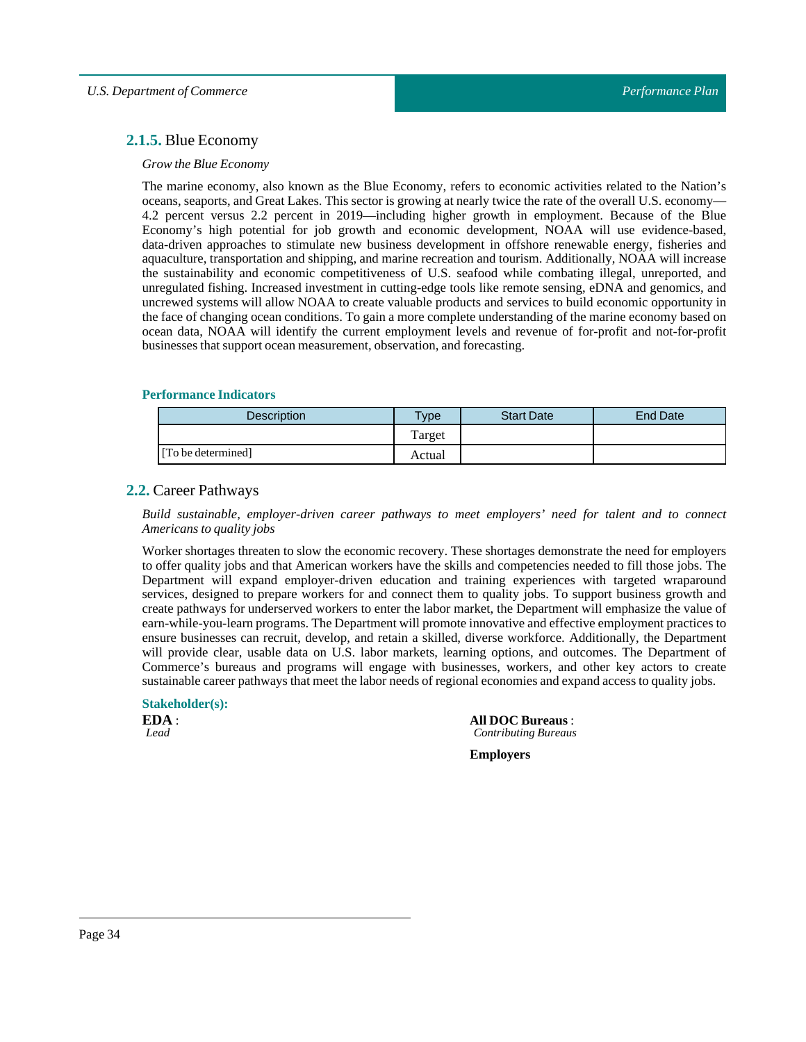### 2.1.5. Blue Economy

*Grow the Blue Economy*

The marine economy, also known as the Blue Economy, refers to economic activities related to the Nation's oceans, seaports, and Great Lakes. This sector is growing at nearly twice the rate of the overall U.S. economy—4.2 percent versus 2.2 percent in 2019—including higher growth in employment. Because of the Blue Economy's high potential for job growth and economic development, NOAA will use evidence-based, data-driven approaches to stimulate new business development in offshore renewable energy, fisheries and aquaculture, transportation and shipping, and marine recreation and tourism. Additionally, NOAA will increase the sustainability and economic competitiveness of U.S. seafood while combating illegal, unreported, and unregulated fishing. Increased investment in cutting-edge tools like remote sensing, eDNA and genomics, and uncrewed systems will allow NOAA to create valuable products and services to build economic opportunity in the face of changing ocean conditions. To gain a more complete understanding of the marine economy based on ocean data, NOAA will identify the current employment levels and revenue of for-profit and not-for-profit businesses that support ocean measurement, observation, and forecasting.

**Performance Indicators**

| Description | Type | Start Date | End Date |
|---|---|---|---|
| | Target | | |
| [To be determined] | Actual | | |

### 2.2. Career Pathways

*Build sustainable, employer-driven career pathways to meet employers' need for talent and to connect Americans to quality jobs*

Worker shortages threaten to slow the economic recovery. These shortages demonstrate the need for employers to offer quality jobs and that American workers have the skills and competencies needed to fill those jobs. The Department will expand employer-driven education and training experiences with targeted wraparound services, designed to prepare workers for and connect them to quality jobs. To support business growth and create pathways for underserved workers to enter the labor market, the Department will emphasize the value of earn-while-you-learn programs. The Department will promote innovative and effective employment practices to ensure businesses can recruit, develop, and retain a skilled, diverse workforce. Additionally, the Department will provide clear, usable data on U.S. labor markets, learning options, and outcomes. The Department of Commerce's bureaus and programs will engage with businesses, workers, and other key actors to create sustainable career pathways that meet the labor needs of regional economies and expand access to quality jobs.

**Stakeholder(s):**

**EDA** :
*Lead*

**All DOC Bureaus** :
*Contributing Bureaus*

**Employers**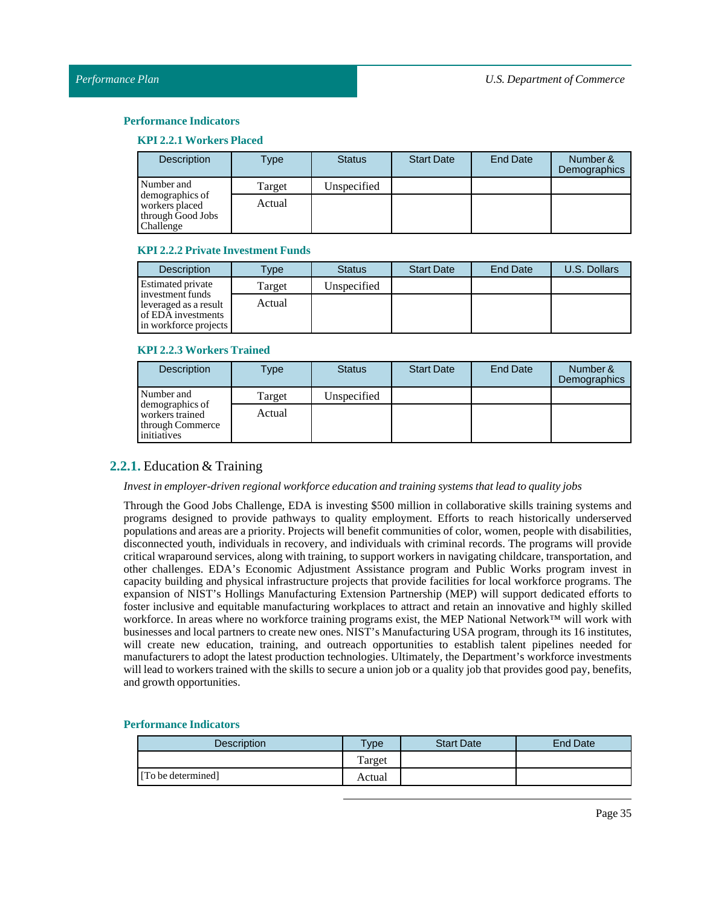#### Performance Indicators

##### KPI 2.2.1 Workers Placed

| Description | Type | Status | Start Date | End Date | Number & Demographics |
|---|---|---|---|---|---|
| Number and demographics of workers placed through Good Jobs Challenge | Target | Unspecified | | | |
| | Actual | | | | |

##### KPI 2.2.2 Private Investment Funds

| Description | Type | Status | Start Date | End Date | U.S. Dollars |
|---|---|---|---|---|---|
| Estimated private investment funds leveraged as a result of EDA investments in workforce projects | Target | Unspecified | | | |
| | Actual | | | | |

##### KPI 2.2.3 Workers Trained

| Description | Type | Status | Start Date | End Date | Number & Demographics |
|---|---|---|---|---|---|
| Number and demographics of workers trained through Commerce initiatives | Target | Unspecified | | | |
| | Actual | | | | |

### 2.2.1. Education & Training

*Invest in employer-driven regional workforce education and training systems that lead to quality jobs*

Through the Good Jobs Challenge, EDA is investing $500 million in collaborative skills training systems and programs designed to provide pathways to quality employment. Efforts to reach historically underserved populations and areas are a priority. Projects will benefit communities of color, women, people with disabilities, disconnected youth, individuals in recovery, and individuals with criminal records. The programs will provide critical wraparound services, along with training, to support workers in navigating childcare, transportation, and other challenges. EDA's Economic Adjustment Assistance program and Public Works program invest in capacity building and physical infrastructure projects that provide facilities for local workforce programs. The expansion of NIST's Hollings Manufacturing Extension Partnership (MEP) will support dedicated efforts to foster inclusive and equitable manufacturing workplaces to attract and retain an innovative and highly skilled workforce. In areas where no workforce training programs exist, the MEP National Network™ will work with businesses and local partners to create new ones. NIST's Manufacturing USA program, through its 16 institutes, will create new education, training, and outreach opportunities to establish talent pipelines needed for manufacturers to adopt the latest production technologies. Ultimately, the Department's workforce investments will lead to workers trained with the skills to secure a union job or a quality job that provides good pay, benefits, and growth opportunities.

#### Performance Indicators

| Description | Type | Start Date | End Date |
|---|---|---|---|
| | Target | | |
| [To be determined] | Actual | | |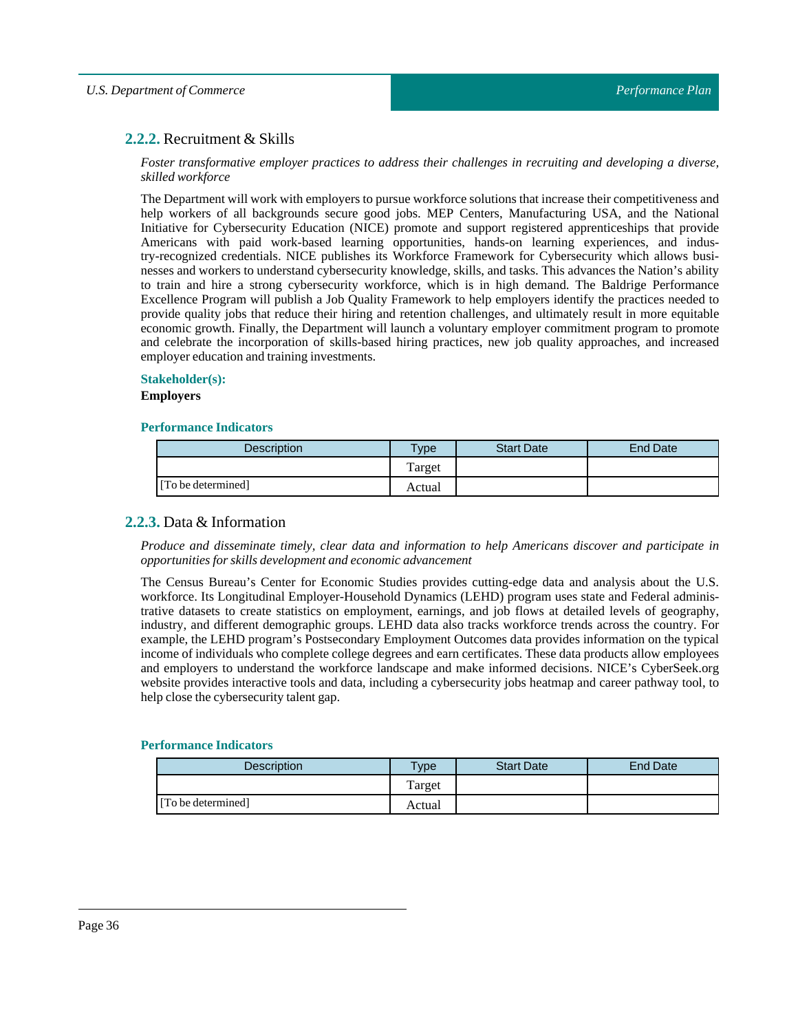### **2.2.2.** Recruitment & Skills

*Foster transformative employer practices to address their challenges in recruiting and developing a diverse, skilled workforce*

The Department will work with employers to pursue workforce solutions that increase their competitiveness and help workers of all backgrounds secure good jobs. MEP Centers, Manufacturing USA, and the National Initiative for Cybersecurity Education (NICE) promote and support registered apprenticeships that provide Americans with paid work-based learning opportunities, hands-on learning experiences, and industry-recognized credentials. NICE publishes its Workforce Framework for Cybersecurity which allows businesses and workers to understand cybersecurity knowledge, skills, and tasks. This advances the Nation's ability to train and hire a strong cybersecurity workforce, which is in high demand. The Baldrige Performance Excellence Program will publish a Job Quality Framework to help employers identify the practices needed to provide quality jobs that reduce their hiring and retention challenges, and ultimately result in more equitable economic growth. Finally, the Department will launch a voluntary employer commitment program to promote and celebrate the incorporation of skills-based hiring practices, new job quality approaches, and increased employer education and training investments.

**Stakeholder(s):**

**Employers**

**Performance Indicators**

| Description | Type | Start Date | End Date |
|---|---|---|---|
| | Target | | |
| [To be determined] | Actual | | |

### **2.2.3.** Data & Information

*Produce and disseminate timely, clear data and information to help Americans discover and participate in opportunities for skills development and economic advancement*

The Census Bureau's Center for Economic Studies provides cutting-edge data and analysis about the U.S. workforce. Its Longitudinal Employer-Household Dynamics (LEHD) program uses state and Federal administrative datasets to create statistics on employment, earnings, and job flows at detailed levels of geography, industry, and different demographic groups. LEHD data also tracks workforce trends across the country. For example, the LEHD program's Postsecondary Employment Outcomes data provides information on the typical income of individuals who complete college degrees and earn certificates. These data products allow employees and employers to understand the workforce landscape and make informed decisions. NICE's CyberSeek.org website provides interactive tools and data, including a cybersecurity jobs heatmap and career pathway tool, to help close the cybersecurity talent gap.

**Performance Indicators**

| Description | Type | Start Date | End Date |
|---|---|---|---|
| | Target | | |
| [To be determined] | Actual | | |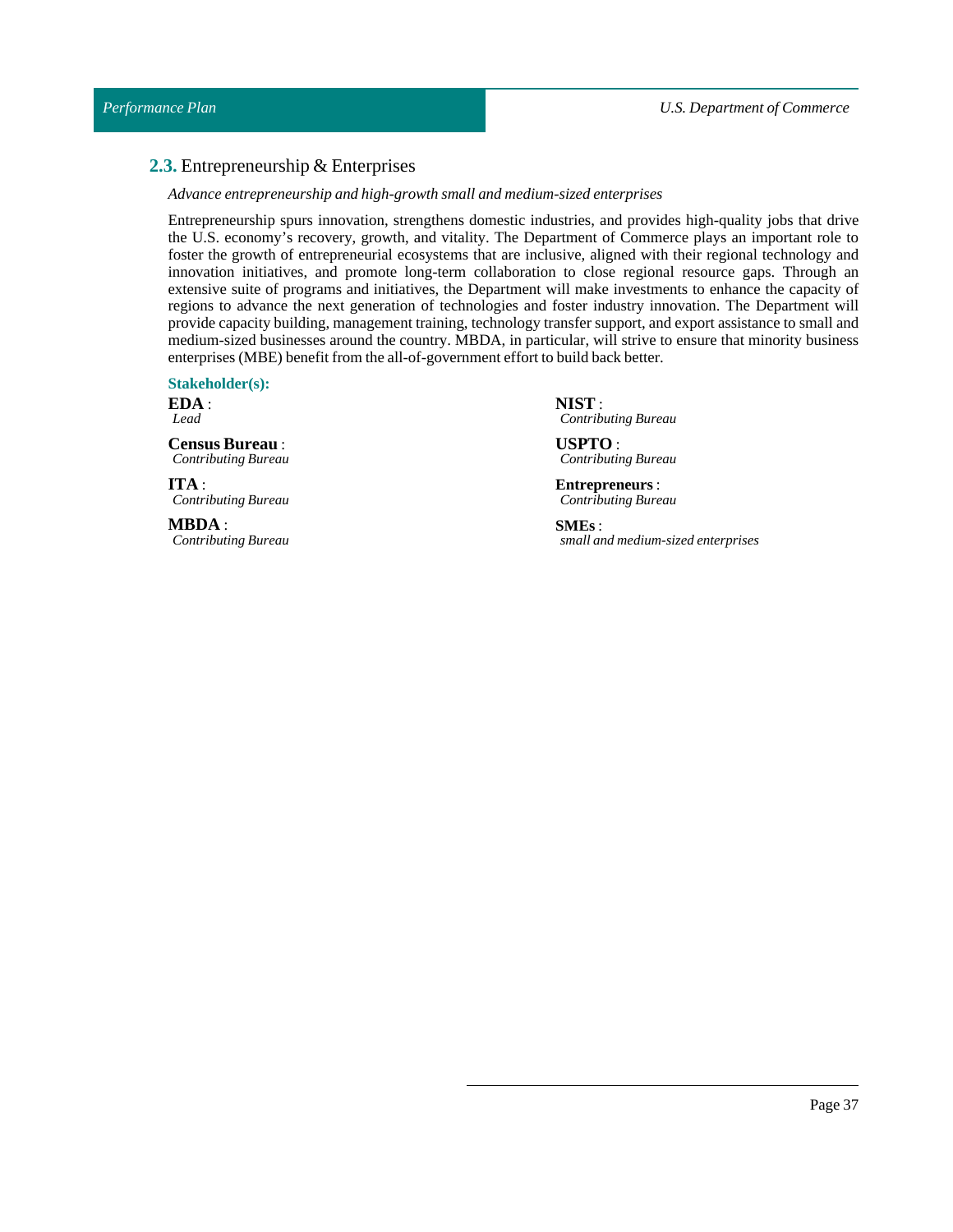## 2.3. Entrepreneurship & Enterprises

*Advance entrepreneurship and high-growth small and medium-sized enterprises*

Entrepreneurship spurs innovation, strengthens domestic industries, and provides high-quality jobs that drive the U.S. economy's recovery, growth, and vitality. The Department of Commerce plays an important role to foster the growth of entrepreneurial ecosystems that are inclusive, aligned with their regional technology and innovation initiatives, and promote long-term collaboration to close regional resource gaps. Through an extensive suite of programs and initiatives, the Department will make investments to enhance the capacity of regions to advance the next generation of technologies and foster industry innovation. The Department will provide capacity building, management training, technology transfer support, and export assistance to small and medium-sized businesses around the country. MBDA, in particular, will strive to ensure that minority business enterprises (MBE) benefit from the all-of-government effort to build back better.

**Stakeholder(s):**

**EDA** :
*Lead*

**Census Bureau** :
*Contributing Bureau*

**ITA** :
*Contributing Bureau*

**MBDA** :
*Contributing Bureau*

**NIST** :
*Contributing Bureau*

**USPTO** :
*Contributing Bureau*

**Entrepreneurs** :
*Contributing Bureau*

**SMEs** :
*small and medium-sized enterprises*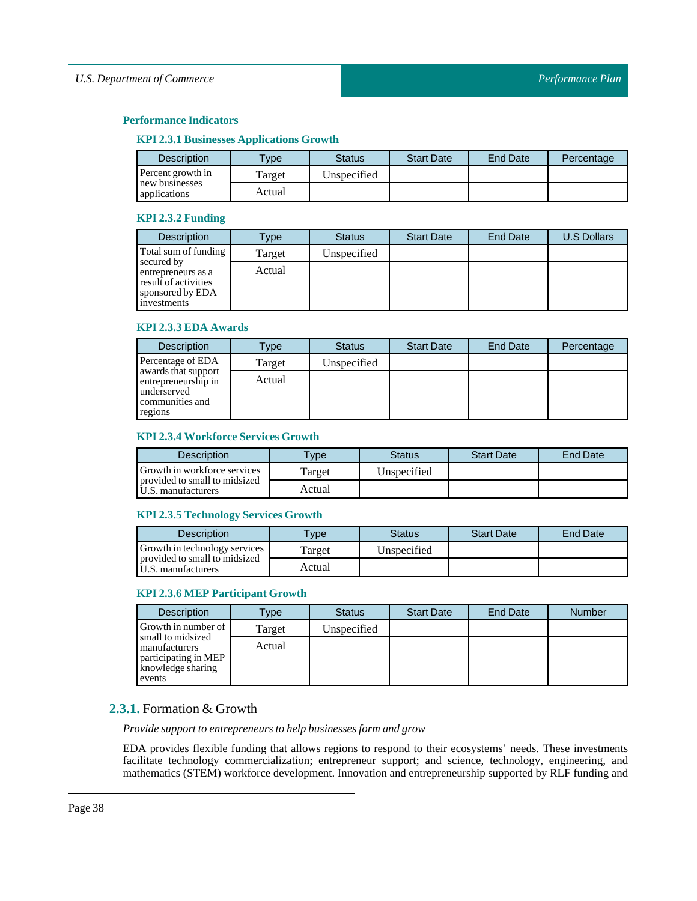### Performance Indicators

#### KPI 2.3.1 Businesses Applications Growth

| Description | Type | Status | Start Date | End Date | Percentage |
|---|---|---|---|---|---|
| Percent growth in new businesses applications | Target | Unspecified | | | |
| | Actual | | | | |

#### KPI 2.3.2 Funding

| Description | Type | Status | Start Date | End Date | U.S Dollars |
|---|---|---|---|---|---|
| Total sum of funding secured by entrepreneurs as a result of activities sponsored by EDA investments | Target | Unspecified | | | |
| | Actual | | | | |

#### KPI 2.3.3 EDA Awards

| Description | Type | Status | Start Date | End Date | Percentage |
|---|---|---|---|---|---|
| Percentage of EDA awards that support entrepreneurship in underserved communities and regions | Target | Unspecified | | | |
| | Actual | | | | |

#### KPI 2.3.4 Workforce Services Growth

| Description | Type | Status | Start Date | End Date |
|---|---|---|---|---|
| Growth in workforce services provided to small to midsized U.S. manufacturers | Target | Unspecified | | |
| | Actual | | | |

#### KPI 2.3.5 Technology Services Growth

| Description | Type | Status | Start Date | End Date |
|---|---|---|---|---|
| Growth in technology services provided to small to midsized U.S. manufacturers | Target | Unspecified | | |
| | Actual | | | |

#### KPI 2.3.6 MEP Participant Growth

| Description | Type | Status | Start Date | End Date | Number |
|---|---|---|---|---|---|
| Growth in number of small to midsized manufacturers participating in MEP knowledge sharing events | Target | Unspecified | | | |
| | Actual | | | | |

## 2.3.1. Formation & Growth

*Provide support to entrepreneurs to help businesses form and grow*

EDA provides flexible funding that allows regions to respond to their ecosystems' needs. These investments facilitate technology commercialization; entrepreneur support; and science, technology, engineering, and mathematics (STEM) workforce development. Innovation and entrepreneurship supported by RLF funding and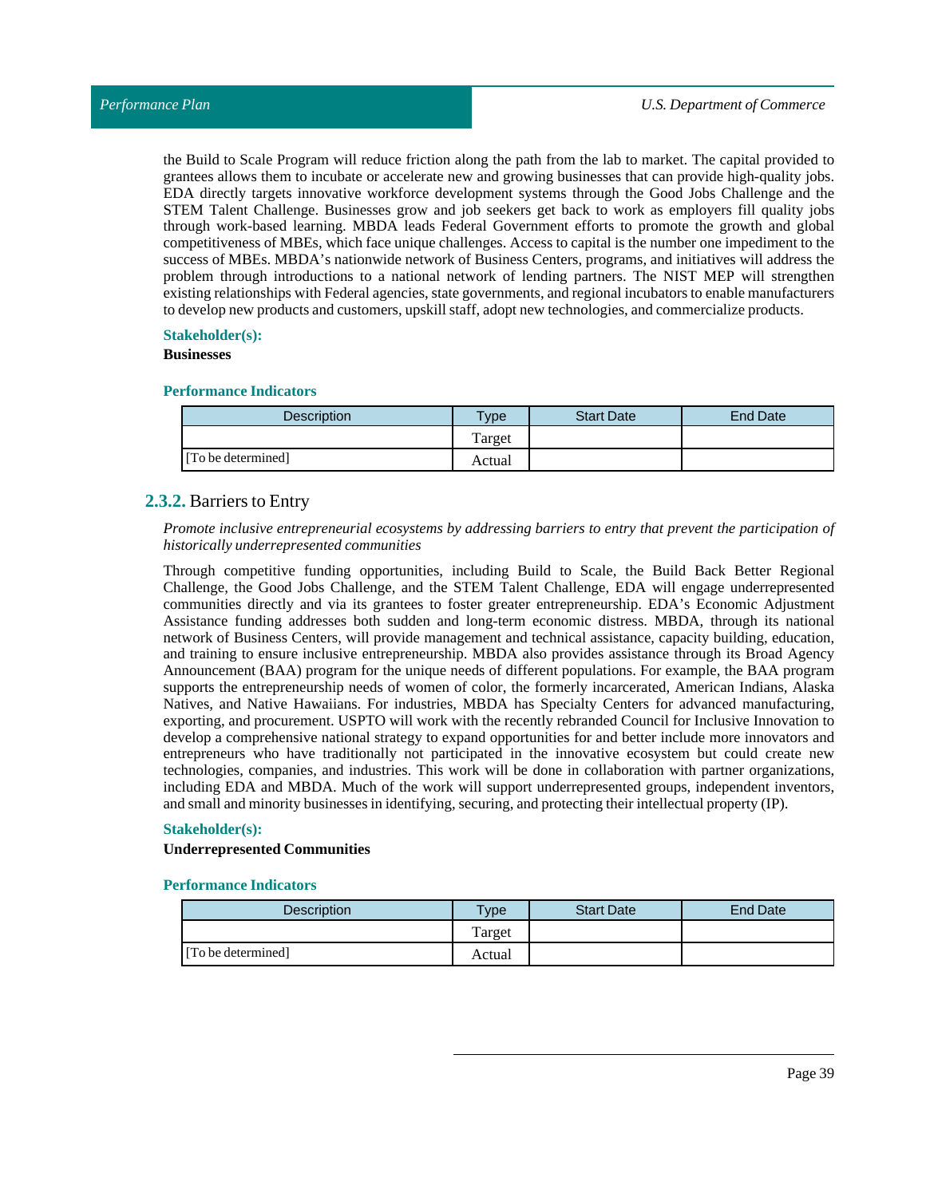the Build to Scale Program will reduce friction along the path from the lab to market. The capital provided to grantees allows them to incubate or accelerate new and growing businesses that can provide high-quality jobs. EDA directly targets innovative workforce development systems through the Good Jobs Challenge and the STEM Talent Challenge. Businesses grow and job seekers get back to work as employers fill quality jobs through work-based learning. MBDA leads Federal Government efforts to promote the growth and global competitiveness of MBEs, which face unique challenges. Access to capital is the number one impediment to the success of MBEs. MBDA's nationwide network of Business Centers, programs, and initiatives will address the problem through introductions to a national network of lending partners. The NIST MEP will strengthen existing relationships with Federal agencies, state governments, and regional incubators to enable manufacturers to develop new products and customers, upskill staff, adopt new technologies, and commercialize products.

**Stakeholder(s):**

**Businesses**

**Performance Indicators**

| Description | Type | Start Date | End Date |
|---|---|---|---|
| | Target | | |
| [To be determined] | Actual | | |

### 2.3.2. Barriers to Entry

*Promote inclusive entrepreneurial ecosystems by addressing barriers to entry that prevent the participation of historically underrepresented communities*

Through competitive funding opportunities, including Build to Scale, the Build Back Better Regional Challenge, the Good Jobs Challenge, and the STEM Talent Challenge, EDA will engage underrepresented communities directly and via its grantees to foster greater entrepreneurship. EDA's Economic Adjustment Assistance funding addresses both sudden and long-term economic distress. MBDA, through its national network of Business Centers, will provide management and technical assistance, capacity building, education, and training to ensure inclusive entrepreneurship. MBDA also provides assistance through its Broad Agency Announcement (BAA) program for the unique needs of different populations. For example, the BAA program supports the entrepreneurship needs of women of color, the formerly incarcerated, American Indians, Alaska Natives, and Native Hawaiians. For industries, MBDA has Specialty Centers for advanced manufacturing, exporting, and procurement. USPTO will work with the recently rebranded Council for Inclusive Innovation to develop a comprehensive national strategy to expand opportunities for and better include more innovators and entrepreneurs who have traditionally not participated in the innovative ecosystem but could create new technologies, companies, and industries. This work will be done in collaboration with partner organizations, including EDA and MBDA. Much of the work will support underrepresented groups, independent inventors, and small and minority businesses in identifying, securing, and protecting their intellectual property (IP).

**Stakeholder(s):**

**Underrepresented Communities**

**Performance Indicators**

| Description | Type | Start Date | End Date |
|---|---|---|---|
| | Target | | |
| [To be determined] | Actual | | |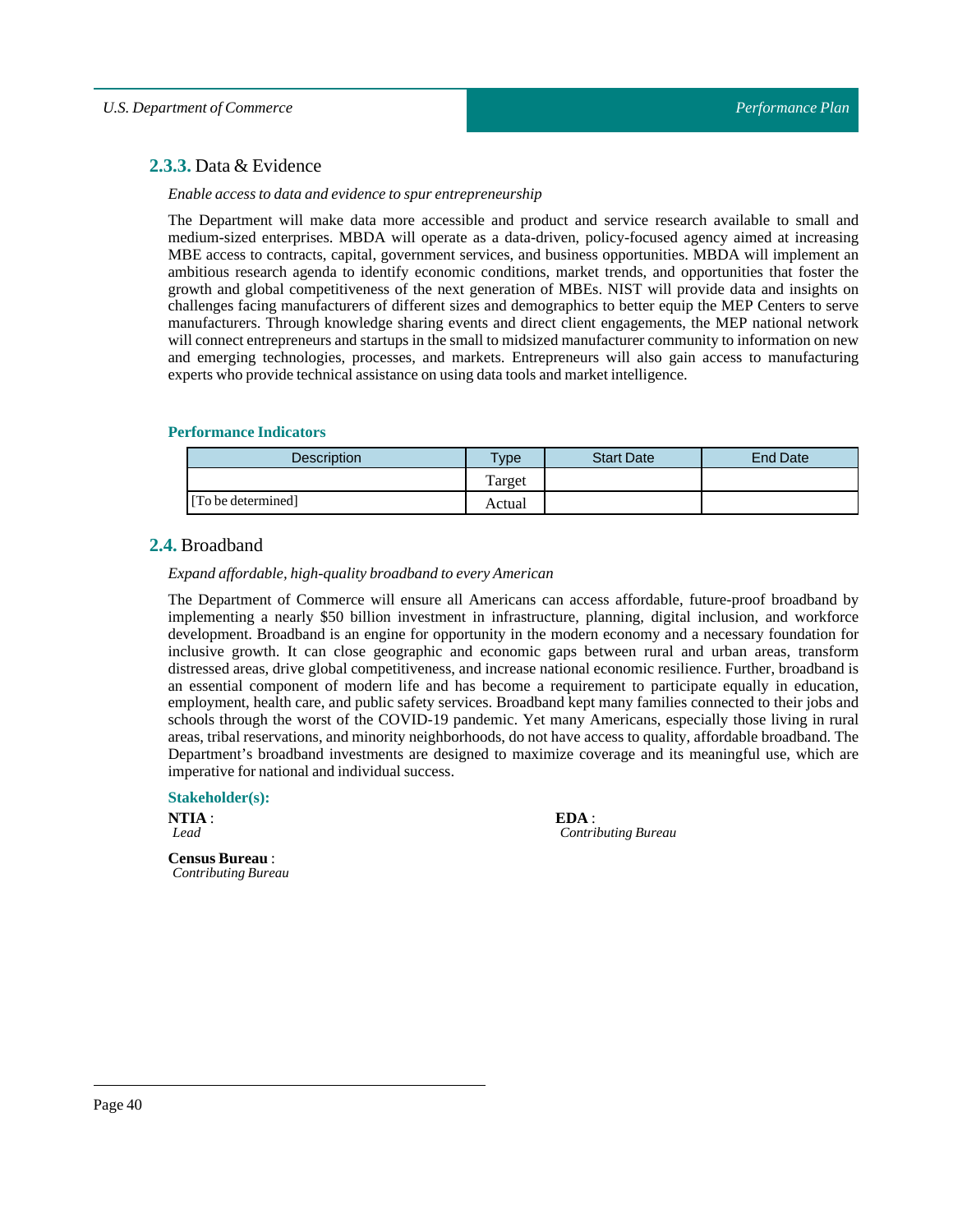### 2.3.3. Data & Evidence

*Enable access to data and evidence to spur entrepreneurship*

The Department will make data more accessible and product and service research available to small and medium-sized enterprises. MBDA will operate as a data-driven, policy-focused agency aimed at increasing MBE access to contracts, capital, government services, and business opportunities. MBDA will implement an ambitious research agenda to identify economic conditions, market trends, and opportunities that foster the growth and global competitiveness of the next generation of MBEs. NIST will provide data and insights on challenges facing manufacturers of different sizes and demographics to better equip the MEP Centers to serve manufacturers. Through knowledge sharing events and direct client engagements, the MEP national network will connect entrepreneurs and startups in the small to midsized manufacturer community to information on new and emerging technologies, processes, and markets. Entrepreneurs will also gain access to manufacturing experts who provide technical assistance on using data tools and market intelligence.

**Performance Indicators**

| Description | Type | Start Date | End Date |
|---|---|---|---|
| | Target | | |
| [To be determined] | Actual | | |

## 2.4. Broadband

*Expand affordable, high-quality broadband to every American*

The Department of Commerce will ensure all Americans can access affordable, future-proof broadband by implementing a nearly $50 billion investment in infrastructure, planning, digital inclusion, and workforce development. Broadband is an engine for opportunity in the modern economy and a necessary foundation for inclusive growth. It can close geographic and economic gaps between rural and urban areas, transform distressed areas, drive global competitiveness, and increase national economic resilience. Further, broadband is an essential component of modern life and has become a requirement to participate equally in education, employment, health care, and public safety services. Broadband kept many families connected to their jobs and schools through the worst of the COVID-19 pandemic. Yet many Americans, especially those living in rural areas, tribal reservations, and minority neighborhoods, do not have access to quality, affordable broadband. The Department's broadband investments are designed to maximize coverage and its meaningful use, which are imperative for national and individual success.

**Stakeholder(s):**

**NTIA** :
*Lead*

**Census Bureau** :
*Contributing Bureau*

**EDA** :
*Contributing Bureau*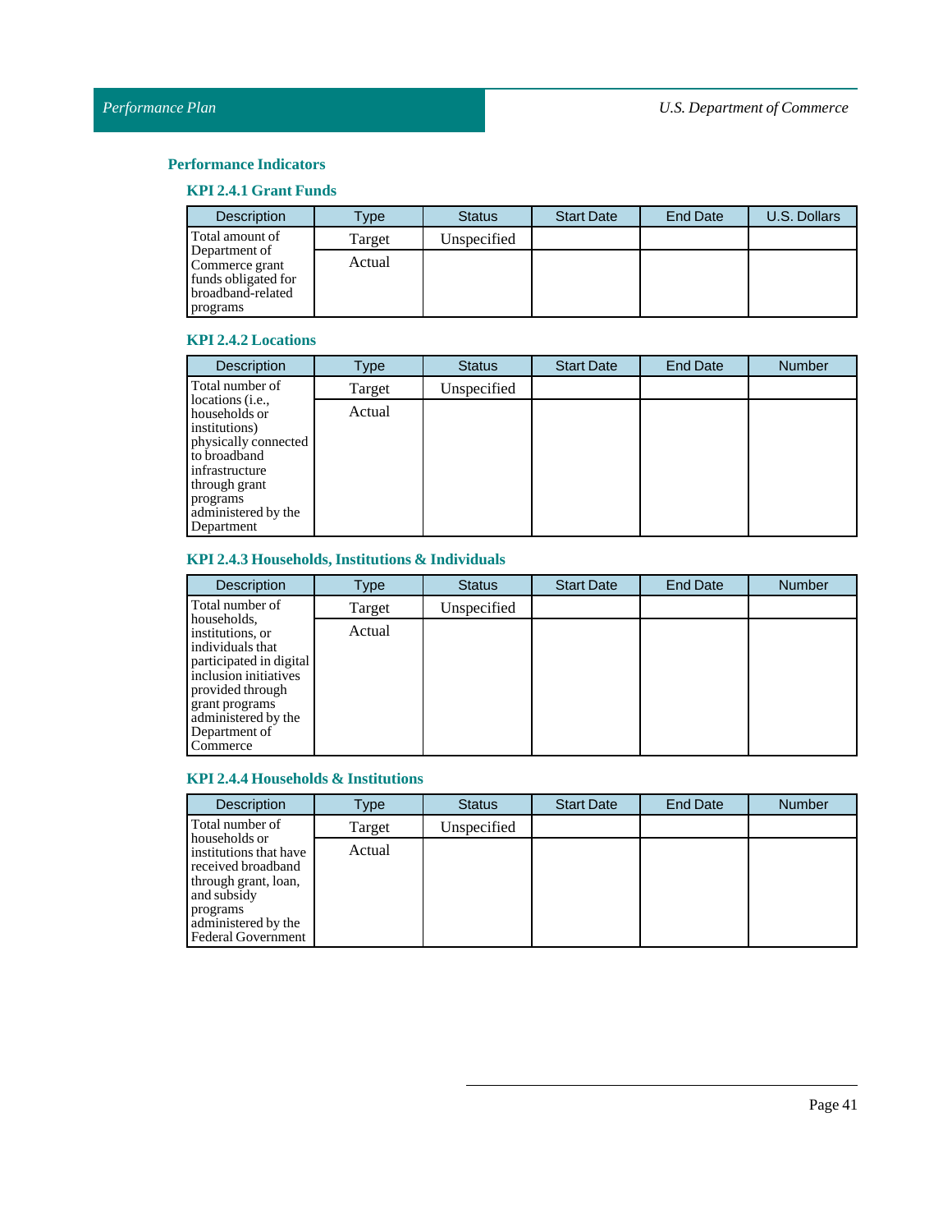### Performance Indicators

#### KPI 2.4.1 Grant Funds

| Description | Type | Status | Start Date | End Date | U.S. Dollars |
|---|---|---|---|---|---|
| Total amount of Department of Commerce grant funds obligated for broadband-related programs | Target | Unspecified | | | |
| | Actual | | | | |

#### KPI 2.4.2 Locations

| Description | Type | Status | Start Date | End Date | Number |
|---|---|---|---|---|---|
| Total number of locations (i.e., households or institutions) physically connected to broadband infrastructure through grant programs administered by the Department | Target | Unspecified | | | |
| | Actual | | | | |

#### KPI 2.4.3 Households, Institutions & Individuals

| Description | Type | Status | Start Date | End Date | Number |
|---|---|---|---|---|---|
| Total number of households, institutions, or individuals that participated in digital inclusion initiatives provided through grant programs administered by the Department of Commerce | Target | Unspecified | | | |
| | Actual | | | | |

#### KPI 2.4.4 Households & Institutions

| Description | Type | Status | Start Date | End Date | Number |
|---|---|---|---|---|---|
| Total number of households or institutions that have received broadband through grant, loan, and subsidy programs administered by the Federal Government | Target | Unspecified | | | |
| | Actual | | | | |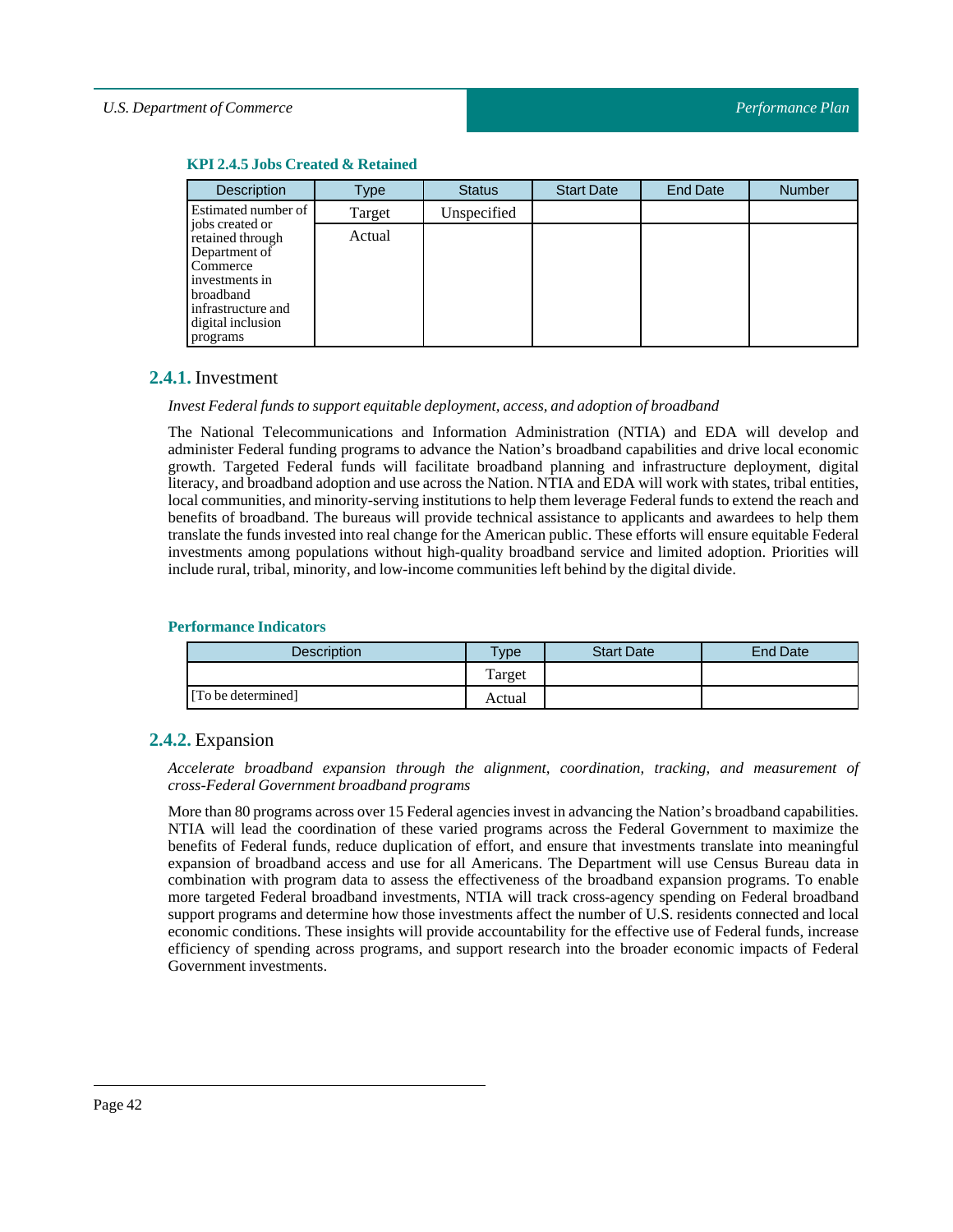#### KPI 2.4.5 Jobs Created & Retained

| Description | Type | Status | Start Date | End Date | Number |
|---|---|---|---|---|---|
| Estimated number of jobs created or retained through Department of Commerce investments in broadband infrastructure and digital inclusion programs | Target | Unspecified | | | |
| | Actual | | | | |

### 2.4.1. Investment

*Invest Federal funds to support equitable deployment, access, and adoption of broadband*

The National Telecommunications and Information Administration (NTIA) and EDA will develop and administer Federal funding programs to advance the Nation's broadband capabilities and drive local economic growth. Targeted Federal funds will facilitate broadband planning and infrastructure deployment, digital literacy, and broadband adoption and use across the Nation. NTIA and EDA will work with states, tribal entities, local communities, and minority-serving institutions to help them leverage Federal funds to extend the reach and benefits of broadband. The bureaus will provide technical assistance to applicants and awardees to help them translate the funds invested into real change for the American public. These efforts will ensure equitable Federal investments among populations without high-quality broadband service and limited adoption. Priorities will include rural, tribal, minority, and low-income communities left behind by the digital divide.

#### Performance Indicators

| Description | Type | Start Date | End Date |
|---|---|---|---|
| | Target | | |
| [To be determined] | Actual | | |

### 2.4.2. Expansion

*Accelerate broadband expansion through the alignment, coordination, tracking, and measurement of cross-Federal Government broadband programs*

More than 80 programs across over 15 Federal agencies invest in advancing the Nation's broadband capabilities. NTIA will lead the coordination of these varied programs across the Federal Government to maximize the benefits of Federal funds, reduce duplication of effort, and ensure that investments translate into meaningful expansion of broadband access and use for all Americans. The Department will use Census Bureau data in combination with program data to assess the effectiveness of the broadband expansion programs. To enable more targeted Federal broadband investments, NTIA will track cross-agency spending on Federal broadband support programs and determine how those investments affect the number of U.S. residents connected and local economic conditions. These insights will provide accountability for the effective use of Federal funds, increase efficiency of spending across programs, and support research into the broader economic impacts of Federal Government investments.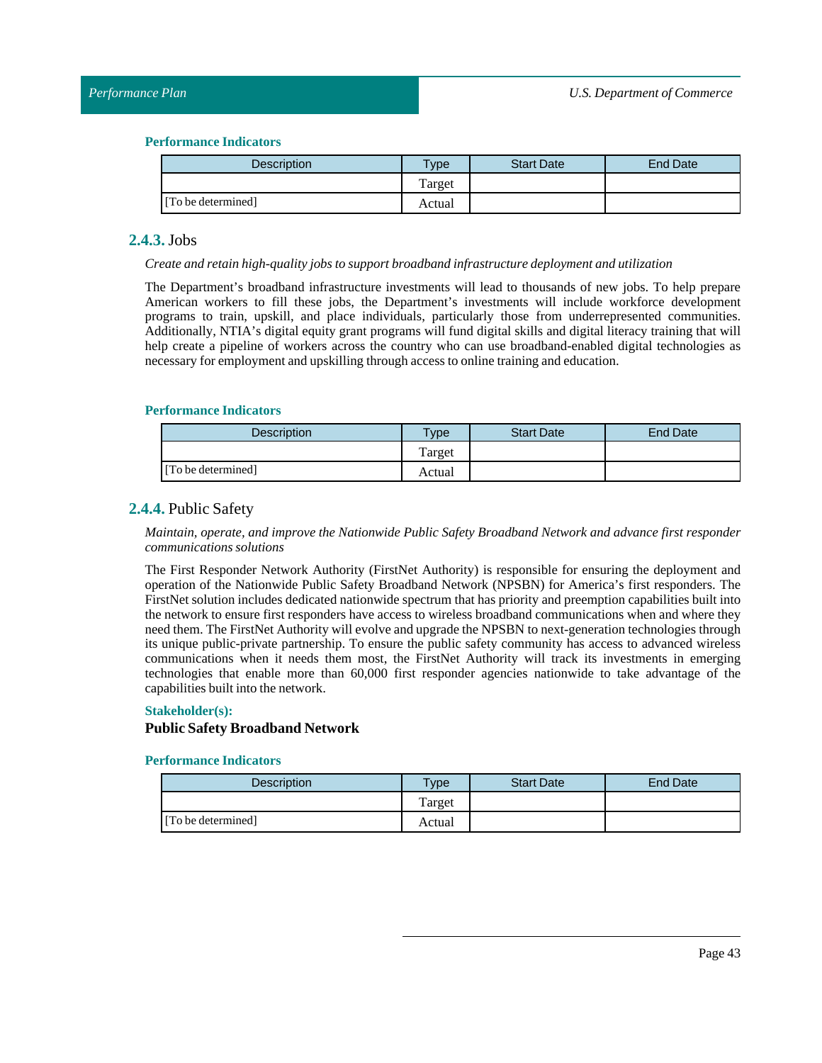#### Performance Indicators

| Description | Type | Start Date | End Date |
| --- | --- | --- | --- |
| | Target | | |
| [To be determined] | Actual | | |

### 2.4.3. Jobs

*Create and retain high-quality jobs to support broadband infrastructure deployment and utilization*

The Department's broadband infrastructure investments will lead to thousands of new jobs. To help prepare American workers to fill these jobs, the Department's investments will include workforce development programs to train, upskill, and place individuals, particularly those from underrepresented communities. Additionally, NTIA's digital equity grant programs will fund digital skills and digital literacy training that will help create a pipeline of workers across the country who can use broadband-enabled digital technologies as necessary for employment and upskilling through access to online training and education.

#### Performance Indicators

| Description | Type | Start Date | End Date |
| --- | --- | --- | --- |
| | Target | | |
| [To be determined] | Actual | | |

### 2.4.4. Public Safety

*Maintain, operate, and improve the Nationwide Public Safety Broadband Network and advance first responder communications solutions*

The First Responder Network Authority (FirstNet Authority) is responsible for ensuring the deployment and operation of the Nationwide Public Safety Broadband Network (NPSBN) for America's first responders. The FirstNet solution includes dedicated nationwide spectrum that has priority and preemption capabilities built into the network to ensure first responders have access to wireless broadband communications when and where they need them. The FirstNet Authority will evolve and upgrade the NPSBN to next-generation technologies through its unique public-private partnership. To ensure the public safety community has access to advanced wireless communications when it needs them most, the FirstNet Authority will track its investments in emerging technologies that enable more than 60,000 first responder agencies nationwide to take advantage of the capabilities built into the network.

#### Stakeholder(s):

**Public Safety Broadband Network**

#### Performance Indicators

| Description | Type | Start Date | End Date |
| --- | --- | --- | --- |
| | Target | | |
| [To be determined] | Actual | | |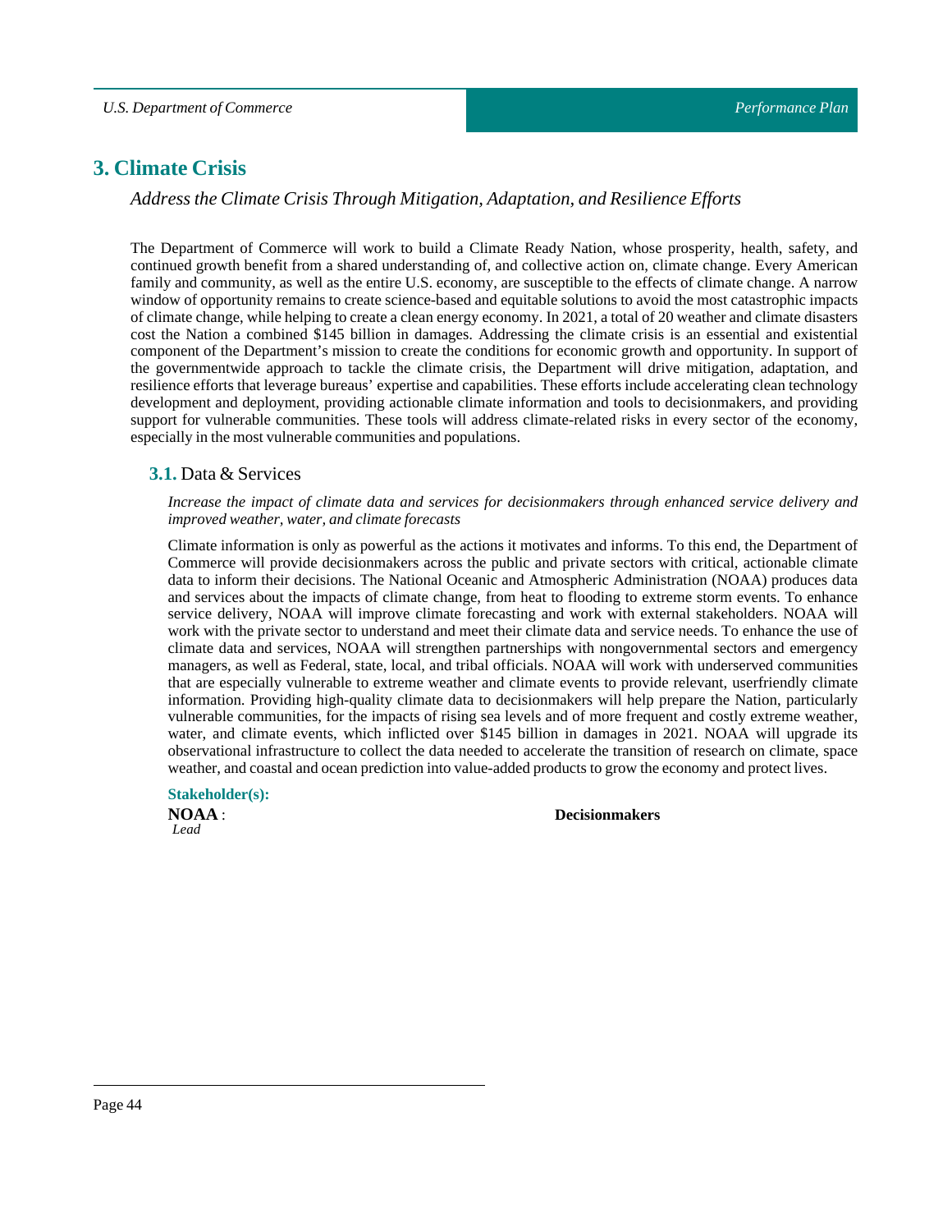# 3. Climate Crisis

*Address the Climate Crisis Through Mitigation, Adaptation, and Resilience Efforts*

The Department of Commerce will work to build a Climate Ready Nation, whose prosperity, health, safety, and continued growth benefit from a shared understanding of, and collective action on, climate change. Every American family and community, as well as the entire U.S. economy, are susceptible to the effects of climate change. A narrow window of opportunity remains to create science-based and equitable solutions to avoid the most catastrophic impacts of climate change, while helping to create a clean energy economy. In 2021, a total of 20 weather and climate disasters cost the Nation a combined $145 billion in damages. Addressing the climate crisis is an essential and existential component of the Department's mission to create the conditions for economic growth and opportunity. In support of the governmentwide approach to tackle the climate crisis, the Department will drive mitigation, adaptation, and resilience efforts that leverage bureaus' expertise and capabilities. These efforts include accelerating clean technology development and deployment, providing actionable climate information and tools to decisionmakers, and providing support for vulnerable communities. These tools will address climate-related risks in every sector of the economy, especially in the most vulnerable communities and populations.

## 3.1. Data & Services

*Increase the impact of climate data and services for decisionmakers through enhanced service delivery and improved weather, water, and climate forecasts*

Climate information is only as powerful as the actions it motivates and informs. To this end, the Department of Commerce will provide decisionmakers across the public and private sectors with critical, actionable climate data to inform their decisions. The National Oceanic and Atmospheric Administration (NOAA) produces data and services about the impacts of climate change, from heat to flooding to extreme storm events. To enhance service delivery, NOAA will improve climate forecasting and work with external stakeholders. NOAA will work with the private sector to understand and meet their climate data and service needs. To enhance the use of climate data and services, NOAA will strengthen partnerships with nongovernmental sectors and emergency managers, as well as Federal, state, local, and tribal officials. NOAA will work with underserved communities that are especially vulnerable to extreme weather and climate events to provide relevant, userfriendly climate information. Providing high-quality climate data to decisionmakers will help prepare the Nation, particularly vulnerable communities, for the impacts of rising sea levels and of more frequent and costly extreme weather, water, and climate events, which inflicted over $145 billion in damages in 2021. NOAA will upgrade its observational infrastructure to collect the data needed to accelerate the transition of research on climate, space weather, and coastal and ocean prediction into value-added products to grow the economy and protect lives.

**Stakeholder(s):**

**NOAA** :
*Lead*

**Decisionmakers**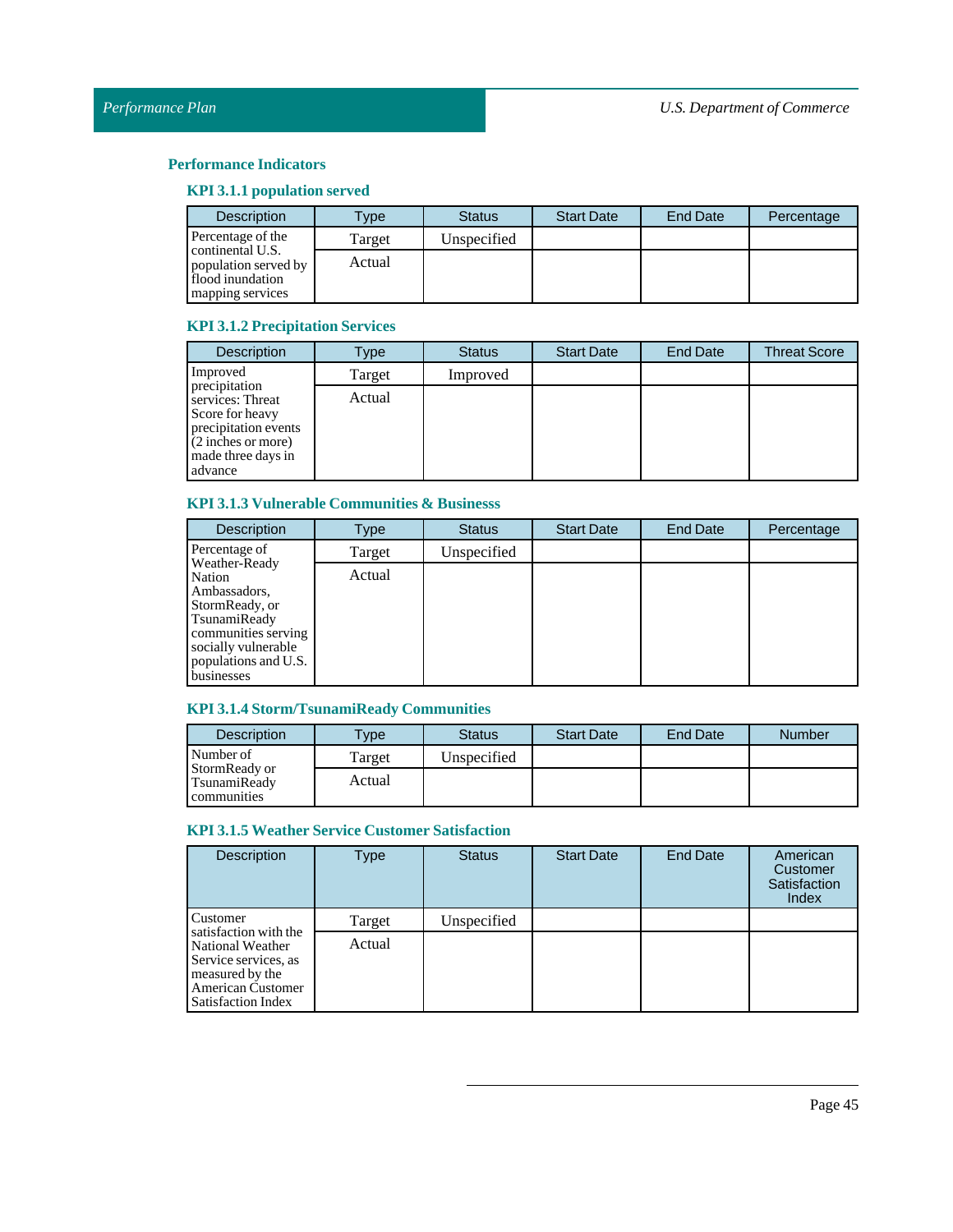## Performance Indicators

### KPI 3.1.1 population served

| Description | Type | Status | Start Date | End Date | Percentage |
|---|---|---|---|---|---|
| Percentage of the continental U.S. population served by flood inundation mapping services | Target | Unspecified | | | |
| | Actual | | | | |

### KPI 3.1.2 Precipitation Services

| Description | Type | Status | Start Date | End Date | Threat Score |
|---|---|---|---|---|---|
| Improved precipitation services: Threat Score for heavy precipitation events (2 inches or more) made three days in advance | Target | Improved | | | |
| | Actual | | | | |

### KPI 3.1.3 Vulnerable Communities & Businesss

| Description | Type | Status | Start Date | End Date | Percentage |
|---|---|---|---|---|---|
| Percentage of Weather-Ready Nation Ambassadors, StormReady, or TsunamiReady communities serving socially vulnerable populations and U.S. businesses | Target | Unspecified | | | |
| | Actual | | | | |

### KPI 3.1.4 Storm/TsunamiReady Communities

| Description | Type | Status | Start Date | End Date | Number |
|---|---|---|---|---|---|
| Number of StormReady or TsunamiReady communities | Target | Unspecified | | | |
| | Actual | | | | |

### KPI 3.1.5 Weather Service Customer Satisfaction

| Description | Type | Status | Start Date | End Date | American Customer Satisfaction Index |
|---|---|---|---|---|---|
| Customer satisfaction with the National Weather Service services, as measured by the American Customer Satisfaction Index | Target | Unspecified | | | |
| | Actual | | | | |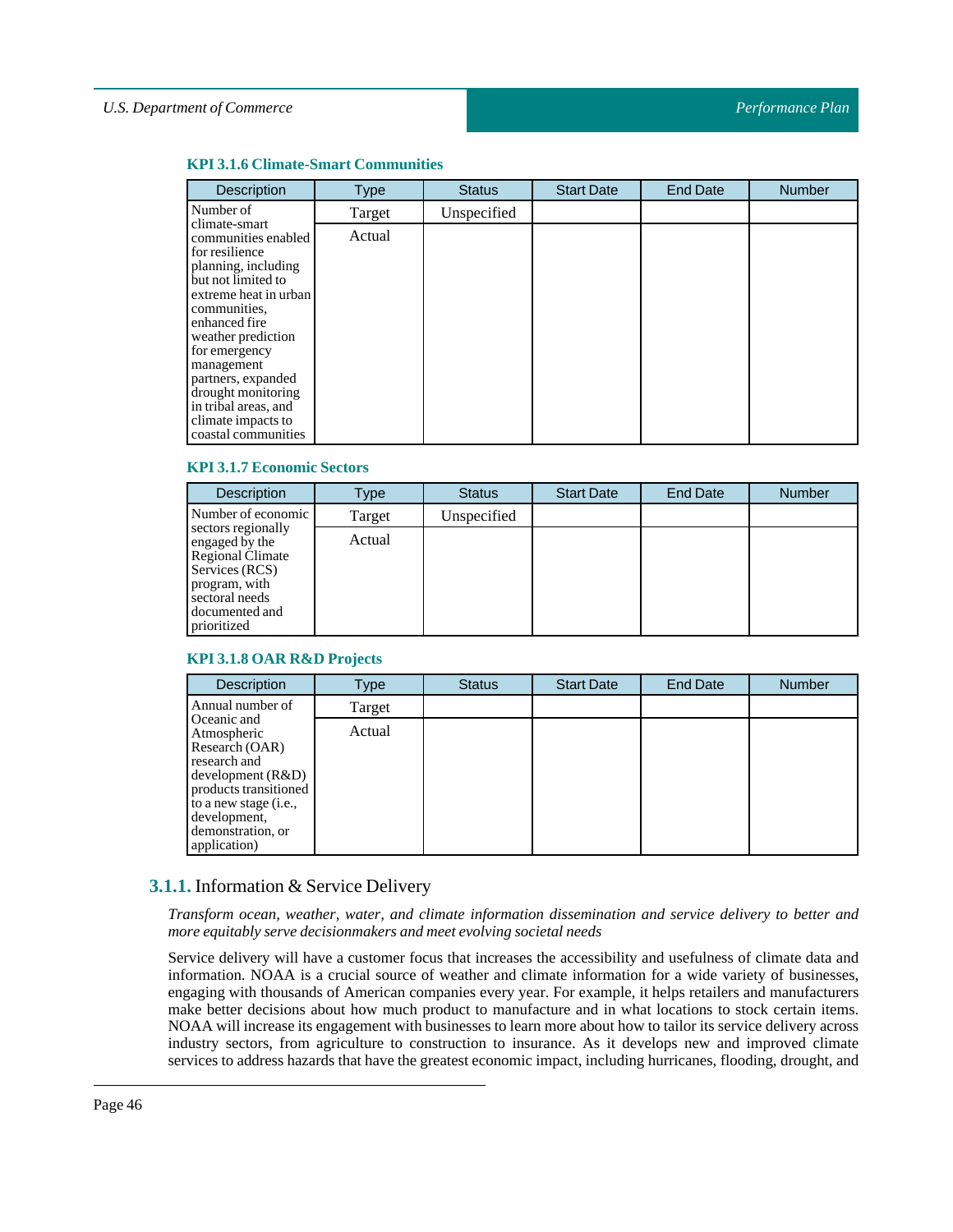#### KPI 3.1.6 Climate-Smart Communities

| Description | Type | Status | Start Date | End Date | Number |
|---|---|---|---|---|---|
| Number of climate-smart communities enabled for resilience planning, including but not limited to extreme heat in urban communities, enhanced fire weather prediction for emergency management partners, expanded drought monitoring in tribal areas, and climate impacts to coastal communities | Target | Unspecified | | | |
| | Actual | | | | |

#### KPI 3.1.7 Economic Sectors

| Description | Type | Status | Start Date | End Date | Number |
|---|---|---|---|---|---|
| Number of economic sectors regionally engaged by the Regional Climate Services (RCS) program, with sectoral needs documented and prioritized | Target | Unspecified | | | |
| | Actual | | | | |

#### KPI 3.1.8 OAR R&D Projects

| Description | Type | Status | Start Date | End Date | Number |
|---|---|---|---|---|---|
| Annual number of Oceanic and Atmospheric Research (OAR) research and development (R&D) products transitioned to a new stage (i.e., development, demonstration, or application) | Target | | | | |
| | Actual | | | | |

### 3.1.1. Information & Service Delivery

*Transform ocean, weather, water, and climate information dissemination and service delivery to better and more equitably serve decisionmakers and meet evolving societal needs*

Service delivery will have a customer focus that increases the accessibility and usefulness of climate data and information. NOAA is a crucial source of weather and climate information for a wide variety of businesses, engaging with thousands of American companies every year. For example, it helps retailers and manufacturers make better decisions about how much product to manufacture and in what locations to stock certain items. NOAA will increase its engagement with businesses to learn more about how to tailor its service delivery across industry sectors, from agriculture to construction to insurance. As it develops new and improved climate services to address hazards that have the greatest economic impact, including hurricanes, flooding, drought, and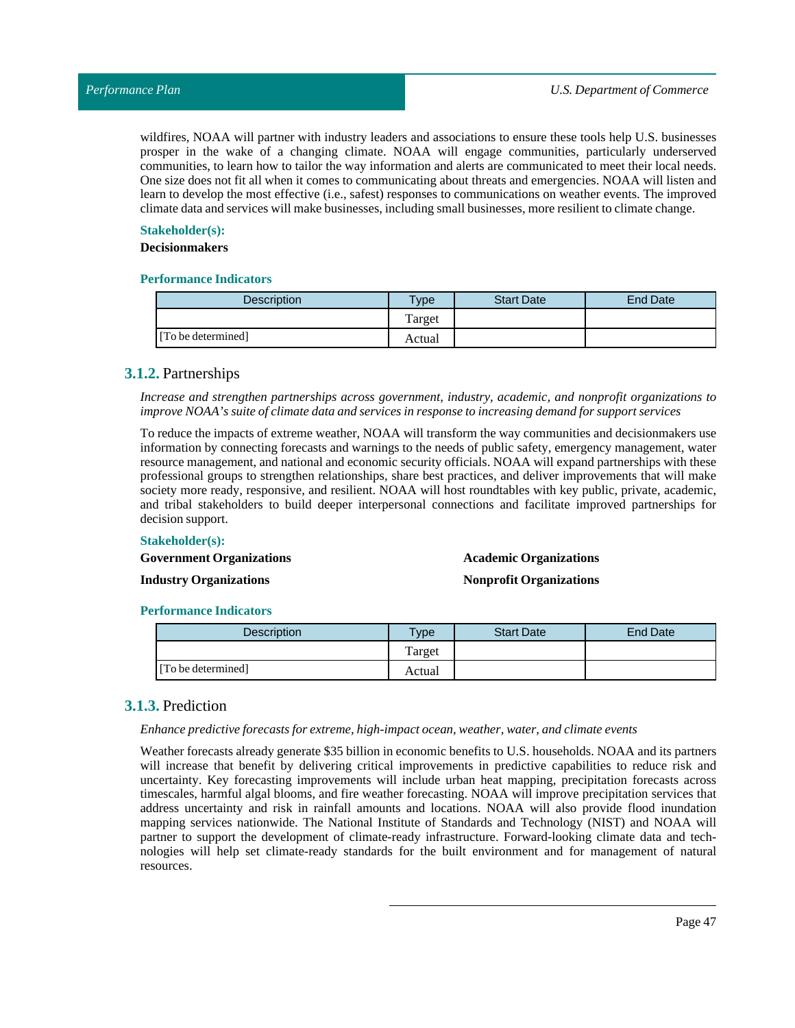wildfires, NOAA will partner with industry leaders and associations to ensure these tools help U.S. businesses prosper in the wake of a changing climate. NOAA will engage communities, particularly underserved communities, to learn how to tailor the way information and alerts are communicated to meet their local needs. One size does not fit all when it comes to communicating about threats and emergencies. NOAA will listen and learn to develop the most effective (i.e., safest) responses to communications on weather events. The improved climate data and services will make businesses, including small businesses, more resilient to climate change.

**Stakeholder(s):**

**Decisionmakers**

**Performance Indicators**

| Description | Type | Start Date | End Date |
|---|---|---|---|
| [To be determined] | Target | | |
| | Actual | | |

### 3.1.2. Partnerships

*Increase and strengthen partnerships across government, industry, academic, and nonprofit organizations to improve NOAA's suite of climate data and services in response to increasing demand for support services*

To reduce the impacts of extreme weather, NOAA will transform the way communities and decisionmakers use information by connecting forecasts and warnings to the needs of public safety, emergency management, water resource management, and national and economic security officials. NOAA will expand partnerships with these professional groups to strengthen relationships, share best practices, and deliver improvements that will make society more ready, responsive, and resilient. NOAA will host roundtables with key public, private, academic, and tribal stakeholders to build deeper interpersonal connections and facilitate improved partnerships for decision support.

**Stakeholder(s):**

**Government Organizations**

**Industry Organizations**

**Academic Organizations**

**Nonprofit Organizations**

**Performance Indicators**

| Description | Type | Start Date | End Date |
|---|---|---|---|
| [To be determined] | Target | | |
| | Actual | | |

### 3.1.3. Prediction

*Enhance predictive forecasts for extreme, high-impact ocean, weather, water, and climate events*

Weather forecasts already generate $35 billion in economic benefits to U.S. households. NOAA and its partners will increase that benefit by delivering critical improvements in predictive capabilities to reduce risk and uncertainty. Key forecasting improvements will include urban heat mapping, precipitation forecasts across timescales, harmful algal blooms, and fire weather forecasting. NOAA will improve precipitation services that address uncertainty and risk in rainfall amounts and locations. NOAA will also provide flood inundation mapping services nationwide. The National Institute of Standards and Technology (NIST) and NOAA will partner to support the development of climate-ready infrastructure. Forward-looking climate data and technologies will help set climate-ready standards for the built environment and for management of natural resources.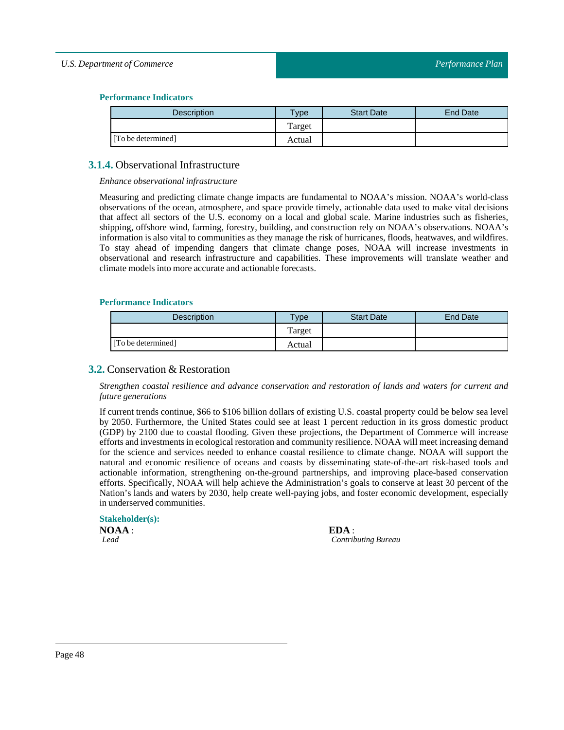**Performance Indicators**

| Description | Type | Start Date | End Date |
|---|---|---|---|
| | Target | | |
| [To be determined] | Actual | | |

### 3.1.4. Observational Infrastructure

*Enhance observational infrastructure*

Measuring and predicting climate change impacts are fundamental to NOAA's mission. NOAA's world-class observations of the ocean, atmosphere, and space provide timely, actionable data used to make vital decisions that affect all sectors of the U.S. economy on a local and global scale. Marine industries such as fisheries, shipping, offshore wind, farming, forestry, building, and construction rely on NOAA's observations. NOAA's information is also vital to communities as they manage the risk of hurricanes, floods, heatwaves, and wildfires. To stay ahead of impending dangers that climate change poses, NOAA will increase investments in observational and research infrastructure and capabilities. These improvements will translate weather and climate models into more accurate and actionable forecasts.

**Performance Indicators**

| Description | Type | Start Date | End Date |
|---|---|---|---|
| | Target | | |
| [To be determined] | Actual | | |

## 3.2. Conservation & Restoration

*Strengthen coastal resilience and advance conservation and restoration of lands and waters for current and future generations*

If current trends continue, $66 to $106 billion dollars of existing U.S. coastal property could be below sea level by 2050. Furthermore, the United States could see at least 1 percent reduction in its gross domestic product (GDP) by 2100 due to coastal flooding. Given these projections, the Department of Commerce will increase efforts and investments in ecological restoration and community resilience. NOAA will meet increasing demand for the science and services needed to enhance coastal resilience to climate change. NOAA will support the natural and economic resilience of oceans and coasts by disseminating state-of-the-art risk-based tools and actionable information, strengthening on-the-ground partnerships, and improving place-based conservation efforts. Specifically, NOAA will help achieve the Administration's goals to conserve at least 30 percent of the Nation's lands and waters by 2030, help create well-paying jobs, and foster economic development, especially in underserved communities.

**Stakeholder(s):**

**NOAA** :
*Lead*

**EDA** :
*Contributing Bureau*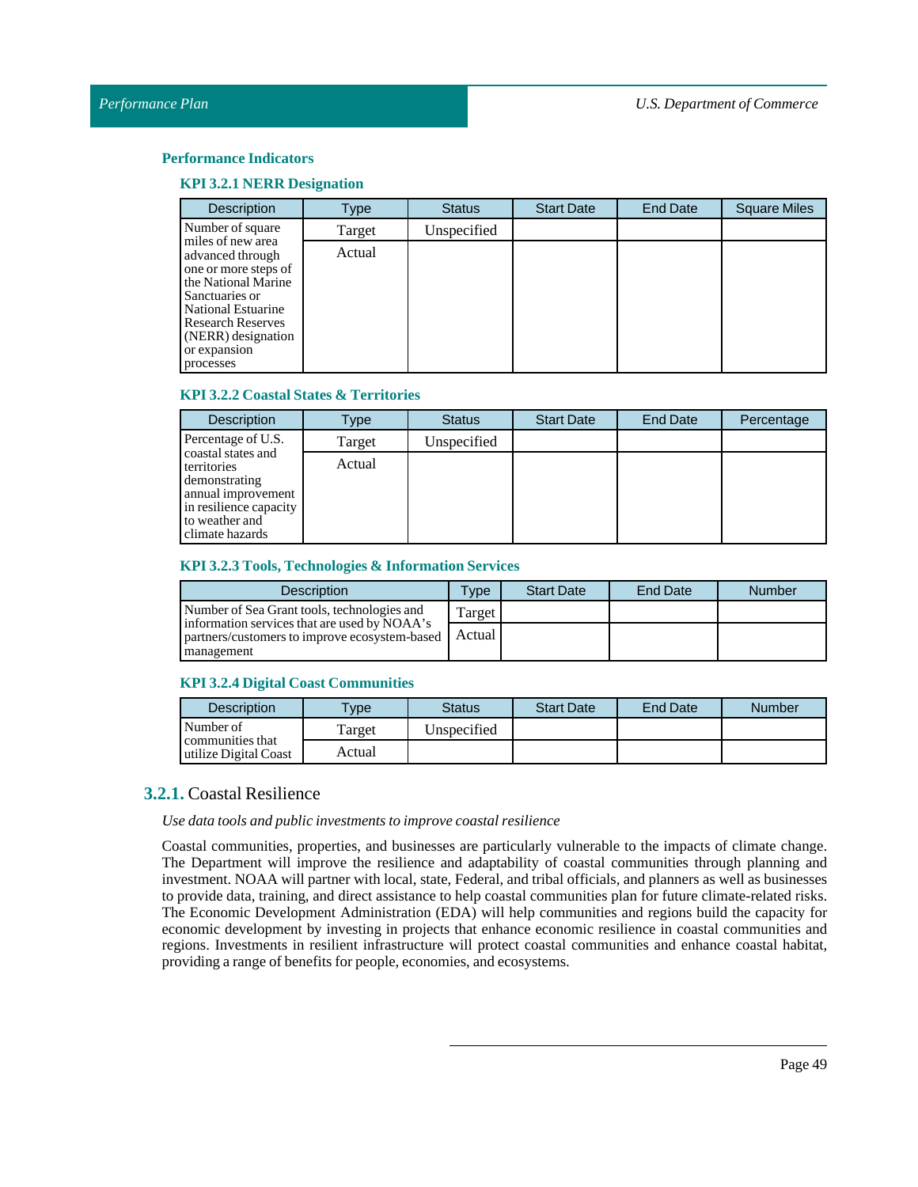### Performance Indicators

#### KPI 3.2.1 NERR Designation

| Description | Type | Status | Start Date | End Date | Square Miles |
|---|---|---|---|---|---|
| Number of square miles of new area advanced through one or more steps of the National Marine Sanctuaries or National Estuarine Research Reserves (NERR) designation or expansion processes | Target | Unspecified | | | |
| | Actual | | | | |

#### KPI 3.2.2 Coastal States & Territories

| Description | Type | Status | Start Date | End Date | Percentage |
|---|---|---|---|---|---|
| Percentage of U.S. coastal states and territories demonstrating annual improvement in resilience capacity to weather and climate hazards | Target | Unspecified | | | |
| | Actual | | | | |

#### KPI 3.2.3 Tools, Technologies & Information Services

| Description | Type | Start Date | End Date | Number |
|---|---|---|---|---|
| Number of Sea Grant tools, technologies and information services that are used by NOAA's partners/customers to improve ecosystem-based management | Target | | | |
| | Actual | | | |

#### KPI 3.2.4 Digital Coast Communities

| Description | Type | Status | Start Date | End Date | Number |
|---|---|---|---|---|---|
| Number of communities that utilize Digital Coast | Target | Unspecified | | | |
| | Actual | | | | |

## 3.2.1. Coastal Resilience

*Use data tools and public investments to improve coastal resilience*

Coastal communities, properties, and businesses are particularly vulnerable to the impacts of climate change. The Department will improve the resilience and adaptability of coastal communities through planning and investment. NOAA will partner with local, state, Federal, and tribal officials, and planners as well as businesses to provide data, training, and direct assistance to help coastal communities plan for future climate-related risks. The Economic Development Administration (EDA) will help communities and regions build the capacity for economic development by investing in projects that enhance economic resilience in coastal communities and regions. Investments in resilient infrastructure will protect coastal communities and enhance coastal habitat, providing a range of benefits for people, economies, and ecosystems.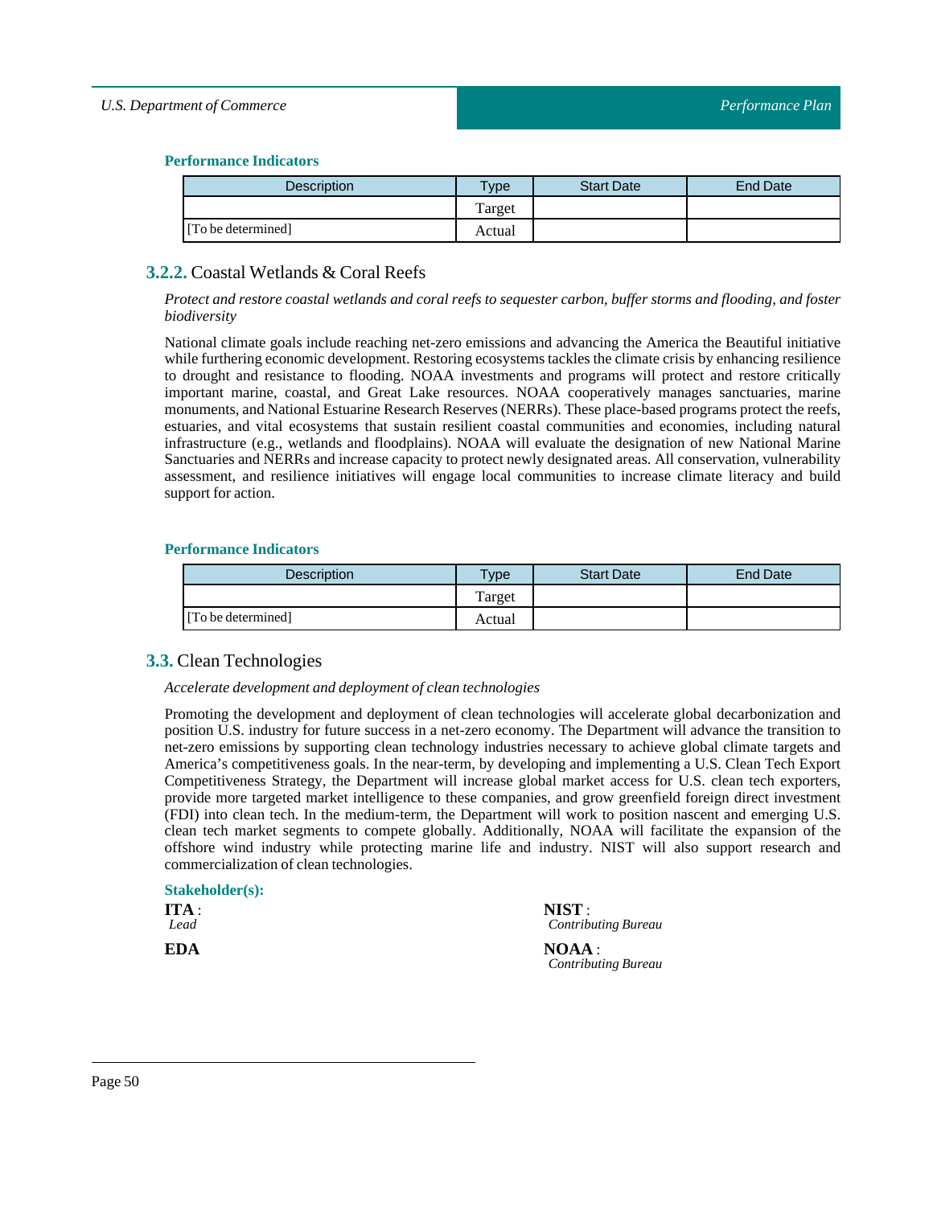#### Performance Indicators

| Description | Type | Start Date | End Date |
|---|---|---|---|
| | Target | | |
| [To be determined] | Actual | | |

### 3.2.2. Coastal Wetlands & Coral Reefs

*Protect and restore coastal wetlands and coral reefs to sequester carbon, buffer storms and flooding, and foster biodiversity*

National climate goals include reaching net-zero emissions and advancing the America the Beautiful initiative while furthering economic development. Restoring ecosystems tackles the climate crisis by enhancing resilience to drought and resistance to flooding. NOAA investments and programs will protect and restore critically important marine, coastal, and Great Lake resources. NOAA cooperatively manages sanctuaries, marine monuments, and National Estuarine Research Reserves (NERRs). These place-based programs protect the reefs, estuaries, and vital ecosystems that sustain resilient coastal communities and economies, including natural infrastructure (e.g., wetlands and floodplains). NOAA will evaluate the designation of new National Marine Sanctuaries and NERRs and increase capacity to protect newly designated areas. All conservation, vulnerability assessment, and resilience initiatives will engage local communities to increase climate literacy and build support for action.

#### Performance Indicators

| Description | Type | Start Date | End Date |
|---|---|---|---|
| | Target | | |
| [To be determined] | Actual | | |

## 3.3. Clean Technologies

*Accelerate development and deployment of clean technologies*

Promoting the development and deployment of clean technologies will accelerate global decarbonization and position U.S. industry for future success in a net-zero economy. The Department will advance the transition to net-zero emissions by supporting clean technology industries necessary to achieve global climate targets and America's competitiveness goals. In the near-term, by developing and implementing a U.S. Clean Tech Export Competitiveness Strategy, the Department will increase global market access for U.S. clean tech exporters, provide more targeted market intelligence to these companies, and grow greenfield foreign direct investment (FDI) into clean tech. In the medium-term, the Department will work to position nascent and emerging U.S. clean tech market segments to compete globally. Additionally, NOAA will facilitate the expansion of the offshore wind industry while protecting marine life and industry. NIST will also support research and commercialization of clean technologies.

#### Stakeholder(s):

**ITA** :
*Lead*

**EDA**

**NIST** :
*Contributing Bureau*

**NOAA** :
*Contributing Bureau*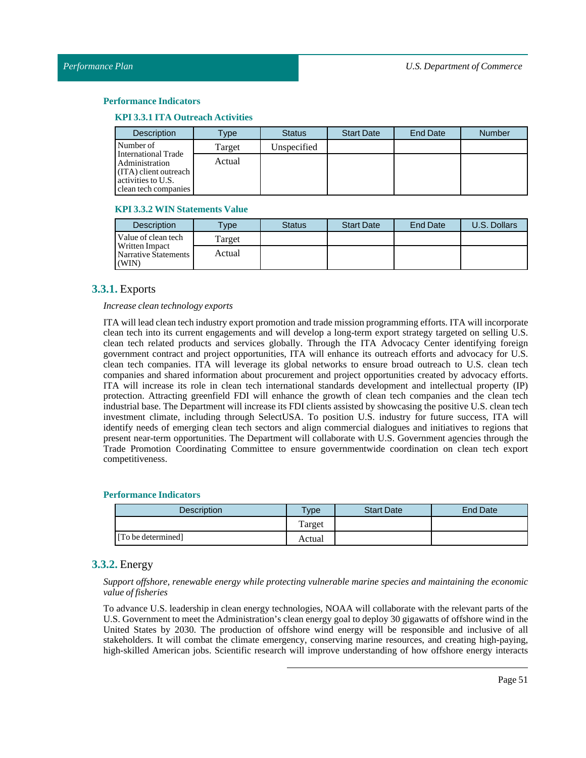### Performance Indicators

#### KPI 3.3.1 ITA Outreach Activities

| Description | Type | Status | Start Date | End Date | Number |
|---|---|---|---|---|---|
| Number of International Trade Administration (ITA) client outreach activities to U.S. clean tech companies | Target | Unspecified | | | |
| | Actual | | | | |

#### KPI 3.3.2 WIN Statements Value

| Description | Type | Status | Start Date | End Date | U.S. Dollars |
|---|---|---|---|---|---|
| Value of clean tech Written Impact Narrative Statements (WIN) | Target | | | | |
| | Actual | | | | |

## 3.3.1. Exports

*Increase clean technology exports*

ITA will lead clean tech industry export promotion and trade mission programming efforts. ITA will incorporate clean tech into its current engagements and will develop a long-term export strategy targeted on selling U.S. clean tech related products and services globally. Through the ITA Advocacy Center identifying foreign government contract and project opportunities, ITA will enhance its outreach efforts and advocacy for U.S. clean tech companies. ITA will leverage its global networks to ensure broad outreach to U.S. clean tech companies and shared information about procurement and project opportunities created by advocacy efforts. ITA will increase its role in clean tech international standards development and intellectual property (IP) protection. Attracting greenfield FDI will enhance the growth of clean tech companies and the clean tech industrial base. The Department will increase its FDI clients assisted by showcasing the positive U.S. clean tech investment climate, including through SelectUSA. To position U.S. industry for future success, ITA will identify needs of emerging clean tech sectors and align commercial dialogues and initiatives to regions that present near-term opportunities. The Department will collaborate with U.S. Government agencies through the Trade Promotion Coordinating Committee to ensure governmentwide coordination on clean tech export competitiveness.

### Performance Indicators

| Description | Type | Start Date | End Date |
|---|---|---|---|
| | Target | | |
| [To be determined] | Actual | | |

## 3.3.2. Energy

*Support offshore, renewable energy while protecting vulnerable marine species and maintaining the economic value of fisheries*

To advance U.S. leadership in clean energy technologies, NOAA will collaborate with the relevant parts of the U.S. Government to meet the Administration's clean energy goal to deploy 30 gigawatts of offshore wind in the United States by 2030. The production of offshore wind energy will be responsible and inclusive of all stakeholders. It will combat the climate emergency, conserving marine resources, and creating high-paying, high-skilled American jobs. Scientific research will improve understanding of how offshore energy interacts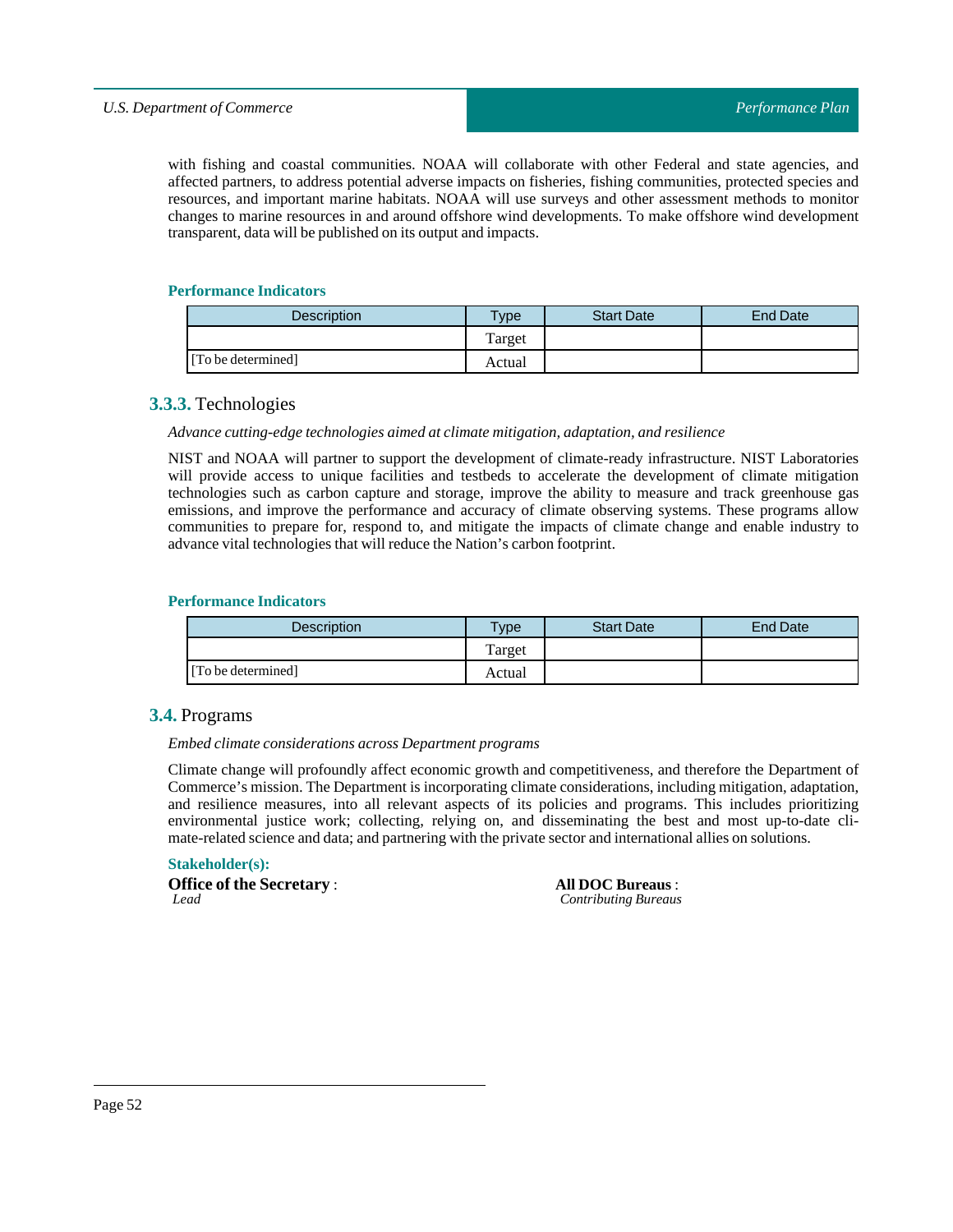with fishing and coastal communities. NOAA will collaborate with other Federal and state agencies, and affected partners, to address potential adverse impacts on fisheries, fishing communities, protected species and resources, and important marine habitats. NOAA will use surveys and other assessment methods to monitor changes to marine resources in and around offshore wind developments. To make offshore wind development transparent, data will be published on its output and impacts.

#### Performance Indicators

| Description | Type | Start Date | End Date |
|---|---|---|---|
| | Target | | |
| [To be determined] | Actual | | |

### 3.3.3. Technologies

*Advance cutting-edge technologies aimed at climate mitigation, adaptation, and resilience*

NIST and NOAA will partner to support the development of climate-ready infrastructure. NIST Laboratories will provide access to unique facilities and testbeds to accelerate the development of climate mitigation technologies such as carbon capture and storage, improve the ability to measure and track greenhouse gas emissions, and improve the performance and accuracy of climate observing systems. These programs allow communities to prepare for, respond to, and mitigate the impacts of climate change and enable industry to advance vital technologies that will reduce the Nation's carbon footprint.

#### Performance Indicators

| Description | Type | Start Date | End Date |
|---|---|---|---|
| | Target | | |
| [To be determined] | Actual | | |

## 3.4. Programs

*Embed climate considerations across Department programs*

Climate change will profoundly affect economic growth and competitiveness, and therefore the Department of Commerce's mission. The Department is incorporating climate considerations, including mitigation, adaptation, and resilience measures, into all relevant aspects of its policies and programs. This includes prioritizing environmental justice work; collecting, relying on, and disseminating the best and most up-to-date climate-related science and data; and partnering with the private sector and international allies on solutions.

#### Stakeholder(s):

**Office of the Secretary** :
*Lead*

**All DOC Bureaus** :
*Contributing Bureaus*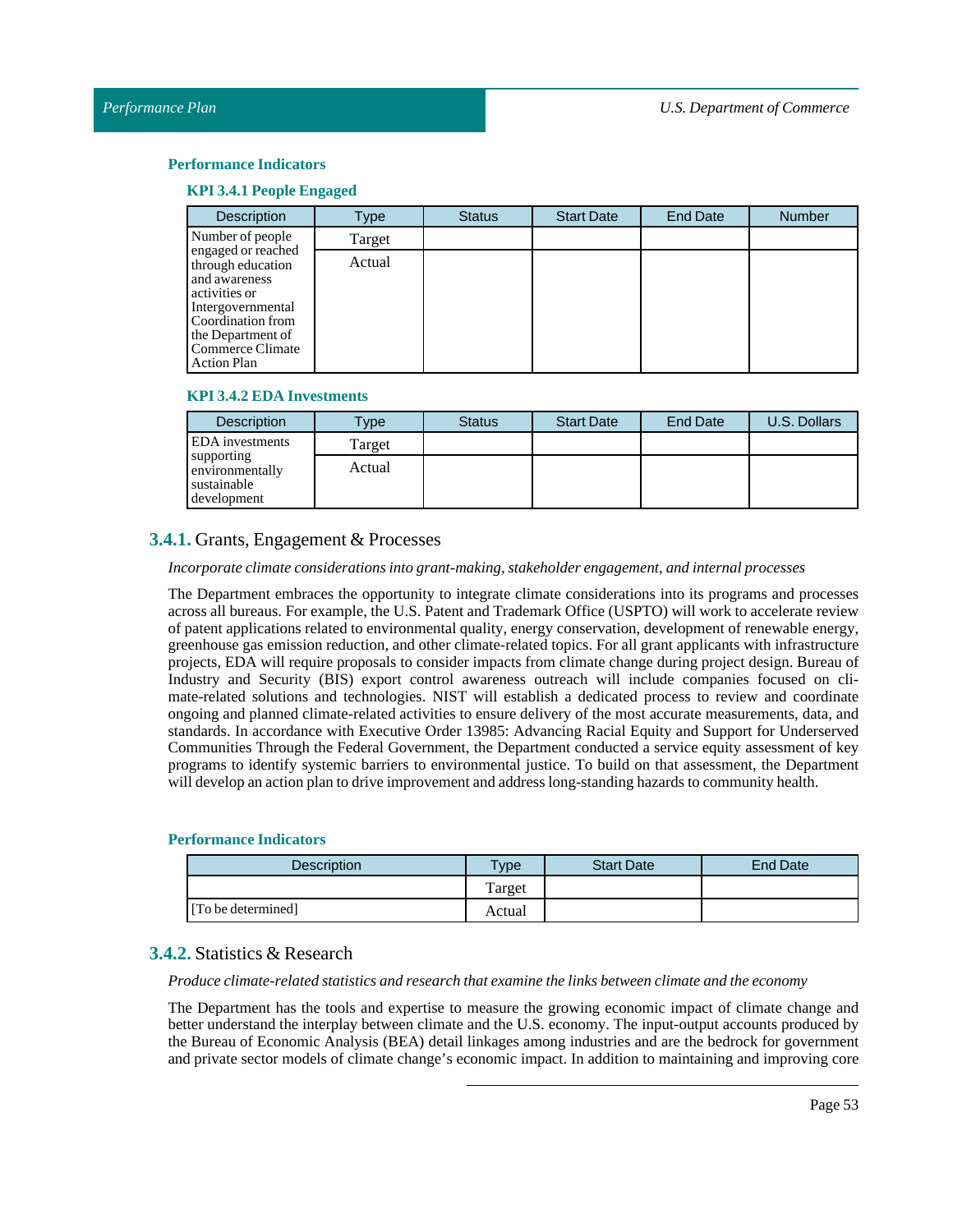### Performance Indicators

#### KPI 3.4.1 People Engaged

| Description | Type | Status | Start Date | End Date | Number |
|---|---|---|---|---|---|
| Number of people engaged or reached through education and awareness activities or Intergovernmental Coordination from the Department of Commerce Climate Action Plan | Target | | | | |
| | Actual | | | | |

#### KPI 3.4.2 EDA Investments

| Description | Type | Status | Start Date | End Date | U.S. Dollars |
|---|---|---|---|---|---|
| EDA investments supporting environmentally sustainable development | Target | | | | |
| | Actual | | | | |

## 3.4.1. Grants, Engagement & Processes

*Incorporate climate considerations into grant-making, stakeholder engagement, and internal processes*

The Department embraces the opportunity to integrate climate considerations into its programs and processes across all bureaus. For example, the U.S. Patent and Trademark Office (USPTO) will work to accelerate review of patent applications related to environmental quality, energy conservation, development of renewable energy, greenhouse gas emission reduction, and other climate-related topics. For all grant applicants with infrastructure projects, EDA will require proposals to consider impacts from climate change during project design. Bureau of Industry and Security (BIS) export control awareness outreach will include companies focused on climate-related solutions and technologies. NIST will establish a dedicated process to review and coordinate ongoing and planned climate-related activities to ensure delivery of the most accurate measurements, data, and standards. In accordance with Executive Order 13985: Advancing Racial Equity and Support for Underserved Communities Through the Federal Government, the Department conducted a service equity assessment of key programs to identify systemic barriers to environmental justice. To build on that assessment, the Department will develop an action plan to drive improvement and address long-standing hazards to community health.

### Performance Indicators

| Description | Type | Start Date | End Date |
|---|---|---|---|
| | Target | | |
| [To be determined] | Actual | | |

## 3.4.2. Statistics & Research

*Produce climate-related statistics and research that examine the links between climate and the economy*

The Department has the tools and expertise to measure the growing economic impact of climate change and better understand the interplay between climate and the U.S. economy. The input-output accounts produced by the Bureau of Economic Analysis (BEA) detail linkages among industries and are the bedrock for government and private sector models of climate change's economic impact. In addition to maintaining and improving core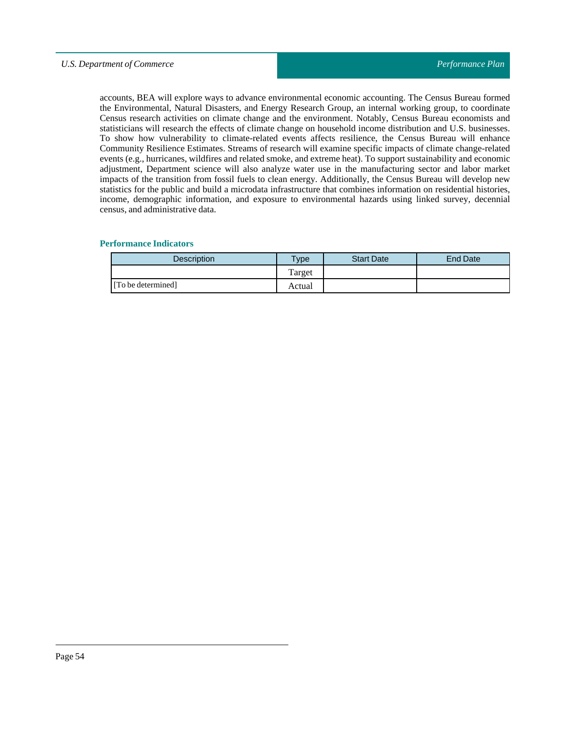accounts, BEA will explore ways to advance environmental economic accounting. The Census Bureau formed the Environmental, Natural Disasters, and Energy Research Group, an internal working group, to coordinate Census research activities on climate change and the environment. Notably, Census Bureau economists and statisticians will research the effects of climate change on household income distribution and U.S. businesses. To show how vulnerability to climate-related events affects resilience, the Census Bureau will enhance Community Resilience Estimates. Streams of research will examine specific impacts of climate change-related events (e.g., hurricanes, wildfires and related smoke, and extreme heat). To support sustainability and economic adjustment, Department science will also analyze water use in the manufacturing sector and labor market impacts of the transition from fossil fuels to clean energy. Additionally, the Census Bureau will develop new statistics for the public and build a microdata infrastructure that combines information on residential histories, income, demographic information, and exposure to environmental hazards using linked survey, decennial census, and administrative data.

### Performance Indicators

| Description | Type | Start Date | End Date |
|---|---|---|---|
| | Target | | |
| [To be determined] | Actual | | |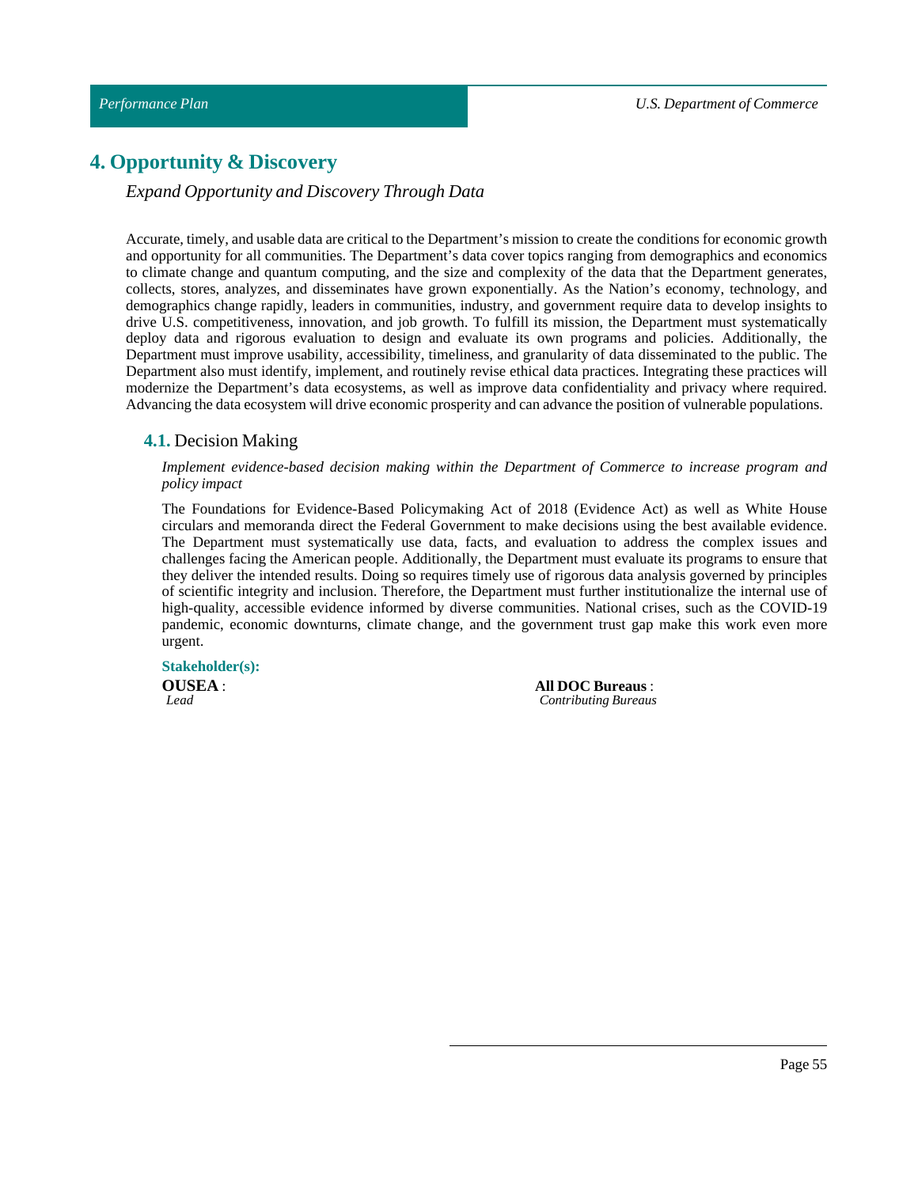# 4. Opportunity & Discovery

*Expand Opportunity and Discovery Through Data*

Accurate, timely, and usable data are critical to the Department's mission to create the conditions for economic growth and opportunity for all communities. The Department's data cover topics ranging from demographics and economics to climate change and quantum computing, and the size and complexity of the data that the Department generates, collects, stores, analyzes, and disseminates have grown exponentially. As the Nation's economy, technology, and demographics change rapidly, leaders in communities, industry, and government require data to develop insights to drive U.S. competitiveness, innovation, and job growth. To fulfill its mission, the Department must systematically deploy data and rigorous evaluation to design and evaluate its own programs and policies. Additionally, the Department must improve usability, accessibility, timeliness, and granularity of data disseminated to the public. The Department also must identify, implement, and routinely revise ethical data practices. Integrating these practices will modernize the Department's data ecosystems, as well as improve data confidentiality and privacy where required. Advancing the data ecosystem will drive economic prosperity and can advance the position of vulnerable populations.

## 4.1. Decision Making

*Implement evidence-based decision making within the Department of Commerce to increase program and policy impact*

The Foundations for Evidence-Based Policymaking Act of 2018 (Evidence Act) as well as White House circulars and memoranda direct the Federal Government to make decisions using the best available evidence. The Department must systematically use data, facts, and evaluation to address the complex issues and challenges facing the American people. Additionally, the Department must evaluate its programs to ensure that they deliver the intended results. Doing so requires timely use of rigorous data analysis governed by principles of scientific integrity and inclusion. Therefore, the Department must further institutionalize the internal use of high-quality, accessible evidence informed by diverse communities. National crises, such as the COVID-19 pandemic, economic downturns, climate change, and the government trust gap make this work even more urgent.

**Stakeholder(s):**

**OUSEA** :
*Lead*

**All DOC Bureaus** :
*Contributing Bureaus*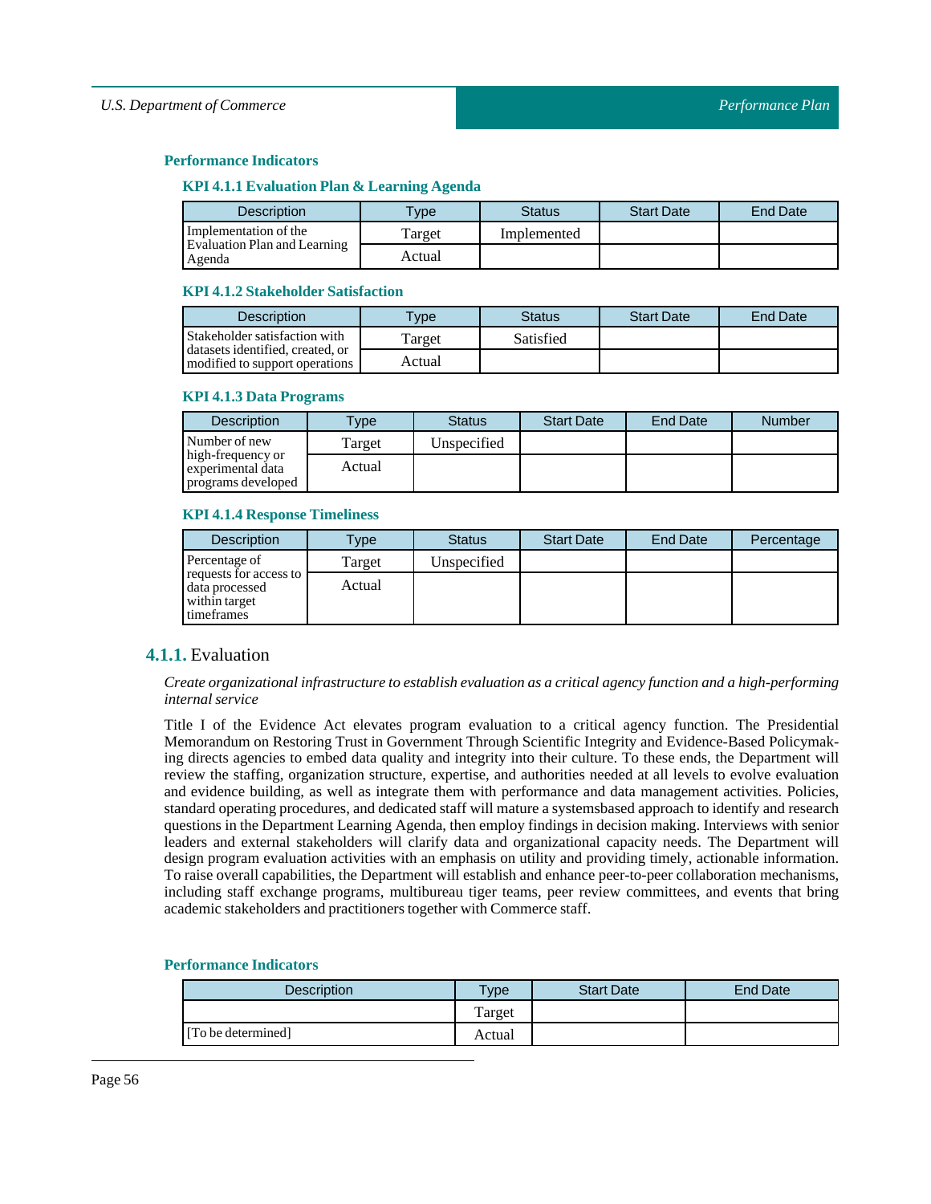### Performance Indicators

#### KPI 4.1.1 Evaluation Plan & Learning Agenda

| Description | Type | Status | Start Date | End Date |
|---|---|---|---|---|
| Implementation of the Evaluation Plan and Learning Agenda | Target | Implemented | | |
| | Actual | | | |

#### KPI 4.1.2 Stakeholder Satisfaction

| Description | Type | Status | Start Date | End Date |
|---|---|---|---|---|
| Stakeholder satisfaction with datasets identified, created, or modified to support operations | Target | Satisfied | | |
| | Actual | | | |

#### KPI 4.1.3 Data Programs

| Description | Type | Status | Start Date | End Date | Number |
|---|---|---|---|---|---|
| Number of new high-frequency or experimental data programs developed | Target | Unspecified | | | |
| | Actual | | | | |

#### KPI 4.1.4 Response Timeliness

| Description | Type | Status | Start Date | End Date | Percentage |
|---|---|---|---|---|---|
| Percentage of requests for access to data processed within target timeframes | Target | Unspecified | | | |
| | Actual | | | | |

## 4.1.1. Evaluation

*Create organizational infrastructure to establish evaluation as a critical agency function and a high-performing internal service*

Title I of the Evidence Act elevates program evaluation to a critical agency function. The Presidential Memorandum on Restoring Trust in Government Through Scientific Integrity and Evidence-Based Policymaking directs agencies to embed data quality and integrity into their culture. To these ends, the Department will review the staffing, organization structure, expertise, and authorities needed at all levels to evolve evaluation and evidence building, as well as integrate them with performance and data management activities. Policies, standard operating procedures, and dedicated staff will mature a systemsbased approach to identify and research questions in the Department Learning Agenda, then employ findings in decision making. Interviews with senior leaders and external stakeholders will clarify data and organizational capacity needs. The Department will design program evaluation activities with an emphasis on utility and providing timely, actionable information. To raise overall capabilities, the Department will establish and enhance peer-to-peer collaboration mechanisms, including staff exchange programs, multibureau tiger teams, peer review committees, and events that bring academic stakeholders and practitioners together with Commerce staff.

### Performance Indicators

| Description | Type | Start Date | End Date |
|---|---|---|---|
| | Target | | |
| [To be determined] | Actual | | |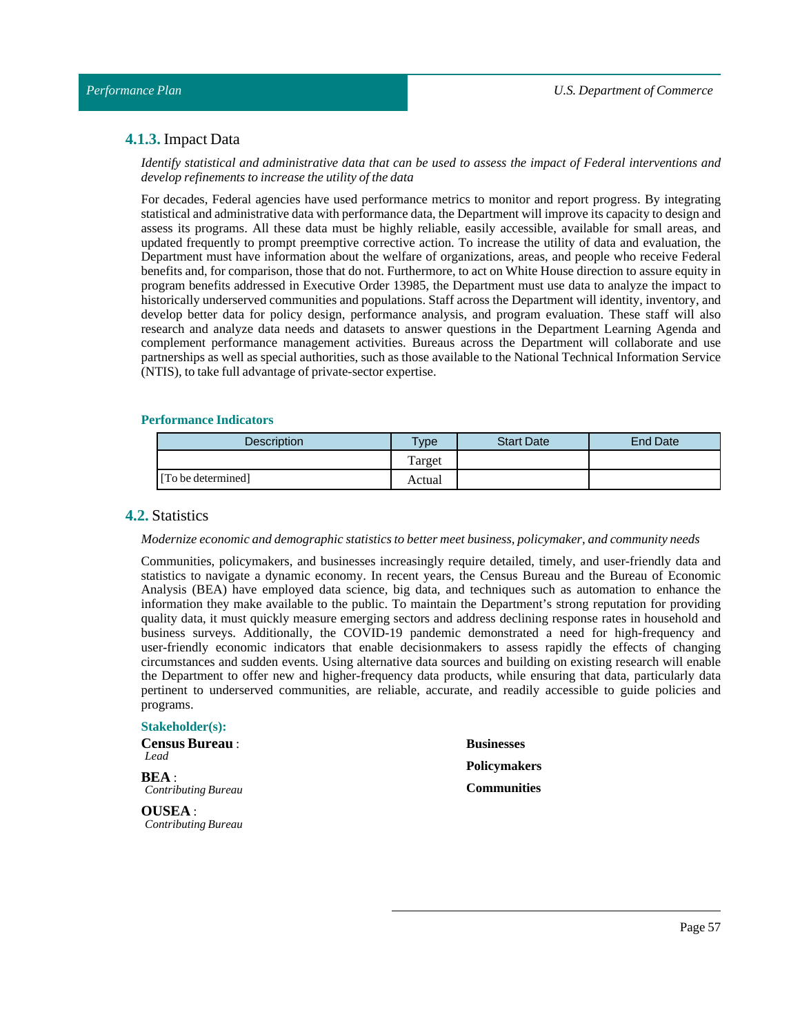### **4.1.3.** Impact Data

*Identify statistical and administrative data that can be used to assess the impact of Federal interventions and develop refinements to increase the utility of the data*

For decades, Federal agencies have used performance metrics to monitor and report progress. By integrating statistical and administrative data with performance data, the Department will improve its capacity to design and assess its programs. All these data must be highly reliable, easily accessible, available for small areas, and updated frequently to prompt preemptive corrective action. To increase the utility of data and evaluation, the Department must have information about the welfare of organizations, areas, and people who receive Federal benefits and, for comparison, those that do not. Furthermore, to act on White House direction to assure equity in program benefits addressed in Executive Order 13985, the Department must use data to analyze the impact to historically underserved communities and populations. Staff across the Department will identity, inventory, and develop better data for policy design, performance analysis, and program evaluation. These staff will also research and analyze data needs and datasets to answer questions in the Department Learning Agenda and complement performance management activities. Bureaus across the Department will collaborate and use partnerships as well as special authorities, such as those available to the National Technical Information Service (NTIS), to take full advantage of private-sector expertise.

**Performance Indicators**

| Description | Type | Start Date | End Date |
|---|---|---|---|
| | Target | | |
| [To be determined] | Actual | | |

### **4.2.** Statistics

*Modernize economic and demographic statistics to better meet business, policymaker, and community needs*

Communities, policymakers, and businesses increasingly require detailed, timely, and user-friendly data and statistics to navigate a dynamic economy. In recent years, the Census Bureau and the Bureau of Economic Analysis (BEA) have employed data science, big data, and techniques such as automation to enhance the information they make available to the public. To maintain the Department's strong reputation for providing quality data, it must quickly measure emerging sectors and address declining response rates in household and business surveys. Additionally, the COVID-19 pandemic demonstrated a need for high-frequency and user-friendly economic indicators that enable decisionmakers to assess rapidly the effects of changing circumstances and sudden events. Using alternative data sources and building on existing research will enable the Department to offer new and higher-frequency data products, while ensuring that data, particularly data pertinent to underserved communities, are reliable, accurate, and readily accessible to guide policies and programs.

**Stakeholder(s):**

**Census Bureau** :
*Lead*

**BEA** :
*Contributing Bureau*

**OUSEA** :
*Contributing Bureau*

**Businesses**

**Policymakers**

**Communities**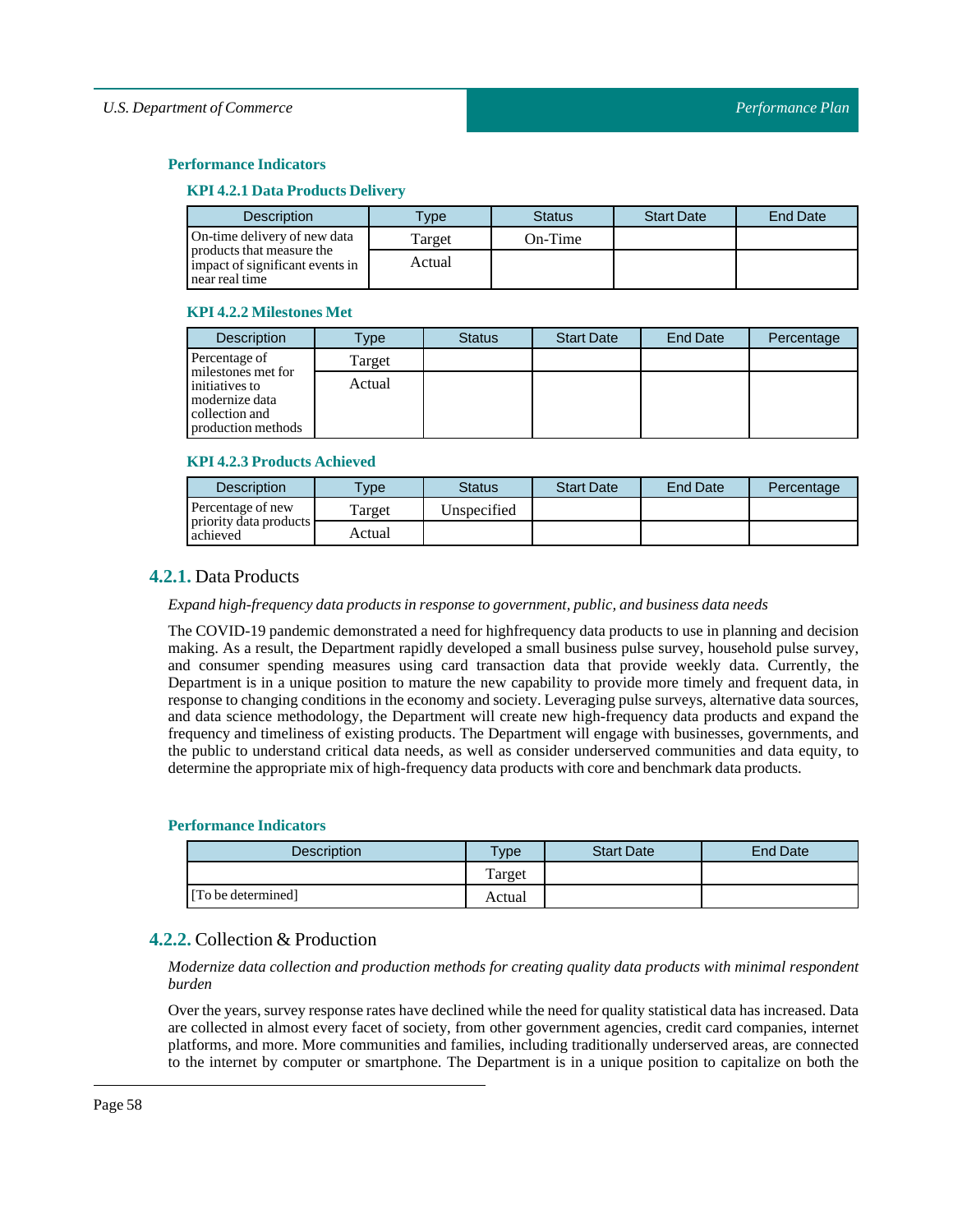#### Performance Indicators

##### KPI 4.2.1 Data Products Delivery

| Description | Type | Status | Start Date | End Date |
|---|---|---|---|---|
| On-time delivery of new data products that measure the impact of significant events in near real time | Target | On-Time | | |
| | Actual | | | |

##### KPI 4.2.2 Milestones Met

| Description | Type | Status | Start Date | End Date | Percentage |
|---|---|---|---|---|---|
| Percentage of milestones met for initiatives to modernize data collection and production methods | Target | | | | |
| | Actual | | | | |

##### KPI 4.2.3 Products Achieved

| Description | Type | Status | Start Date | End Date | Percentage |
|---|---|---|---|---|---|
| Percentage of new priority data products achieved | Target | Unspecified | | | |
| | Actual | | | | |

### 4.2.1. Data Products

*Expand high-frequency data products in response to government, public, and business data needs*

The COVID-19 pandemic demonstrated a need for highfrequency data products to use in planning and decision making. As a result, the Department rapidly developed a small business pulse survey, household pulse survey, and consumer spending measures using card transaction data that provide weekly data. Currently, the Department is in a unique position to mature the new capability to provide more timely and frequent data, in response to changing conditions in the economy and society. Leveraging pulse surveys, alternative data sources, and data science methodology, the Department will create new high-frequency data products and expand the frequency and timeliness of existing products. The Department will engage with businesses, governments, and the public to understand critical data needs, as well as consider underserved communities and data equity, to determine the appropriate mix of high-frequency data products with core and benchmark data products.

#### Performance Indicators

| Description | Type | Start Date | End Date |
|---|---|---|---|
| | Target | | |
| [To be determined] | Actual | | |

### 4.2.2. Collection & Production

*Modernize data collection and production methods for creating quality data products with minimal respondent burden*

Over the years, survey response rates have declined while the need for quality statistical data has increased. Data are collected in almost every facet of society, from other government agencies, credit card companies, internet platforms, and more. More communities and families, including traditionally underserved areas, are connected to the internet by computer or smartphone. The Department is in a unique position to capitalize on both the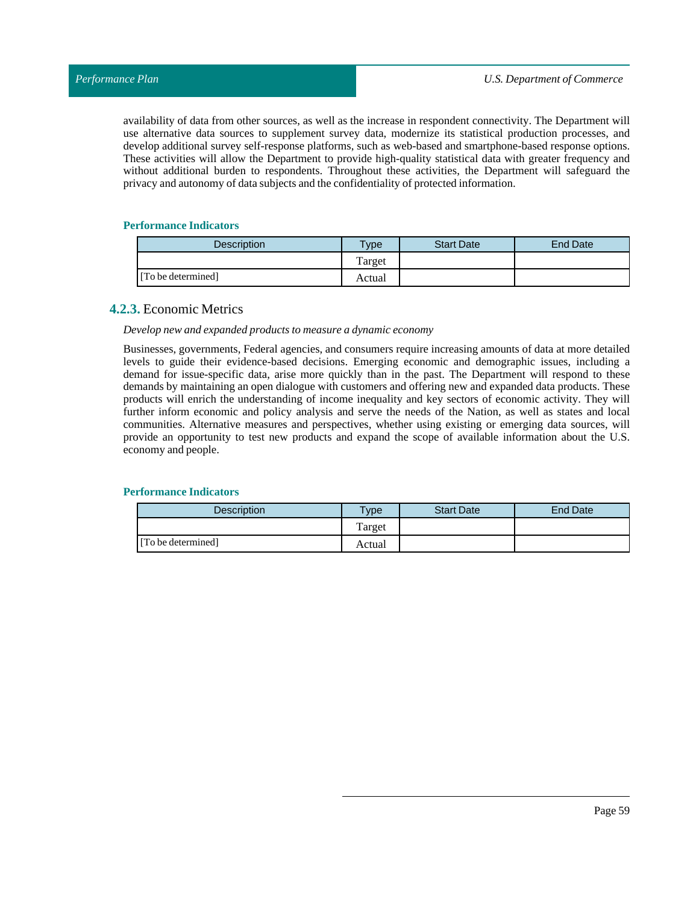availability of data from other sources, as well as the increase in respondent connectivity. The Department will use alternative data sources to supplement survey data, modernize its statistical production processes, and develop additional survey self-response platforms, such as web-based and smartphone-based response options. These activities will allow the Department to provide high-quality statistical data with greater frequency and without additional burden to respondents. Throughout these activities, the Department will safeguard the privacy and autonomy of data subjects and the confidentiality of protected information.

#### Performance Indicators

| Description | Type | Start Date | End Date |
|---|---|---|---|
| | Target | | |
| [To be determined] | Actual | | |

### 4.2.3. Economic Metrics

*Develop new and expanded products to measure a dynamic economy*

Businesses, governments, Federal agencies, and consumers require increasing amounts of data at more detailed levels to guide their evidence-based decisions. Emerging economic and demographic issues, including a demand for issue-specific data, arise more quickly than in the past. The Department will respond to these demands by maintaining an open dialogue with customers and offering new and expanded data products. These products will enrich the understanding of income inequality and key sectors of economic activity. They will further inform economic and policy analysis and serve the needs of the Nation, as well as states and local communities. Alternative measures and perspectives, whether using existing or emerging data sources, will provide an opportunity to test new products and expand the scope of available information about the U.S. economy and people.

#### Performance Indicators

| Description | Type | Start Date | End Date |
|---|---|---|---|
| | Target | | |
| [To be determined] | Actual | | |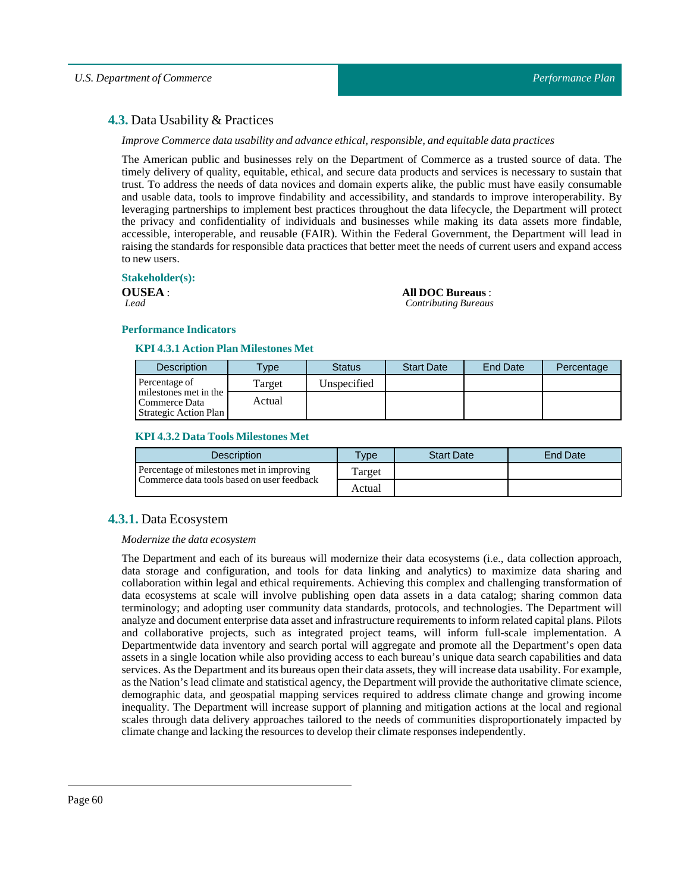## 4.3. Data Usability & Practices

*Improve Commerce data usability and advance ethical, responsible, and equitable data practices*

The American public and businesses rely on the Department of Commerce as a trusted source of data. The timely delivery of quality, equitable, ethical, and secure data products and services is necessary to sustain that trust. To address the needs of data novices and domain experts alike, the public must have easily consumable and usable data, tools to improve findability and accessibility, and standards to improve interoperability. By leveraging partnerships to implement best practices throughout the data lifecycle, the Department will protect the privacy and confidentiality of individuals and businesses while making its data assets more findable, accessible, interoperable, and reusable (FAIR). Within the Federal Government, the Department will lead in raising the standards for responsible data practices that better meet the needs of current users and expand access to new users.

**Stakeholder(s):**

**OUSEA** :
*Lead*

**All DOC Bureaus** :
*Contributing Bureaus*

**Performance Indicators**

**KPI 4.3.1 Action Plan Milestones Met**

| Description | Type | Status | Start Date | End Date | Percentage |
|---|---|---|---|---|---|
| Percentage of milestones met in the Commerce Data Strategic Action Plan | Target | Unspecified | | | |
| | Actual | | | | |

**KPI 4.3.2 Data Tools Milestones Met**

| Description | Type | Start Date | End Date |
|---|---|---|---|
| Percentage of milestones met in improving Commerce data tools based on user feedback | Target | | |
| | Actual | | |

### 4.3.1. Data Ecosystem

*Modernize the data ecosystem*

The Department and each of its bureaus will modernize their data ecosystems (i.e., data collection approach, data storage and configuration, and tools for data linking and analytics) to maximize data sharing and collaboration within legal and ethical requirements. Achieving this complex and challenging transformation of data ecosystems at scale will involve publishing open data assets in a data catalog; sharing common data terminology; and adopting user community data standards, protocols, and technologies. The Department will analyze and document enterprise data asset and infrastructure requirements to inform related capital plans. Pilots and collaborative projects, such as integrated project teams, will inform full-scale implementation. A Departmentwide data inventory and search portal will aggregate and promote all the Department's open data assets in a single location while also providing access to each bureau's unique data search capabilities and data services. As the Department and its bureaus open their data assets, they will increase data usability. For example, as the Nation's lead climate and statistical agency, the Department will provide the authoritative climate science, demographic data, and geospatial mapping services required to address climate change and growing income inequality. The Department will increase support of planning and mitigation actions at the local and regional scales through data delivery approaches tailored to the needs of communities disproportionately impacted by climate change and lacking the resources to develop their climate responses independently.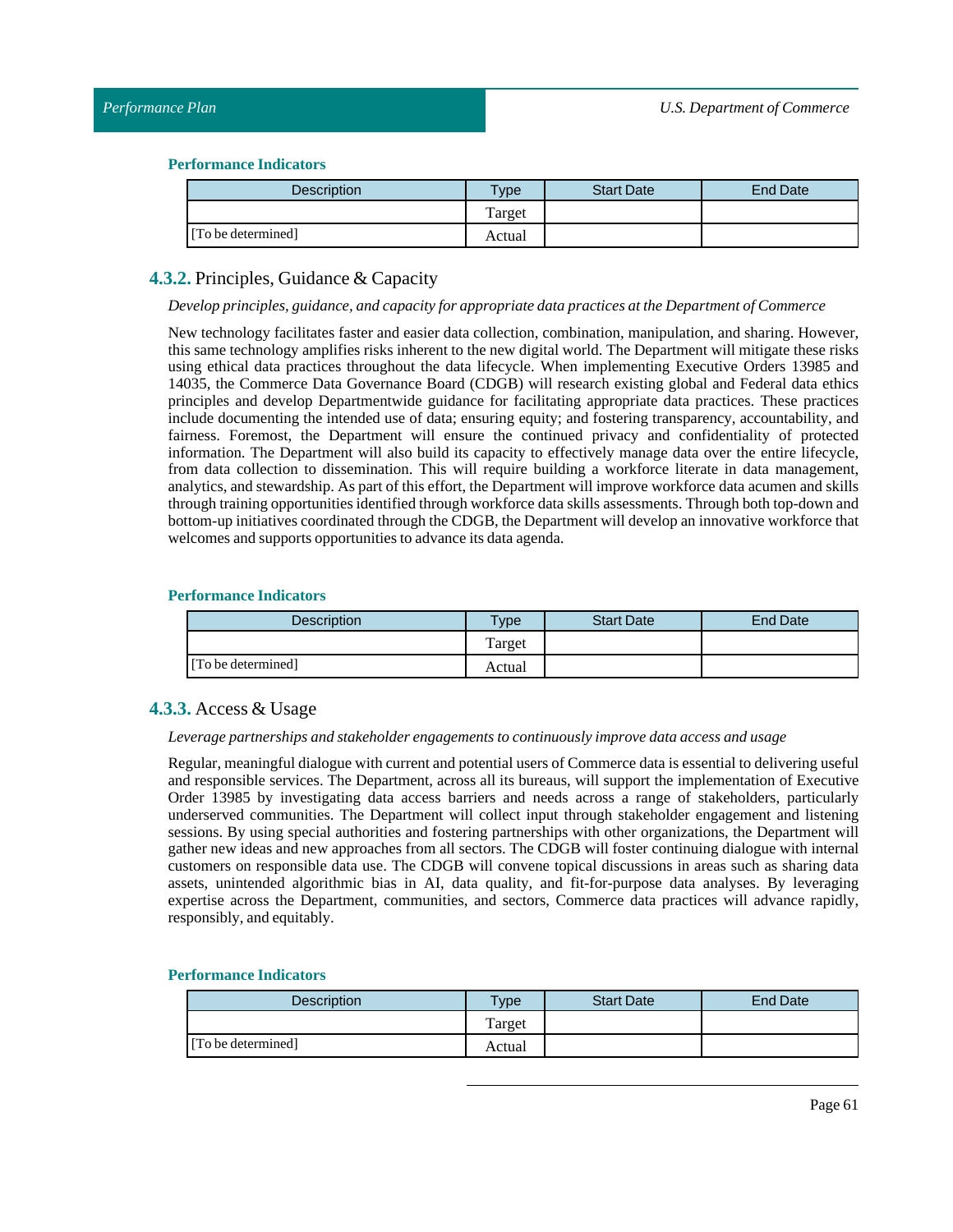#### Performance Indicators

| Description | Type | Start Date | End Date |
|---|---|---|---|
| | Target | | |
| [To be determined] | Actual | | |

### 4.3.2. Principles, Guidance & Capacity

*Develop principles, guidance, and capacity for appropriate data practices at the Department of Commerce*

New technology facilitates faster and easier data collection, combination, manipulation, and sharing. However, this same technology amplifies risks inherent to the new digital world. The Department will mitigate these risks using ethical data practices throughout the data lifecycle. When implementing Executive Orders 13985 and 14035, the Commerce Data Governance Board (CDGB) will research existing global and Federal data ethics principles and develop Departmentwide guidance for facilitating appropriate data practices. These practices include documenting the intended use of data; ensuring equity; and fostering transparency, accountability, and fairness. Foremost, the Department will ensure the continued privacy and confidentiality of protected information. The Department will also build its capacity to effectively manage data over the entire lifecycle, from data collection to dissemination. This will require building a workforce literate in data management, analytics, and stewardship. As part of this effort, the Department will improve workforce data acumen and skills through training opportunities identified through workforce data skills assessments. Through both top-down and bottom-up initiatives coordinated through the CDGB, the Department will develop an innovative workforce that welcomes and supports opportunities to advance its data agenda.

#### Performance Indicators

| Description | Type | Start Date | End Date |
|---|---|---|---|
| | Target | | |
| [To be determined] | Actual | | |

### 4.3.3. Access & Usage

*Leverage partnerships and stakeholder engagements to continuously improve data access and usage*

Regular, meaningful dialogue with current and potential users of Commerce data is essential to delivering useful and responsible services. The Department, across all its bureaus, will support the implementation of Executive Order 13985 by investigating data access barriers and needs across a range of stakeholders, particularly underserved communities. The Department will collect input through stakeholder engagement and listening sessions. By using special authorities and fostering partnerships with other organizations, the Department will gather new ideas and new approaches from all sectors. The CDGB will foster continuing dialogue with internal customers on responsible data use. The CDGB will convene topical discussions in areas such as sharing data assets, unintended algorithmic bias in AI, data quality, and fit-for-purpose data analyses. By leveraging expertise across the Department, communities, and sectors, Commerce data practices will advance rapidly, responsibly, and equitably.

#### Performance Indicators

| Description | Type | Start Date | End Date |
|---|---|---|---|
| | Target | | |
| [To be determined] | Actual | | |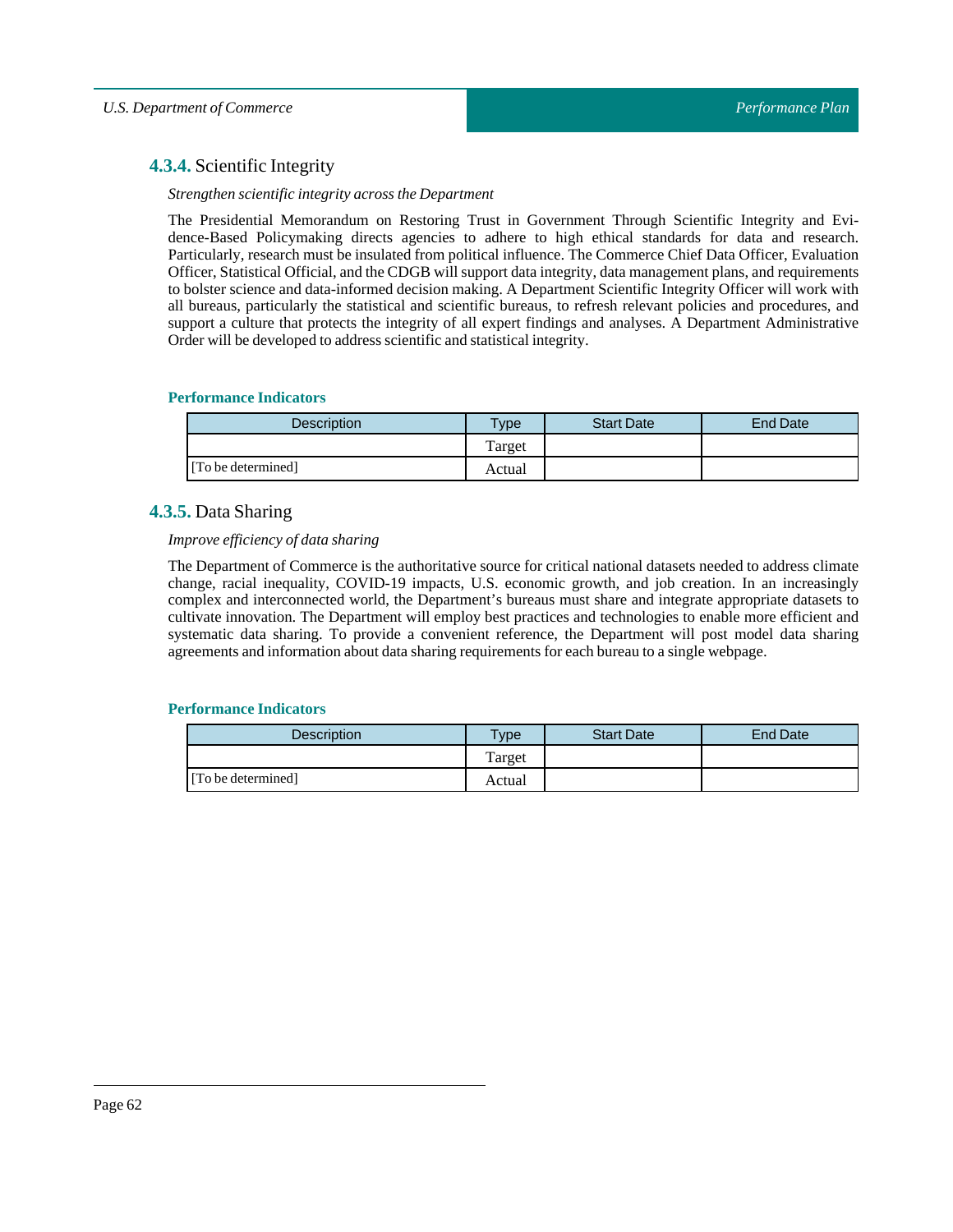### **4.3.4.** Scientific Integrity

*Strengthen scientific integrity across the Department*

The Presidential Memorandum on Restoring Trust in Government Through Scientific Integrity and Evidence-Based Policymaking directs agencies to adhere to high ethical standards for data and research. Particularly, research must be insulated from political influence. The Commerce Chief Data Officer, Evaluation Officer, Statistical Official, and the CDGB will support data integrity, data management plans, and requirements to bolster science and data-informed decision making. A Department Scientific Integrity Officer will work with all bureaus, particularly the statistical and scientific bureaus, to refresh relevant policies and procedures, and support a culture that protects the integrity of all expert findings and analyses. A Department Administrative Order will be developed to address scientific and statistical integrity.

#### Performance Indicators

| Description | Type | Start Date | End Date |
|---|---|---|---|
| [To be determined] | Target | | |
| | Actual | | |

### **4.3.5.** Data Sharing

*Improve efficiency of data sharing*

The Department of Commerce is the authoritative source for critical national datasets needed to address climate change, racial inequality, COVID-19 impacts, U.S. economic growth, and job creation. In an increasingly complex and interconnected world, the Department's bureaus must share and integrate appropriate datasets to cultivate innovation. The Department will employ best practices and technologies to enable more efficient and systematic data sharing. To provide a convenient reference, the Department will post model data sharing agreements and information about data sharing requirements for each bureau to a single webpage.

#### Performance Indicators

| Description | Type | Start Date | End Date |
|---|---|---|---|
| [To be determined] | Target | | |
| | Actual | | |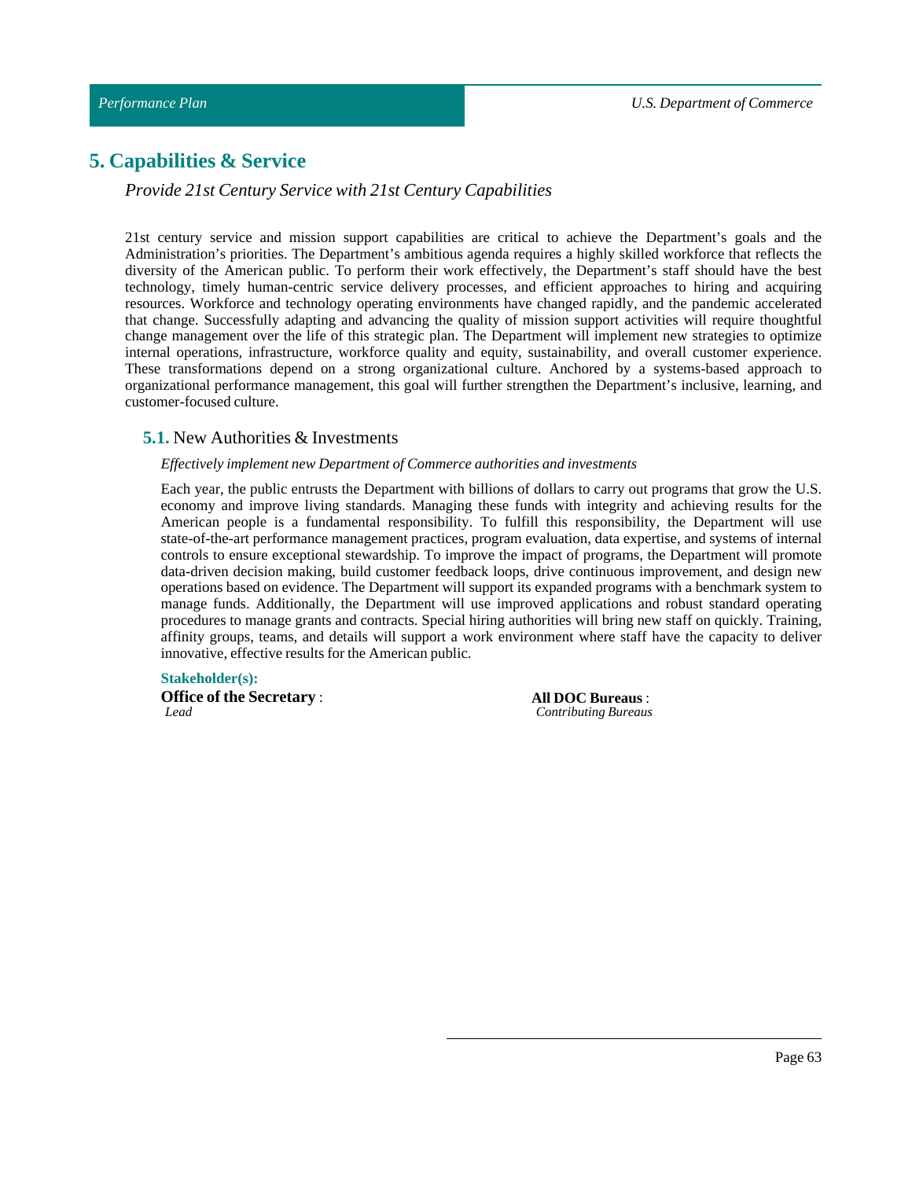## 5. Capabilities & Service

*Provide 21st Century Service with 21st Century Capabilities*

21st century service and mission support capabilities are critical to achieve the Department's goals and the Administration's priorities. The Department's ambitious agenda requires a highly skilled workforce that reflects the diversity of the American public. To perform their work effectively, the Department's staff should have the best technology, timely human-centric service delivery processes, and efficient approaches to hiring and acquiring resources. Workforce and technology operating environments have changed rapidly, and the pandemic accelerated that change. Successfully adapting and advancing the quality of mission support activities will require thoughtful change management over the life of this strategic plan. The Department will implement new strategies to optimize internal operations, infrastructure, workforce quality and equity, sustainability, and overall customer experience. These transformations depend on a strong organizational culture. Anchored by a systems-based approach to organizational performance management, this goal will further strengthen the Department's inclusive, learning, and customer-focused culture.

### 5.1. New Authorities & Investments

*Effectively implement new Department of Commerce authorities and investments*

Each year, the public entrusts the Department with billions of dollars to carry out programs that grow the U.S. economy and improve living standards. Managing these funds with integrity and achieving results for the American people is a fundamental responsibility. To fulfill this responsibility, the Department will use state-of-the-art performance management practices, program evaluation, data expertise, and systems of internal controls to ensure exceptional stewardship. To improve the impact of programs, the Department will promote data-driven decision making, build customer feedback loops, drive continuous improvement, and design new operations based on evidence. The Department will support its expanded programs with a benchmark system to manage funds. Additionally, the Department will use improved applications and robust standard operating procedures to manage grants and contracts. Special hiring authorities will bring new staff on quickly. Training, affinity groups, teams, and details will support a work environment where staff have the capacity to deliver innovative, effective results for the American public.

**Stakeholder(s):**

**Office of the Secretary** :
*Lead*

**All DOC Bureaus** :
*Contributing Bureaus*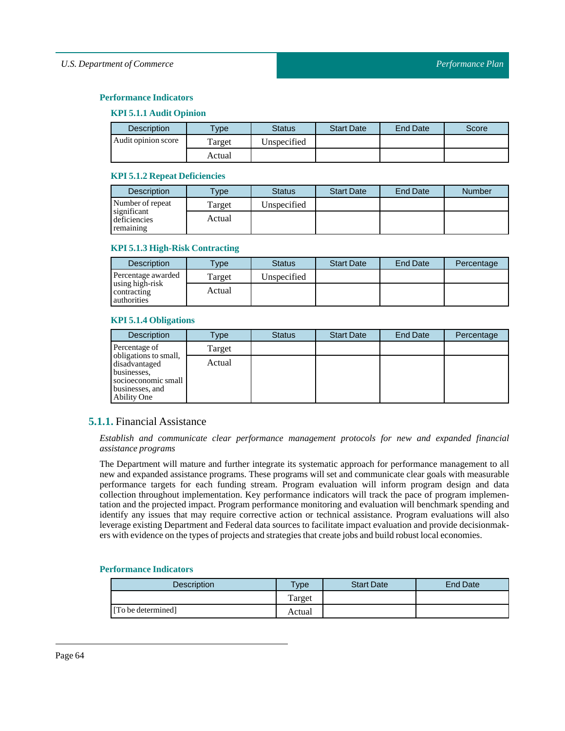### Performance Indicators

#### KPI 5.1.1 Audit Opinion

| Description | Type | Status | Start Date | End Date | Score |
|---|---|---|---|---|---|
| Audit opinion score | Target | Unspecified | | | |
| | Actual | | | | |

#### KPI 5.1.2 Repeat Deficiencies

| Description | Type | Status | Start Date | End Date | Number |
|---|---|---|---|---|---|
| Number of repeat significant deficiencies remaining | Target | Unspecified | | | |
| | Actual | | | | |

#### KPI 5.1.3 High-Risk Contracting

| Description | Type | Status | Start Date | End Date | Percentage |
|---|---|---|---|---|---|
| Percentage awarded using high-risk contracting authorities | Target | Unspecified | | | |
| | Actual | | | | |

#### KPI 5.1.4 Obligations

| Description | Type | Status | Start Date | End Date | Percentage |
|---|---|---|---|---|---|
| Percentage of obligations to small, disadvantaged businesses, socioeconomic small businesses, and Ability One | Target | | | | |
| | Actual | | | | |

## 5.1.1. Financial Assistance

*Establish and communicate clear performance management protocols for new and expanded financial assistance programs*

The Department will mature and further integrate its systematic approach for performance management to all new and expanded assistance programs. These programs will set and communicate clear goals with measurable performance targets for each funding stream. Program evaluation will inform program design and data collection throughout implementation. Key performance indicators will track the pace of program implementation and the projected impact. Program performance monitoring and evaluation will benchmark spending and identify any issues that may require corrective action or technical assistance. Program evaluations will also leverage existing Department and Federal data sources to facilitate impact evaluation and provide decisionmakers with evidence on the types of projects and strategies that create jobs and build robust local economies.

### Performance Indicators

| Description | Type | Start Date | End Date |
|---|---|---|---|
| | Target | | |
| [To be determined] | Actual | | |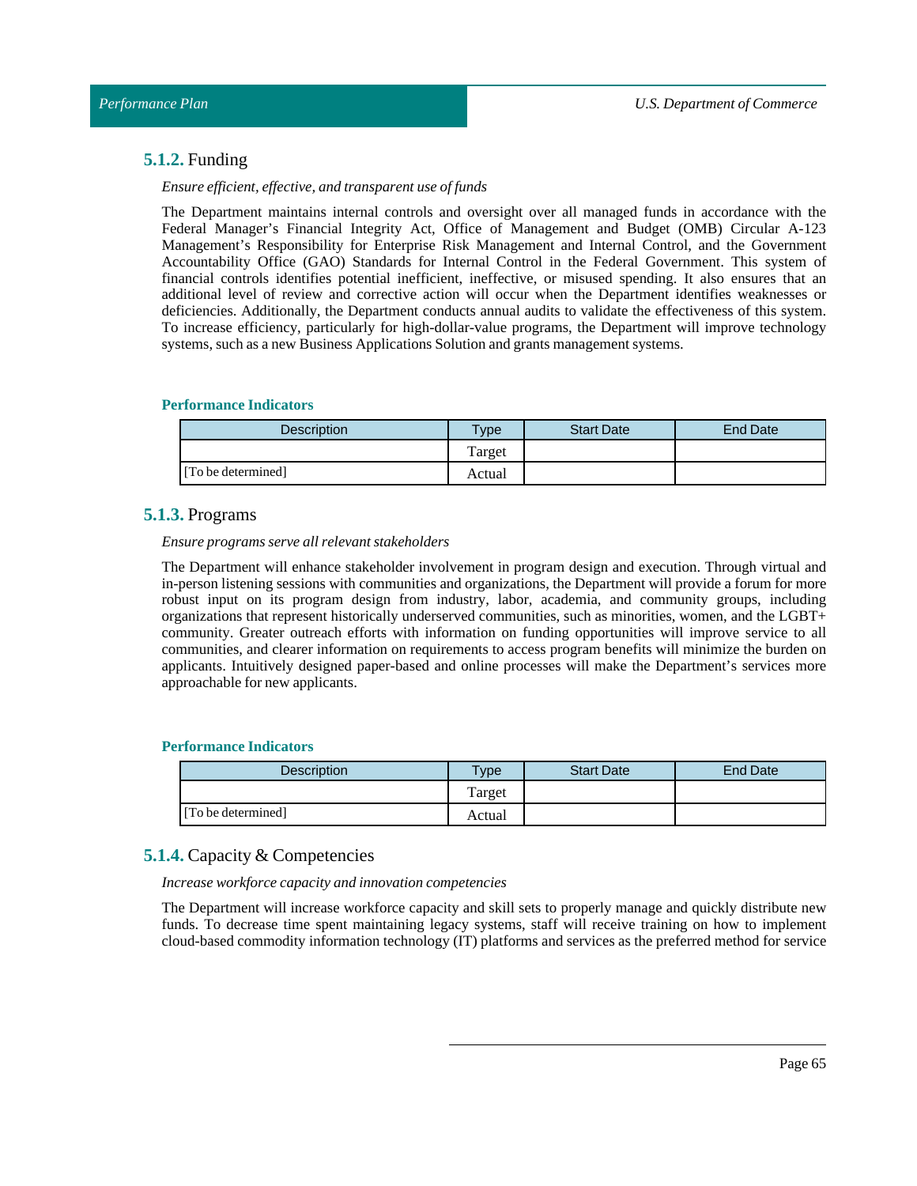### 5.1.2. Funding

*Ensure efficient, effective, and transparent use of funds*

The Department maintains internal controls and oversight over all managed funds in accordance with the Federal Manager's Financial Integrity Act, Office of Management and Budget (OMB) Circular A-123 Management's Responsibility for Enterprise Risk Management and Internal Control, and the Government Accountability Office (GAO) Standards for Internal Control in the Federal Government. This system of financial controls identifies potential inefficient, ineffective, or misused spending. It also ensures that an additional level of review and corrective action will occur when the Department identifies weaknesses or deficiencies. Additionally, the Department conducts annual audits to validate the effectiveness of this system. To increase efficiency, particularly for high-dollar-value programs, the Department will improve technology systems, such as a new Business Applications Solution and grants management systems.

#### Performance Indicators

| Description | Type | Start Date | End Date |
|---|---|---|---|
| [To be determined] | Target | | |
| | Actual | | |

### 5.1.3. Programs

*Ensure programs serve all relevant stakeholders*

The Department will enhance stakeholder involvement in program design and execution. Through virtual and in-person listening sessions with communities and organizations, the Department will provide a forum for more robust input on its program design from industry, labor, academia, and community groups, including organizations that represent historically underserved communities, such as minorities, women, and the LGBT+ community. Greater outreach efforts with information on funding opportunities will improve service to all communities, and clearer information on requirements to access program benefits will minimize the burden on applicants. Intuitively designed paper-based and online processes will make the Department's services more approachable for new applicants.

#### Performance Indicators

| Description | Type | Start Date | End Date |
|---|---|---|---|
| [To be determined] | Target | | |
| | Actual | | |

### 5.1.4. Capacity & Competencies

*Increase workforce capacity and innovation competencies*

The Department will increase workforce capacity and skill sets to properly manage and quickly distribute new funds. To decrease time spent maintaining legacy systems, staff will receive training on how to implement cloud-based commodity information technology (IT) platforms and services as the preferred method for service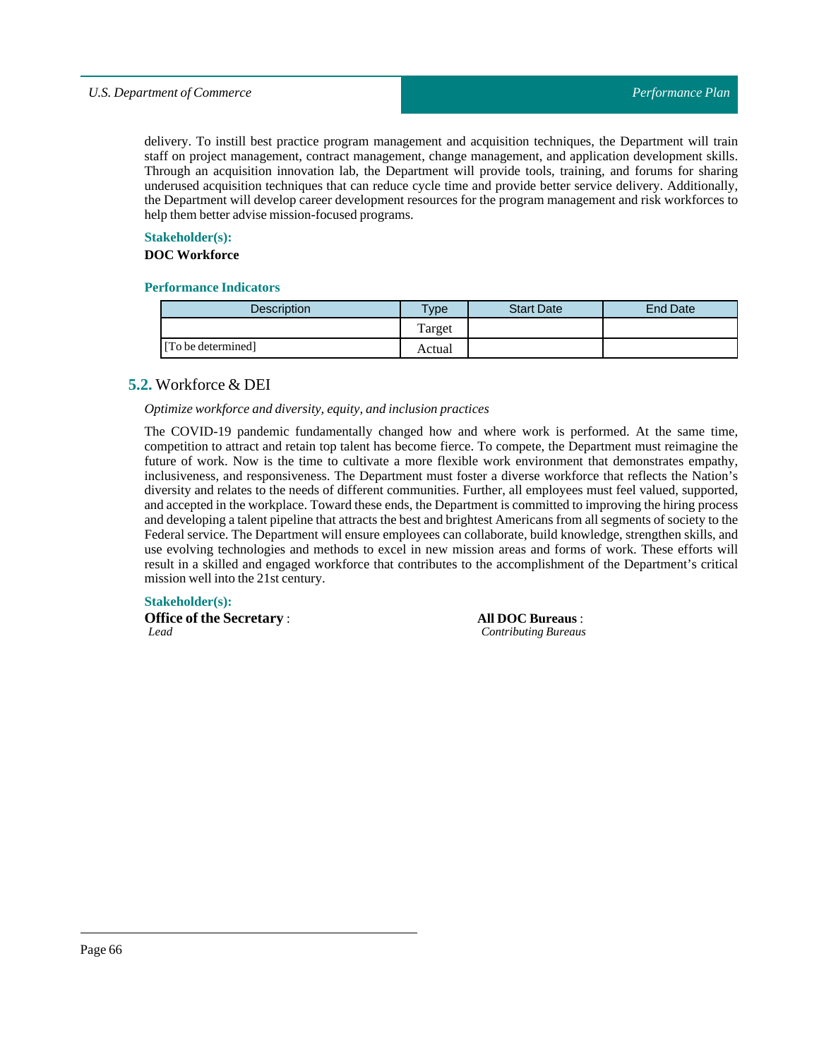delivery. To instill best practice program management and acquisition techniques, the Department will train staff on project management, contract management, change management, and application development skills. Through an acquisition innovation lab, the Department will provide tools, training, and forums for sharing underused acquisition techniques that can reduce cycle time and provide better service delivery. Additionally, the Department will develop career development resources for the program management and risk workforces to help them better advise mission-focused programs.

**Stakeholder(s):**

**DOC Workforce**

**Performance Indicators**

| Description | Type | Start Date | End Date |
|---|---|---|---|
| | Target | | |
| [To be determined] | Actual | | |

## 5.2. Workforce & DEI

*Optimize workforce and diversity, equity, and inclusion practices*

The COVID-19 pandemic fundamentally changed how and where work is performed. At the same time, competition to attract and retain top talent has become fierce. To compete, the Department must reimagine the future of work. Now is the time to cultivate a more flexible work environment that demonstrates empathy, inclusiveness, and responsiveness. The Department must foster a diverse workforce that reflects the Nation's diversity and relates to the needs of different communities. Further, all employees must feel valued, supported, and accepted in the workplace. Toward these ends, the Department is committed to improving the hiring process and developing a talent pipeline that attracts the best and brightest Americans from all segments of society to the Federal service. The Department will ensure employees can collaborate, build knowledge, strengthen skills, and use evolving technologies and methods to excel in new mission areas and forms of work. These efforts will result in a skilled and engaged workforce that contributes to the accomplishment of the Department's critical mission well into the 21st century.

**Stakeholder(s):**

**Office of the Secretary** :
*Lead*

**All DOC Bureaus** :
*Contributing Bureaus*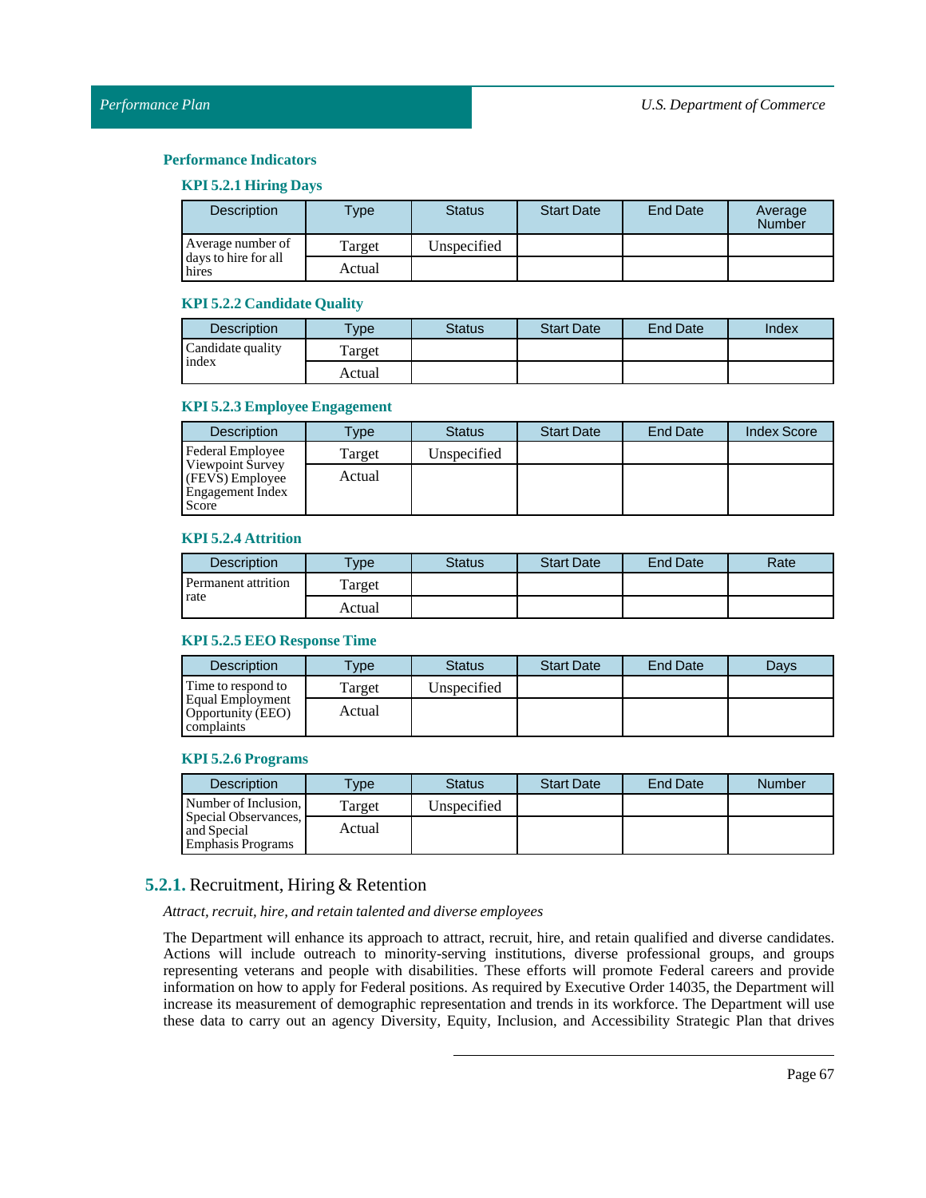### Performance Indicators

#### KPI 5.2.1 Hiring Days

| Description | Type | Status | Start Date | End Date | Average Number |
|---|---|---|---|---|---|
| Average number of days to hire for all hires | Target | Unspecified | | | |
| | Actual | | | | |

#### KPI 5.2.2 Candidate Quality

| Description | Type | Status | Start Date | End Date | Index |
|---|---|---|---|---|---|
| Candidate quality index | Target | | | | |
| | Actual | | | | |

#### KPI 5.2.3 Employee Engagement

| Description | Type | Status | Start Date | End Date | Index Score |
|---|---|---|---|---|---|
| Federal Employee Viewpoint Survey (FEVS) Employee Engagement Index Score | Target | Unspecified | | | |
| | Actual | | | | |

#### KPI 5.2.4 Attrition

| Description | Type | Status | Start Date | End Date | Rate |
|---|---|---|---|---|---|
| Permanent attrition rate | Target | | | | |
| | Actual | | | | |

#### KPI 5.2.5 EEO Response Time

| Description | Type | Status | Start Date | End Date | Days |
|---|---|---|---|---|---|
| Time to respond to Equal Employment Opportunity (EEO) complaints | Target | Unspecified | | | |
| | Actual | | | | |

#### KPI 5.2.6 Programs

| Description | Type | Status | Start Date | End Date | Number |
|---|---|---|---|---|---|
| Number of Inclusion, Special Observances, and Special Emphasis Programs | Target | Unspecified | | | |
| | Actual | | | | |

## 5.2.1. Recruitment, Hiring & Retention

*Attract, recruit, hire, and retain talented and diverse employees*

The Department will enhance its approach to attract, recruit, hire, and retain qualified and diverse candidates. Actions will include outreach to minority-serving institutions, diverse professional groups, and groups representing veterans and people with disabilities. These efforts will promote Federal careers and provide information on how to apply for Federal positions. As required by Executive Order 14035, the Department will increase its measurement of demographic representation and trends in its workforce. The Department will use these data to carry out an agency Diversity, Equity, Inclusion, and Accessibility Strategic Plan that drives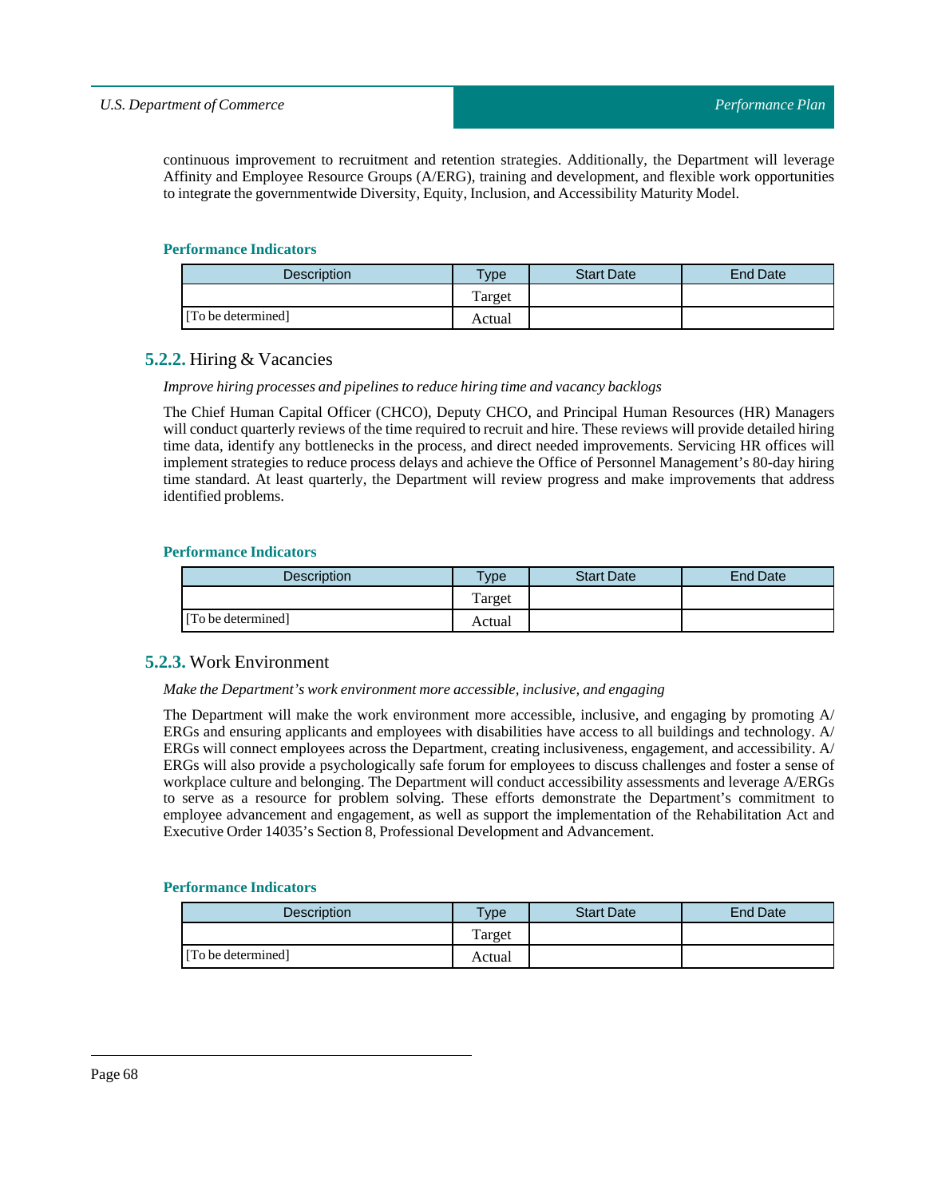continuous improvement to recruitment and retention strategies. Additionally, the Department will leverage Affinity and Employee Resource Groups (A/ERG), training and development, and flexible work opportunities to integrate the governmentwide Diversity, Equity, Inclusion, and Accessibility Maturity Model.

**Performance Indicators**

| Description | Type | Start Date | End Date |
|---|---|---|---|
| | Target | | |
| [To be determined] | Actual | | |

### 5.2.2. Hiring & Vacancies

*Improve hiring processes and pipelines to reduce hiring time and vacancy backlogs*

The Chief Human Capital Officer (CHCO), Deputy CHCO, and Principal Human Resources (HR) Managers will conduct quarterly reviews of the time required to recruit and hire. These reviews will provide detailed hiring time data, identify any bottlenecks in the process, and direct needed improvements. Servicing HR offices will implement strategies to reduce process delays and achieve the Office of Personnel Management's 80-day hiring time standard. At least quarterly, the Department will review progress and make improvements that address identified problems.

**Performance Indicators**

| Description | Type | Start Date | End Date |
|---|---|---|---|
| | Target | | |
| [To be determined] | Actual | | |

### 5.2.3. Work Environment

*Make the Department's work environment more accessible, inclusive, and engaging*

The Department will make the work environment more accessible, inclusive, and engaging by promoting A/ERGs and ensuring applicants and employees with disabilities have access to all buildings and technology. A/ERGs will connect employees across the Department, creating inclusiveness, engagement, and accessibility. A/ERGs will also provide a psychologically safe forum for employees to discuss challenges and foster a sense of workplace culture and belonging. The Department will conduct accessibility assessments and leverage A/ERGs to serve as a resource for problem solving. These efforts demonstrate the Department's commitment to employee advancement and engagement, as well as support the implementation of the Rehabilitation Act and Executive Order 14035's Section 8, Professional Development and Advancement.

**Performance Indicators**

| Description | Type | Start Date | End Date |
|---|---|---|---|
| | Target | | |
| [To be determined] | Actual | | |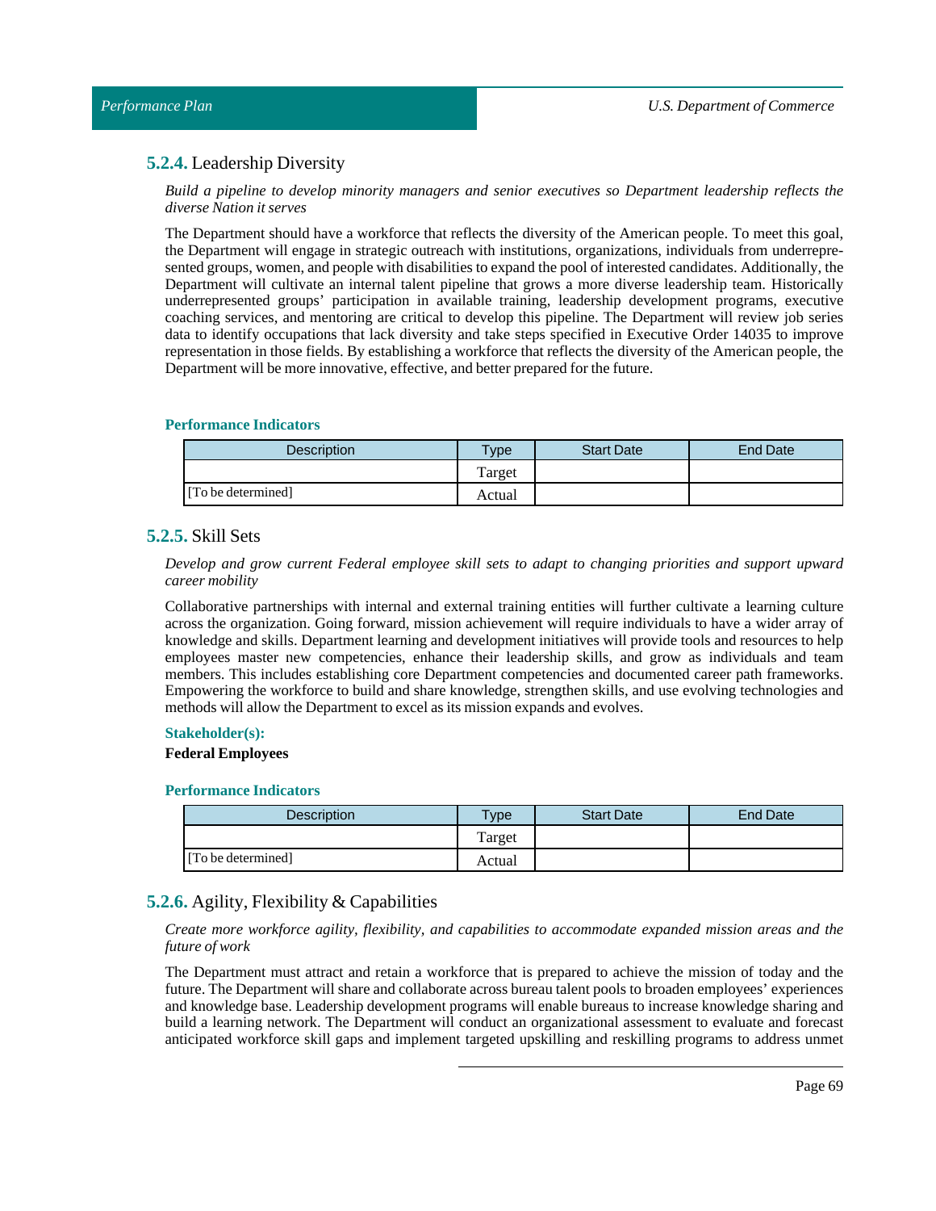### 5.2.4. Leadership Diversity

*Build a pipeline to develop minority managers and senior executives so Department leadership reflects the diverse Nation it serves*

The Department should have a workforce that reflects the diversity of the American people. To meet this goal, the Department will engage in strategic outreach with institutions, organizations, individuals from underrepresented groups, women, and people with disabilities to expand the pool of interested candidates. Additionally, the Department will cultivate an internal talent pipeline that grows a more diverse leadership team. Historically underrepresented groups' participation in available training, leadership development programs, executive coaching services, and mentoring are critical to develop this pipeline. The Department will review job series data to identify occupations that lack diversity and take steps specified in Executive Order 14035 to improve representation in those fields. By establishing a workforce that reflects the diversity of the American people, the Department will be more innovative, effective, and better prepared for the future.

**Performance Indicators**

| Description | Type | Start Date | End Date |
|---|---|---|---|
| [To be determined] | Target | | |
| | Actual | | |

### 5.2.5. Skill Sets

*Develop and grow current Federal employee skill sets to adapt to changing priorities and support upward career mobility*

Collaborative partnerships with internal and external training entities will further cultivate a learning culture across the organization. Going forward, mission achievement will require individuals to have a wider array of knowledge and skills. Department learning and development initiatives will provide tools and resources to help employees master new competencies, enhance their leadership skills, and grow as individuals and team members. This includes establishing core Department competencies and documented career path frameworks. Empowering the workforce to build and share knowledge, strengthen skills, and use evolving technologies and methods will allow the Department to excel as its mission expands and evolves.

**Stakeholder(s):**

**Federal Employees**

**Performance Indicators**

| Description | Type | Start Date | End Date |
|---|---|---|---|
| [To be determined] | Target | | |
| | Actual | | |

### 5.2.6. Agility, Flexibility & Capabilities

*Create more workforce agility, flexibility, and capabilities to accommodate expanded mission areas and the future of work*

The Department must attract and retain a workforce that is prepared to achieve the mission of today and the future. The Department will share and collaborate across bureau talent pools to broaden employees' experiences and knowledge base. Leadership development programs will enable bureaus to increase knowledge sharing and build a learning network. The Department will conduct an organizational assessment to evaluate and forecast anticipated workforce skill gaps and implement targeted upskilling and reskilling programs to address unmet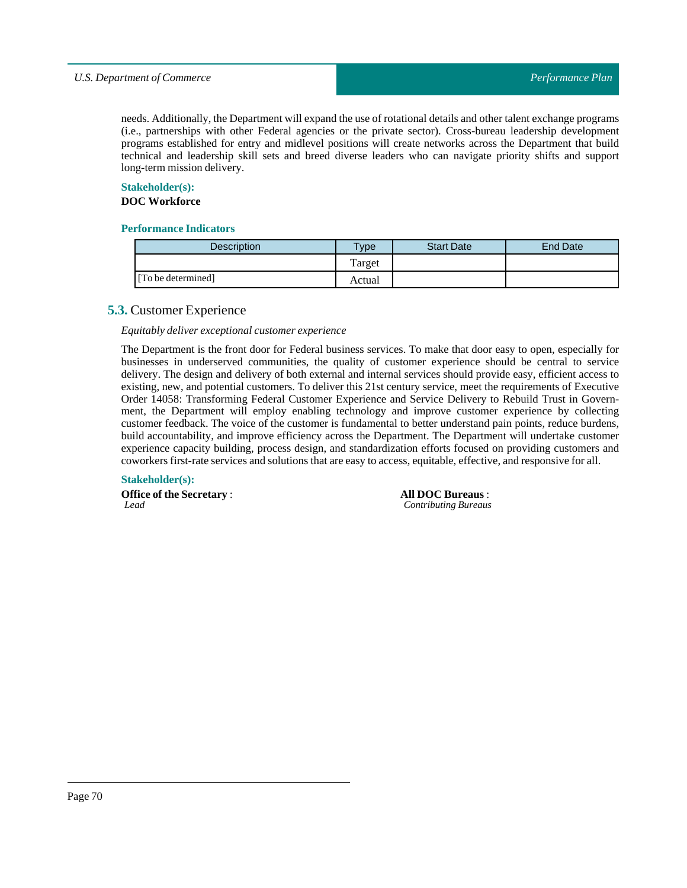needs. Additionally, the Department will expand the use of rotational details and other talent exchange programs (i.e., partnerships with other Federal agencies or the private sector). Cross-bureau leadership development programs established for entry and midlevel positions will create networks across the Department that build technical and leadership skill sets and breed diverse leaders who can navigate priority shifts and support long-term mission delivery.

**Stakeholder(s):**

**DOC Workforce**

**Performance Indicators**

| Description | Type | Start Date | End Date |
|---|---|---|---|
| | Target | | |
| [To be determined] | Actual | | |

## 5.3. Customer Experience

*Equitably deliver exceptional customer experience*

The Department is the front door for Federal business services. To make that door easy to open, especially for businesses in underserved communities, the quality of customer experience should be central to service delivery. The design and delivery of both external and internal services should provide easy, efficient access to existing, new, and potential customers. To deliver this 21st century service, meet the requirements of Executive Order 14058: Transforming Federal Customer Experience and Service Delivery to Rebuild Trust in Government, the Department will employ enabling technology and improve customer experience by collecting customer feedback. The voice of the customer is fundamental to better understand pain points, reduce burdens, build accountability, and improve efficiency across the Department. The Department will undertake customer experience capacity building, process design, and standardization efforts focused on providing customers and coworkers first-rate services and solutions that are easy to access, equitable, effective, and responsive for all.

**Stakeholder(s):**

**Office of the Secretary** :
*Lead*

**All DOC Bureaus** :
*Contributing Bureaus*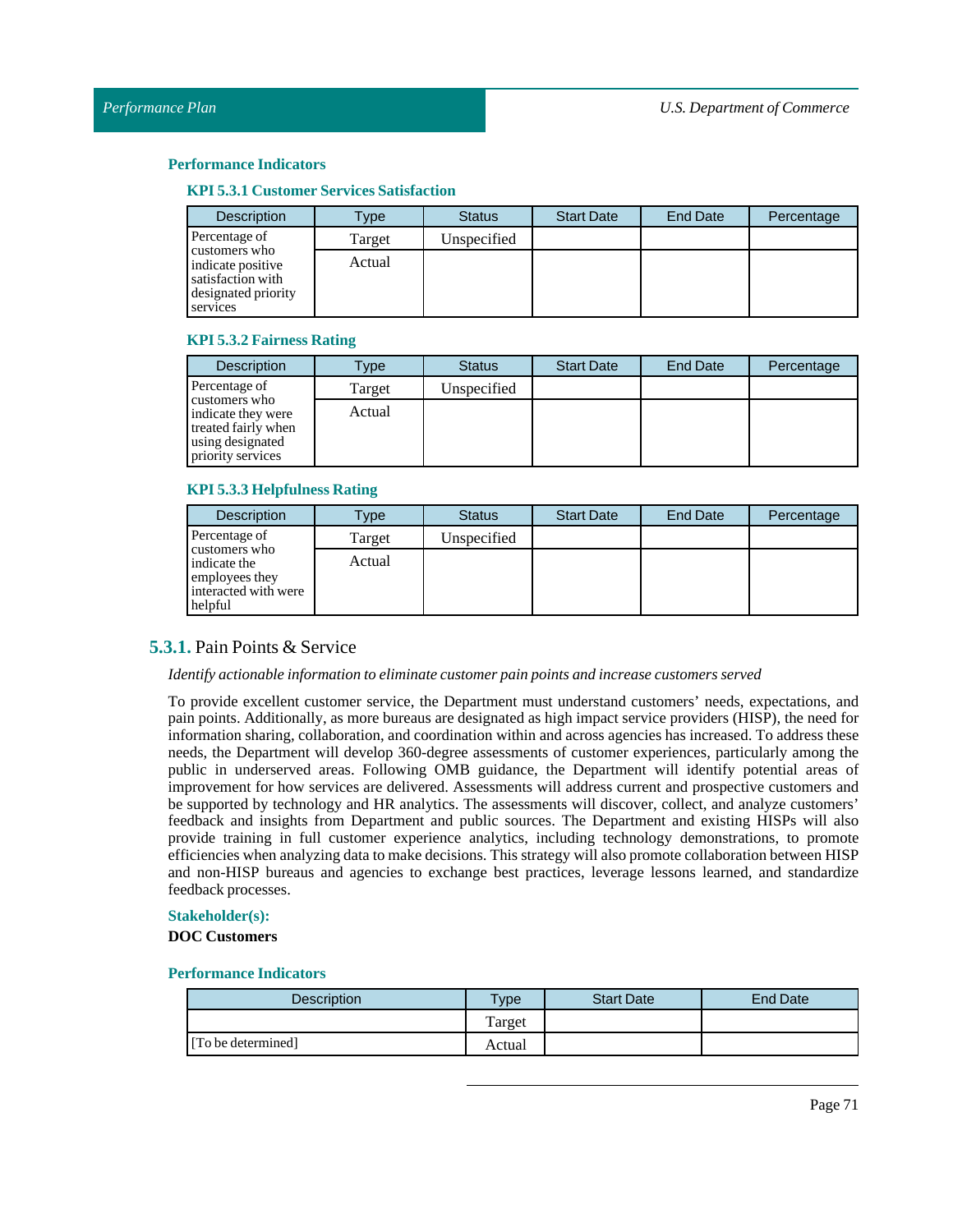### Performance Indicators

#### KPI 5.3.1 Customer Services Satisfaction

| Description | Type | Status | Start Date | End Date | Percentage |
|---|---|---|---|---|---|
| Percentage of customers who indicate positive satisfaction with designated priority services | Target | Unspecified | | | |
| | Actual | | | | |

#### KPI 5.3.2 Fairness Rating

| Description | Type | Status | Start Date | End Date | Percentage |
|---|---|---|---|---|---|
| Percentage of customers who indicate they were treated fairly when using designated priority services | Target | Unspecified | | | |
| | Actual | | | | |

#### KPI 5.3.3 Helpfulness Rating

| Description | Type | Status | Start Date | End Date | Percentage |
|---|---|---|---|---|---|
| Percentage of customers who indicate the employees they interacted with were helpful | Target | Unspecified | | | |
| | Actual | | | | |

## 5.3.1. Pain Points & Service

*Identify actionable information to eliminate customer pain points and increase customers served*

To provide excellent customer service, the Department must understand customers' needs, expectations, and pain points. Additionally, as more bureaus are designated as high impact service providers (HISP), the need for information sharing, collaboration, and coordination within and across agencies has increased. To address these needs, the Department will develop 360-degree assessments of customer experiences, particularly among the public in underserved areas. Following OMB guidance, the Department will identify potential areas of improvement for how services are delivered. Assessments will address current and prospective customers and be supported by technology and HR analytics. The assessments will discover, collect, and analyze customers' feedback and insights from Department and public sources. The Department and existing HISPs will also provide training in full customer experience analytics, including technology demonstrations, to promote efficiencies when analyzing data to make decisions. This strategy will also promote collaboration between HISP and non-HISP bureaus and agencies to exchange best practices, leverage lessons learned, and standardize feedback processes.

### Stakeholder(s):

**DOC Customers**

### Performance Indicators

| Description | Type | Start Date | End Date |
|---|---|---|---|
| | Target | | |
| [To be determined] | Actual | | |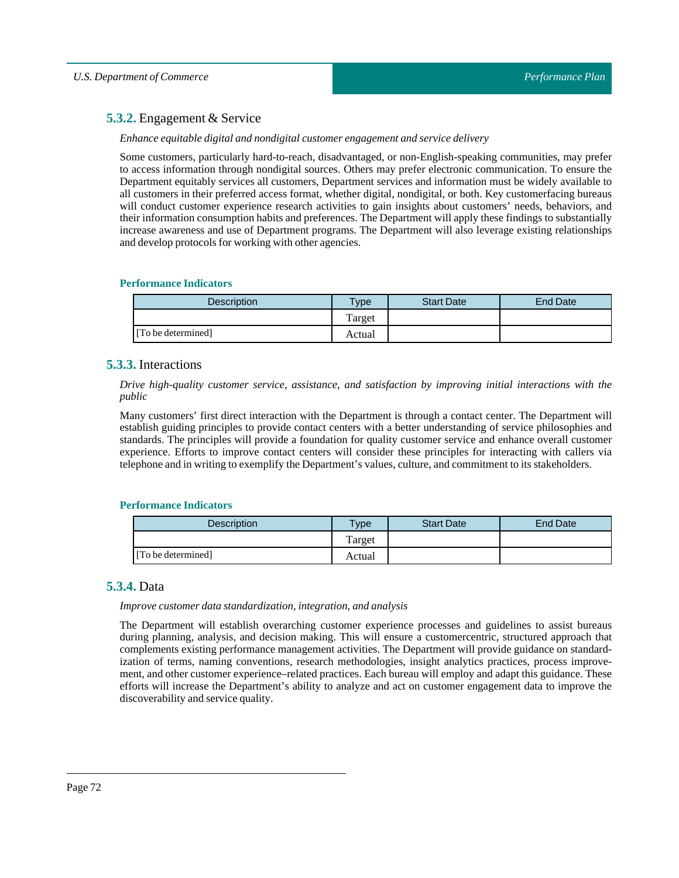### **5.3.2.** Engagement & Service

*Enhance equitable digital and nondigital customer engagement and service delivery*

Some customers, particularly hard-to-reach, disadvantaged, or non-English-speaking communities, may prefer to access information through nondigital sources. Others may prefer electronic communication. To ensure the Department equitably services all customers, Department services and information must be widely available to all customers in their preferred access format, whether digital, nondigital, or both. Key customerfacing bureaus will conduct customer experience research activities to gain insights about customers' needs, behaviors, and their information consumption habits and preferences. The Department will apply these findings to substantially increase awareness and use of Department programs. The Department will also leverage existing relationships and develop protocols for working with other agencies.

**Performance Indicators**

| Description | Type | Start Date | End Date |
|---|---|---|---|
| | Target | | |
| [To be determined] | Actual | | |

### **5.3.3.** Interactions

*Drive high-quality customer service, assistance, and satisfaction by improving initial interactions with the public*

Many customers' first direct interaction with the Department is through a contact center. The Department will establish guiding principles to provide contact centers with a better understanding of service philosophies and standards. The principles will provide a foundation for quality customer service and enhance overall customer experience. Efforts to improve contact centers will consider these principles for interacting with callers via telephone and in writing to exemplify the Department's values, culture, and commitment to its stakeholders.

**Performance Indicators**

| Description | Type | Start Date | End Date |
|---|---|---|---|
| | Target | | |
| [To be determined] | Actual | | |

### **5.3.4.** Data

*Improve customer data standardization, integration, and analysis*

The Department will establish overarching customer experience processes and guidelines to assist bureaus during planning, analysis, and decision making. This will ensure a customercentric, structured approach that complements existing performance management activities. The Department will provide guidance on standardization of terms, naming conventions, research methodologies, insight analytics practices, process improvement, and other customer experience–related practices. Each bureau will employ and adapt this guidance. These efforts will increase the Department's ability to analyze and act on customer engagement data to improve the discoverability and service quality.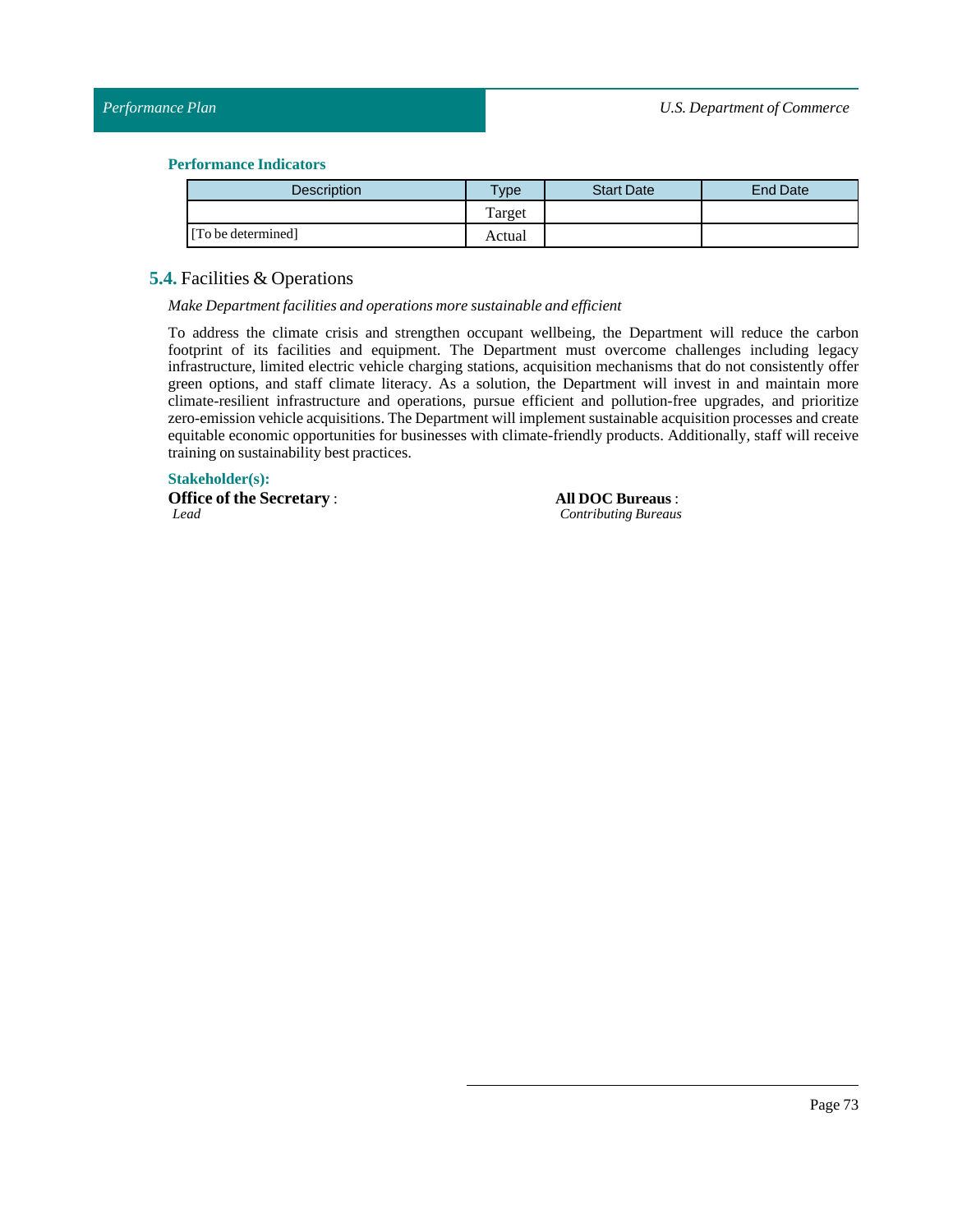### Performance Indicators

| Description | Type | Start Date | End Date |
|---|---|---|---|
| | Target | | |
| [To be determined] | Actual | | |

## 5.4. Facilities & Operations

*Make Department facilities and operations more sustainable and efficient*

To address the climate crisis and strengthen occupant wellbeing, the Department will reduce the carbon footprint of its facilities and equipment. The Department must overcome challenges including legacy infrastructure, limited electric vehicle charging stations, acquisition mechanisms that do not consistently offer green options, and staff climate literacy. As a solution, the Department will invest in and maintain more climate-resilient infrastructure and operations, pursue efficient and pollution-free upgrades, and prioritize zero-emission vehicle acquisitions. The Department will implement sustainable acquisition processes and create equitable economic opportunities for businesses with climate-friendly products. Additionally, staff will receive training on sustainability best practices.

### Stakeholder(s):

**Office of the Secretary** :
*Lead*

**All DOC Bureaus** :
*Contributing Bureaus*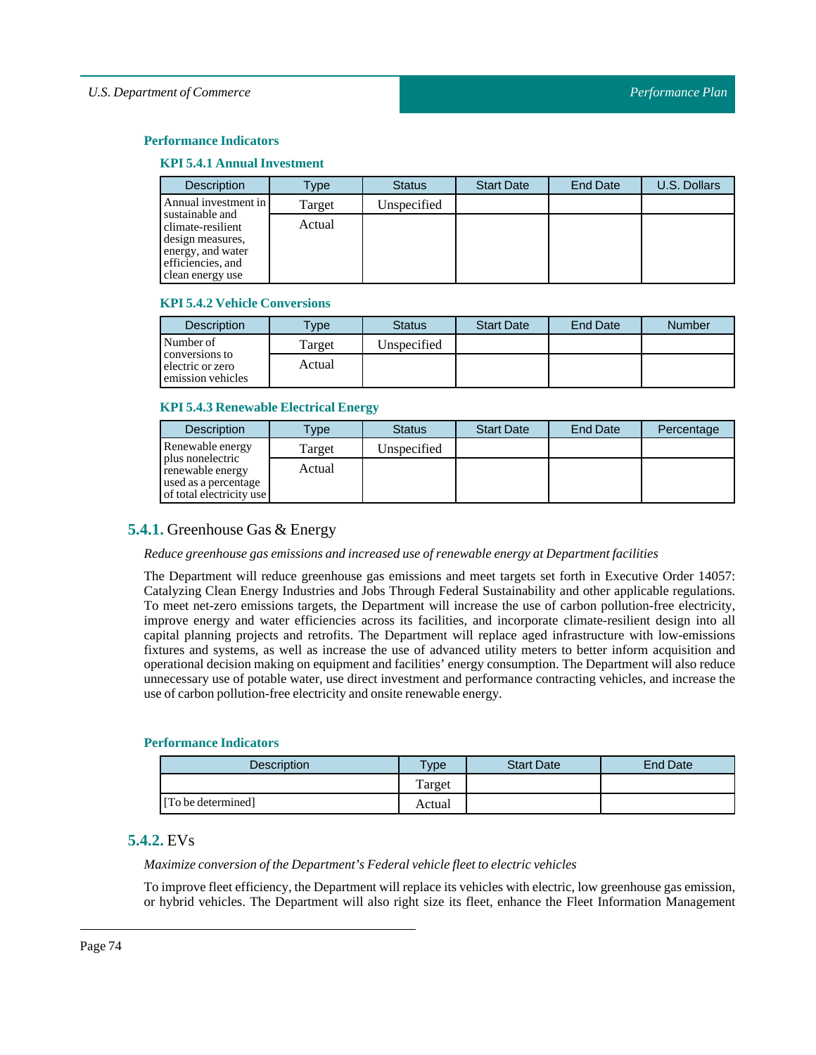#### Performance Indicators

##### KPI 5.4.1 Annual Investment

| Description | Type | Status | Start Date | End Date | U.S. Dollars |
|---|---|---|---|---|---|
| Annual investment in sustainable and climate-resilient design measures, energy, and water efficiencies, and clean energy use | Target | Unspecified | | | |
| | Actual | | | | |

##### KPI 5.4.2 Vehicle Conversions

| Description | Type | Status | Start Date | End Date | Number |
|---|---|---|---|---|---|
| Number of conversions to electric or zero emission vehicles | Target | Unspecified | | | |
| | Actual | | | | |

##### KPI 5.4.3 Renewable Electrical Energy

| Description | Type | Status | Start Date | End Date | Percentage |
|---|---|---|---|---|---|
| Renewable energy plus nonelectric renewable energy used as a percentage of total electricity use | Target | Unspecified | | | |
| | Actual | | | | |

### 5.4.1. Greenhouse Gas & Energy

*Reduce greenhouse gas emissions and increased use of renewable energy at Department facilities*

The Department will reduce greenhouse gas emissions and meet targets set forth in Executive Order 14057: Catalyzing Clean Energy Industries and Jobs Through Federal Sustainability and other applicable regulations. To meet net-zero emissions targets, the Department will increase the use of carbon pollution-free electricity, improve energy and water efficiencies across its facilities, and incorporate climate-resilient design into all capital planning projects and retrofits. The Department will replace aged infrastructure with low-emissions fixtures and systems, as well as increase the use of advanced utility meters to better inform acquisition and operational decision making on equipment and facilities' energy consumption. The Department will also reduce unnecessary use of potable water, use direct investment and performance contracting vehicles, and increase the use of carbon pollution-free electricity and onsite renewable energy.

#### Performance Indicators

| Description | Type | Start Date | End Date |
|---|---|---|---|
| | Target | | |
| [To be determined] | Actual | | |

### 5.4.2. EVs

*Maximize conversion of the Department's Federal vehicle fleet to electric vehicles*

To improve fleet efficiency, the Department will replace its vehicles with electric, low greenhouse gas emission, or hybrid vehicles. The Department will also right size its fleet, enhance the Fleet Information Management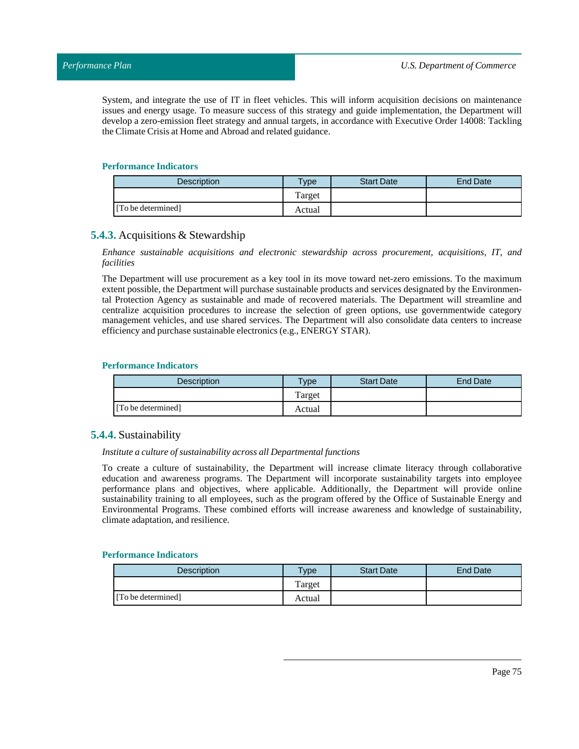System, and integrate the use of IT in fleet vehicles. This will inform acquisition decisions on maintenance issues and energy usage. To measure success of this strategy and guide implementation, the Department will develop a zero-emission fleet strategy and annual targets, in accordance with Executive Order 14008: Tackling the Climate Crisis at Home and Abroad and related guidance.

#### Performance Indicators

| Description | Type | Start Date | End Date |
|---|---|---|---|
| | Target | | |
| [To be determined] | Actual | | |

### 5.4.3. Acquisitions & Stewardship

*Enhance sustainable acquisitions and electronic stewardship across procurement, acquisitions, IT, and facilities*

The Department will use procurement as a key tool in its move toward net-zero emissions. To the maximum extent possible, the Department will purchase sustainable products and services designated by the Environmental Protection Agency as sustainable and made of recovered materials. The Department will streamline and centralize acquisition procedures to increase the selection of green options, use governmentwide category management vehicles, and use shared services. The Department will also consolidate data centers to increase efficiency and purchase sustainable electronics (e.g., ENERGY STAR).

#### Performance Indicators

| Description | Type | Start Date | End Date |
|---|---|---|---|
| | Target | | |
| [To be determined] | Actual | | |

### 5.4.4. Sustainability

*Institute a culture of sustainability across all Departmental functions*

To create a culture of sustainability, the Department will increase climate literacy through collaborative education and awareness programs. The Department will incorporate sustainability targets into employee performance plans and objectives, where applicable. Additionally, the Department will provide online sustainability training to all employees, such as the program offered by the Office of Sustainable Energy and Environmental Programs. These combined efforts will increase awareness and knowledge of sustainability, climate adaptation, and resilience.

#### Performance Indicators

| Description | Type | Start Date | End Date |
|---|---|---|---|
| | Target | | |
| [To be determined] | Actual | | |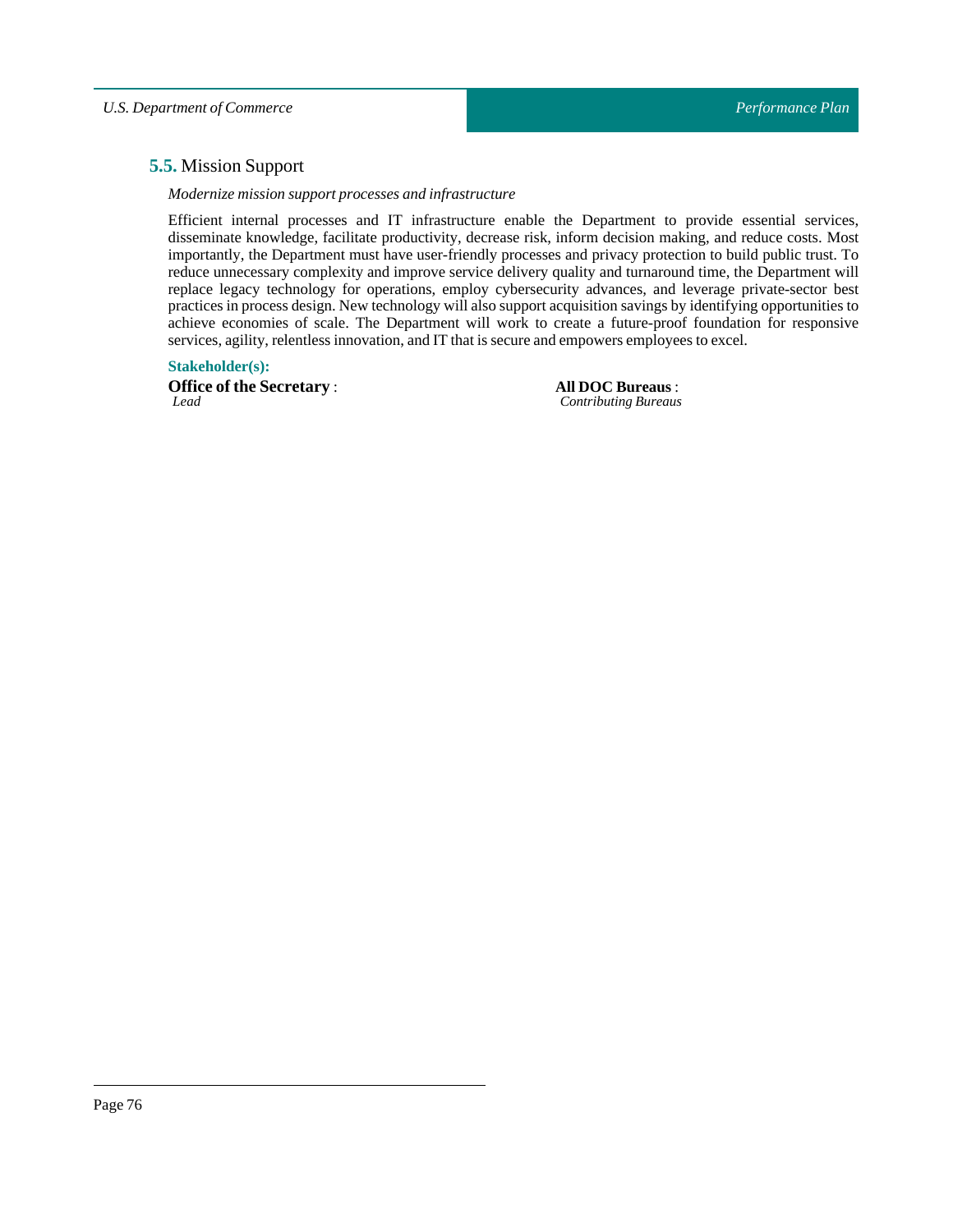## 5.5. Mission Support

*Modernize mission support processes and infrastructure*

Efficient internal processes and IT infrastructure enable the Department to provide essential services, disseminate knowledge, facilitate productivity, decrease risk, inform decision making, and reduce costs. Most importantly, the Department must have user-friendly processes and privacy protection to build public trust. To reduce unnecessary complexity and improve service delivery quality and turnaround time, the Department will replace legacy technology for operations, employ cybersecurity advances, and leverage private-sector best practices in process design. New technology will also support acquisition savings by identifying opportunities to achieve economies of scale. The Department will work to create a future-proof foundation for responsive services, agility, relentless innovation, and IT that is secure and empowers employees to excel.

**Stakeholder(s):**

**Office of the Secretary** :
*Lead*

**All DOC Bureaus** :
*Contributing Bureaus*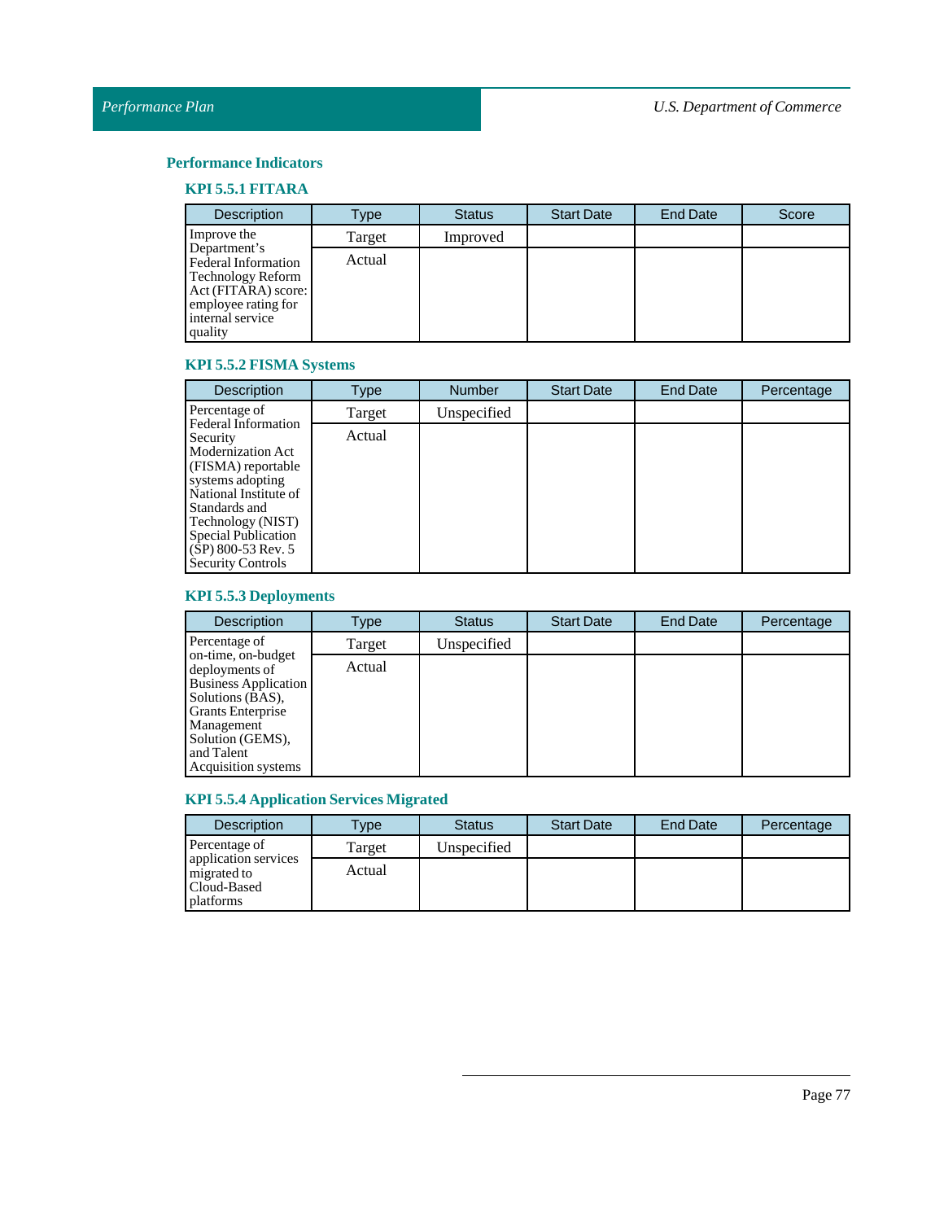## Performance Indicators

### KPI 5.5.1 FITARA

| Description | Type | Status | Start Date | End Date | Score |
|---|---|---|---|---|---|
| Improve the Department's Federal Information Technology Reform Act (FITARA) score: employee rating for internal service quality | Target | Improved | | | |
| | Actual | | | | |

### KPI 5.5.2 FISMA Systems

| Description | Type | Number | Start Date | End Date | Percentage |
|---|---|---|---|---|---|
| Percentage of Federal Information Security Modernization Act (FISMA) reportable systems adopting National Institute of Standards and Technology (NIST) Special Publication (SP) 800-53 Rev. 5 Security Controls | Target | Unspecified | | | |
| | Actual | | | | |

### KPI 5.5.3 Deployments

| Description | Type | Status | Start Date | End Date | Percentage |
|---|---|---|---|---|---|
| Percentage of on-time, on-budget deployments of Business Application Solutions (BAS), Grants Enterprise Management Solution (GEMS), and Talent Acquisition systems | Target | Unspecified | | | |
| | Actual | | | | |

### KPI 5.5.4 Application Services Migrated

| Description | Type | Status | Start Date | End Date | Percentage |
|---|---|---|---|---|---|
| Percentage of application services migrated to Cloud-Based platforms | Target | Unspecified | | | |
| | Actual | | | | |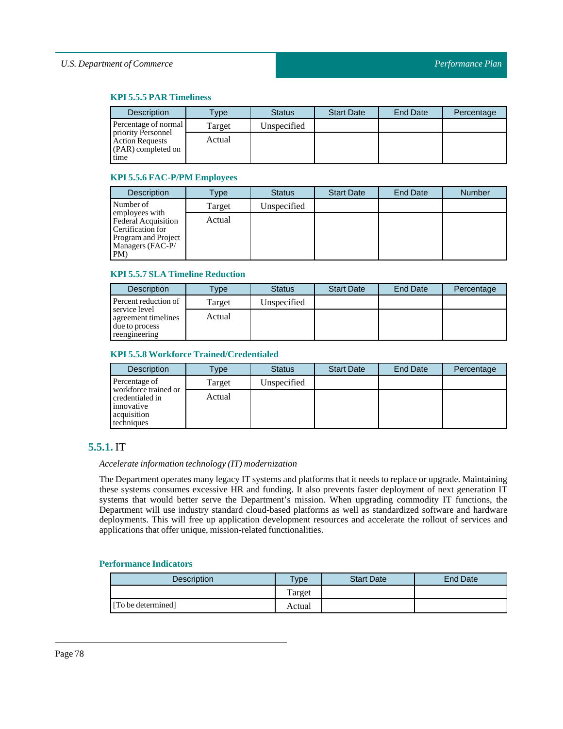#### KPI 5.5.5 PAR Timeliness

| Description | Type | Status | Start Date | End Date | Percentage |
|---|---|---|---|---|---|
| Percentage of normal priority Personnel Action Requests (PAR) completed on time | Target | Unspecified | | | |
| | Actual | | | | |

#### KPI 5.5.6 FAC-P/PM Employees

| Description | Type | Status | Start Date | End Date | Number |
|---|---|---|---|---|---|
| Number of employees with Federal Acquisition Certification for Program and Project Managers (FAC-P/PM) | Target | Unspecified | | | |
| | Actual | | | | |

#### KPI 5.5.7 SLA Timeline Reduction

| Description | Type | Status | Start Date | End Date | Percentage |
|---|---|---|---|---|---|
| Percent reduction of service level agreement timelines due to process reengineering | Target | Unspecified | | | |
| | Actual | | | | |

#### KPI 5.5.8 Workforce Trained/Credentialed

| Description | Type | Status | Start Date | End Date | Percentage |
|---|---|---|---|---|---|
| Percentage of workforce trained or credentialed in innovative acquisition techniques | Target | Unspecified | | | |
| | Actual | | | | |

### 5.5.1. IT

*Accelerate information technology (IT) modernization*

The Department operates many legacy IT systems and platforms that it needs to replace or upgrade. Maintaining these systems consumes excessive HR and funding. It also prevents faster deployment of next generation IT systems that would better serve the Department's mission. When upgrading commodity IT functions, the Department will use industry standard cloud-based platforms as well as standardized software and hardware deployments. This will free up application development resources and accelerate the rollout of services and applications that offer unique, mission-related functionalities.

#### Performance Indicators

| Description | Type | Start Date | End Date |
|---|---|---|---|
| | Target | | |
| [To be determined] | Actual | | |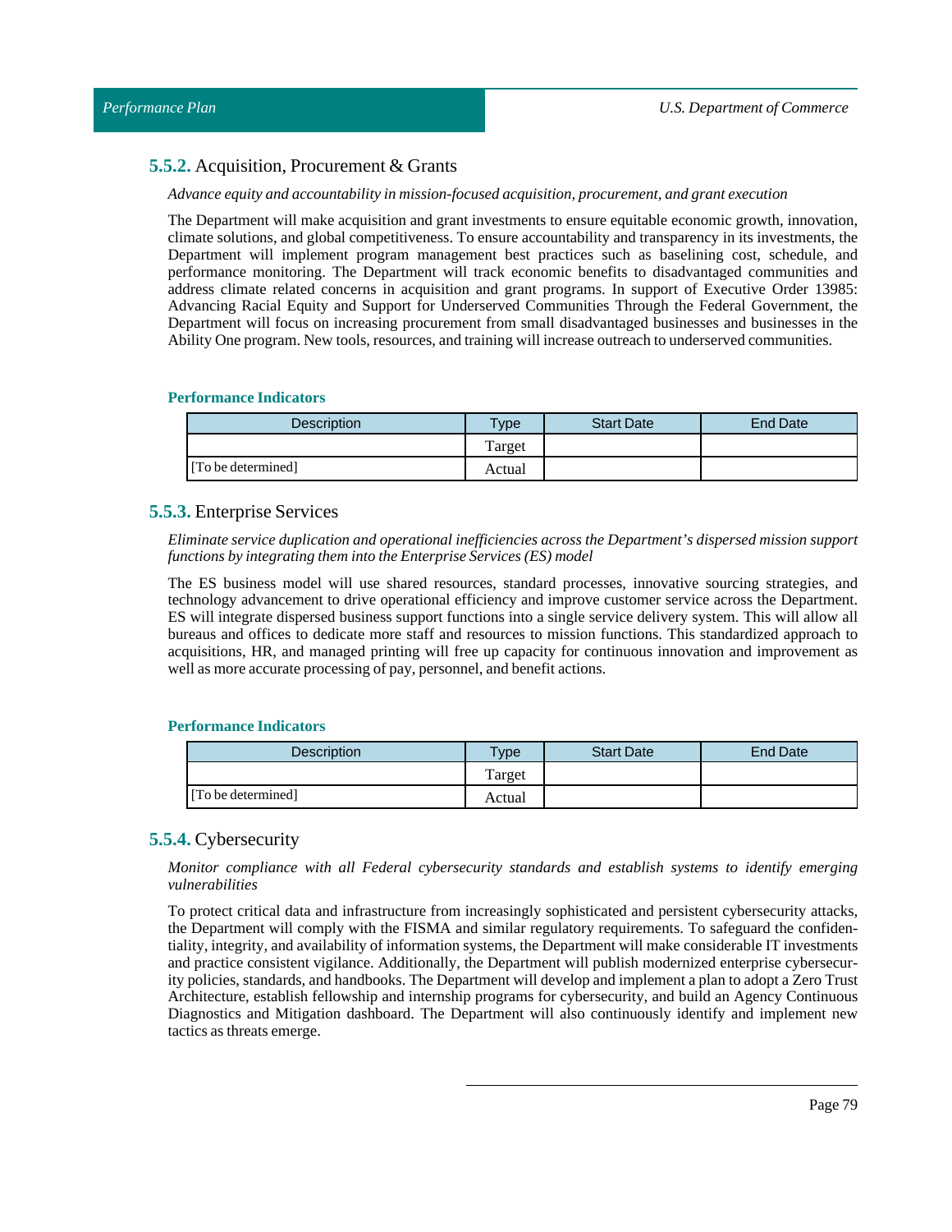### 5.5.2. Acquisition, Procurement & Grants

*Advance equity and accountability in mission-focused acquisition, procurement, and grant execution*

The Department will make acquisition and grant investments to ensure equitable economic growth, innovation, climate solutions, and global competitiveness. To ensure accountability and transparency in its investments, the Department will implement program management best practices such as baselining cost, schedule, and performance monitoring. The Department will track economic benefits to disadvantaged communities and address climate related concerns in acquisition and grant programs. In support of Executive Order 13985: Advancing Racial Equity and Support for Underserved Communities Through the Federal Government, the Department will focus on increasing procurement from small disadvantaged businesses and businesses in the Ability One program. New tools, resources, and training will increase outreach to underserved communities.

**Performance Indicators**

| Description | Type | Start Date | End Date |
|---|---|---|---|
| | Target | | |
| [To be determined] | Actual | | |

### 5.5.3. Enterprise Services

*Eliminate service duplication and operational inefficiencies across the Department's dispersed mission support functions by integrating them into the Enterprise Services (ES) model*

The ES business model will use shared resources, standard processes, innovative sourcing strategies, and technology advancement to drive operational efficiency and improve customer service across the Department. ES will integrate dispersed business support functions into a single service delivery system. This will allow all bureaus and offices to dedicate more staff and resources to mission functions. This standardized approach to acquisitions, HR, and managed printing will free up capacity for continuous innovation and improvement as well as more accurate processing of pay, personnel, and benefit actions.

**Performance Indicators**

| Description | Type | Start Date | End Date |
|---|---|---|---|
| | Target | | |
| [To be determined] | Actual | | |

### 5.5.4. Cybersecurity

*Monitor compliance with all Federal cybersecurity standards and establish systems to identify emerging vulnerabilities*

To protect critical data and infrastructure from increasingly sophisticated and persistent cybersecurity attacks, the Department will comply with the FISMA and similar regulatory requirements. To safeguard the confidentiality, integrity, and availability of information systems, the Department will make considerable IT investments and practice consistent vigilance. Additionally, the Department will publish modernized enterprise cybersecurity policies, standards, and handbooks. The Department will develop and implement a plan to adopt a Zero Trust Architecture, establish fellowship and internship programs for cybersecurity, and build an Agency Continuous Diagnostics and Mitigation dashboard. The Department will also continuously identify and implement new tactics as threats emerge.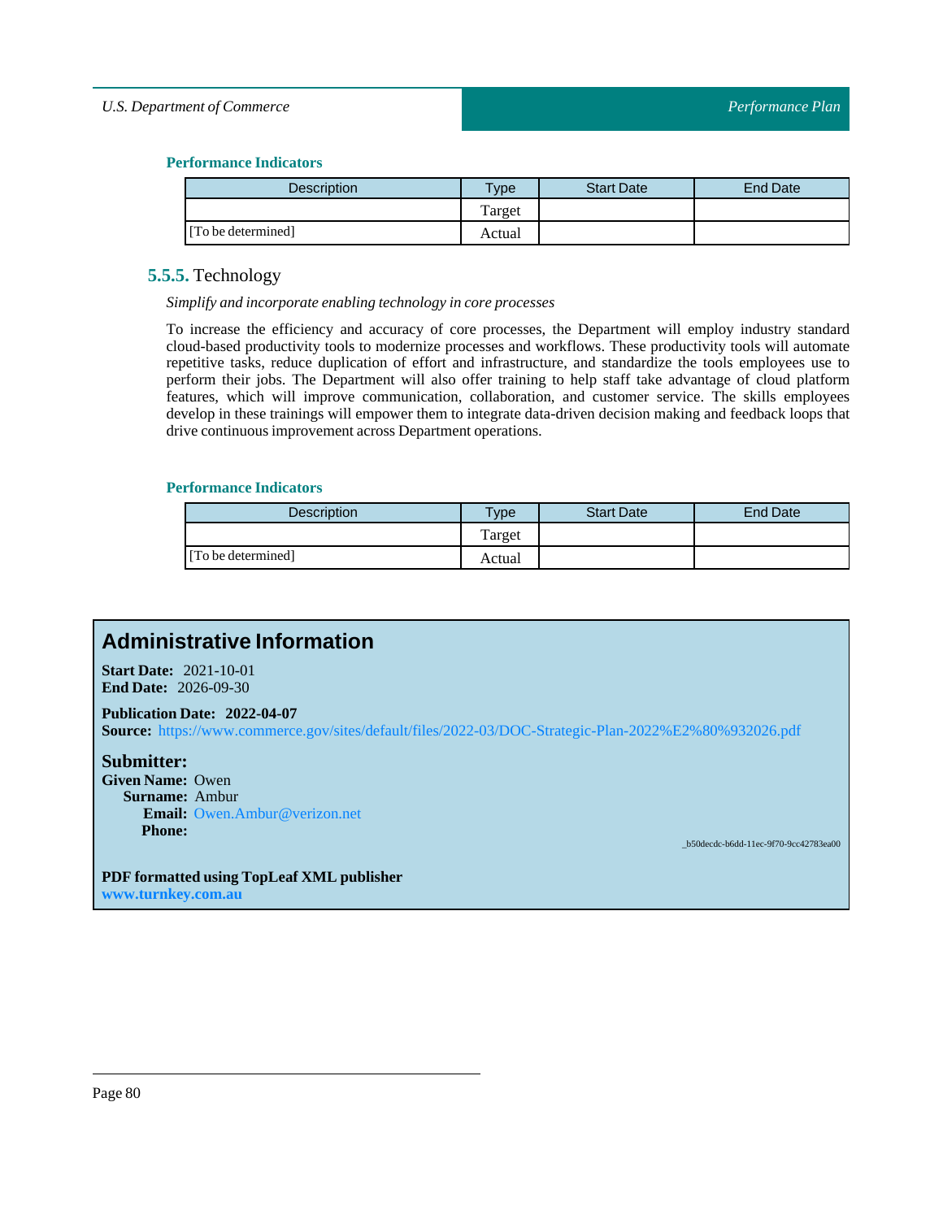#### Performance Indicators

| Description | Type | Start Date | End Date |
|---|---|---|---|
| | Target | | |
| [To be determined] | Actual | | |

### 5.5.5. Technology

*Simplify and incorporate enabling technology in core processes*

To increase the efficiency and accuracy of core processes, the Department will employ industry standard cloud-based productivity tools to modernize processes and workflows. These productivity tools will automate repetitive tasks, reduce duplication of effort and infrastructure, and standardize the tools employees use to perform their jobs. The Department will also offer training to help staff take advantage of cloud platform features, which will improve communication, collaboration, and customer service. The skills employees develop in these trainings will empower them to integrate data-driven decision making and feedback loops that drive continuous improvement across Department operations.

#### Performance Indicators

| Description | Type | Start Date | End Date |
|---|---|---|---|
| | Target | | |
| [To be determined] | Actual | | |

## Administrative Information

**Start Date:** 2021-10-01
**End Date:** 2026-09-30

**Publication Date:** **2022-04-07**
**Source:** https://www.commerce.gov/sites/default/files/2022-03/DOC-Strategic-Plan-2022%E2%80%932026.pdf

### Submitter:

**Given Name:** Owen
**Surname:** Ambur
**Email:** Owen.Ambur@verizon.net
**Phone:**

_b50decdc-b6dd-11ec-9f70-9cc42783ea00

**PDF formatted using TopLeaf XML publisher**
**www.turnkey.com.au**